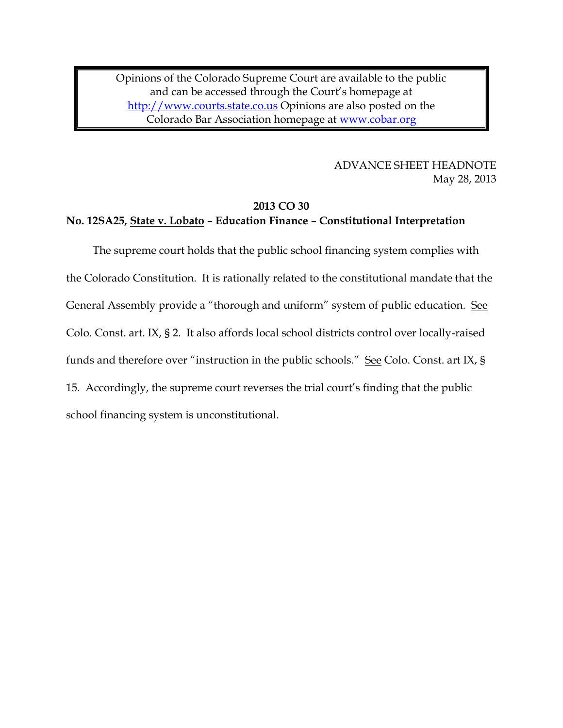Opinions of the Colorado Supreme Court are available to the public and can be accessed through the Court's homepage at http://www.courts.state.co.us Opinions are also posted on the Colorado Bar Association homepage at www.cobar.org

ADVANCE SHEET HEADNOTE
May 28, 2013

**2013 CO 30**

**No. 12SA25, State v. Lobato – Education Finance – Constitutional Interpretation**

The supreme court holds that the public school financing system complies with the Colorado Constitution. It is rationally related to the constitutional mandate that the General Assembly provide a "thorough and uniform" system of public education. See Colo. Const. art. IX, § 2. It also affords local school districts control over locally-raised funds and therefore over "instruction in the public schools." See Colo. Const. art IX, § 15. Accordingly, the supreme court reverses the trial court's finding that the public school financing system is unconstitutional.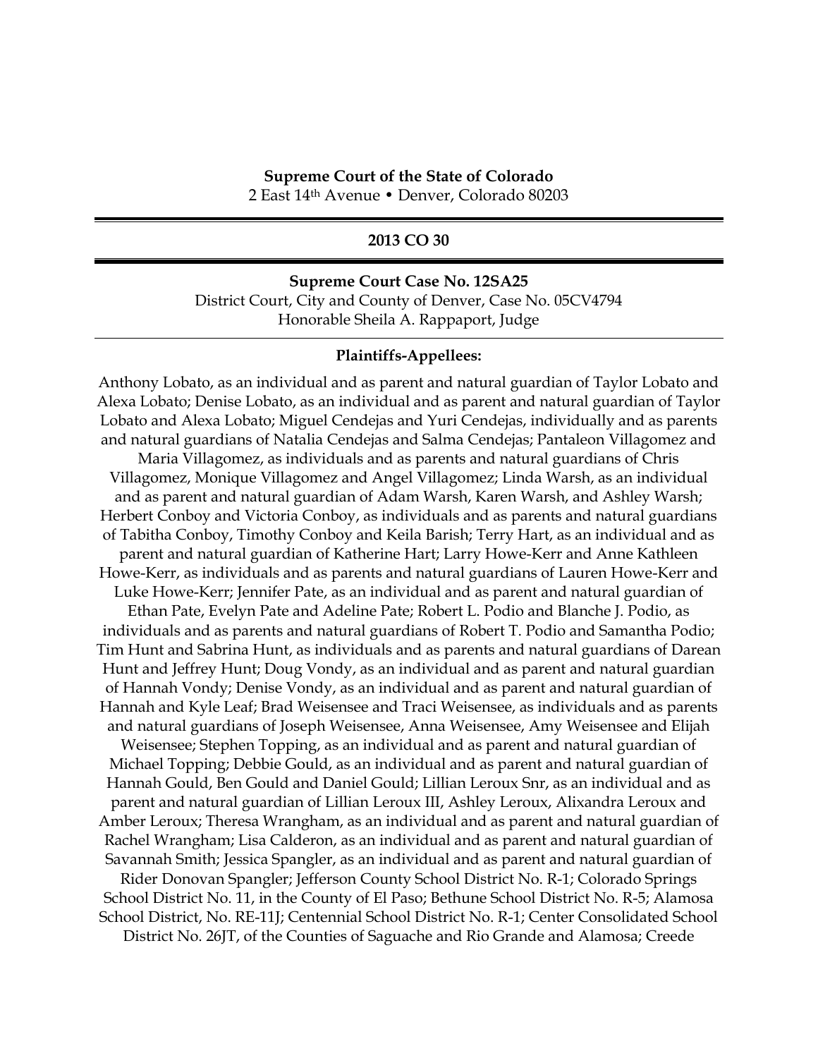**Supreme Court of the State of Colorado**
2 East 14th Avenue • Denver, Colorado 80203

**2013 CO 30**

**Supreme Court Case No. 12SA25**
District Court, City and County of Denver, Case No. 05CV4794
Honorable Sheila A. Rappaport, Judge

**Plaintiffs-Appellees:**

Anthony Lobato, as an individual and as parent and natural guardian of Taylor Lobato and Alexa Lobato; Denise Lobato, as an individual and as parent and natural guardian of Taylor Lobato and Alexa Lobato; Miguel Cendejas and Yuri Cendejas, individually and as parents and natural guardians of Natalia Cendejas and Salma Cendejas; Pantaleon Villagomez and Maria Villagomez, as individuals and as parents and natural guardians of Chris Villagomez, Monique Villagomez and Angel Villagomez; Linda Warsh, as an individual and as parent and natural guardian of Adam Warsh, Karen Warsh, and Ashley Warsh; Herbert Conboy and Victoria Conboy, as individuals and as parents and natural guardians of Tabitha Conboy, Timothy Conboy and Keila Barish; Terry Hart, as an individual and as parent and natural guardian of Katherine Hart; Larry Howe-Kerr and Anne Kathleen Howe-Kerr, as individuals and as parents and natural guardians of Lauren Howe-Kerr and Luke Howe-Kerr; Jennifer Pate, as an individual and as parent and natural guardian of Ethan Pate, Evelyn Pate and Adeline Pate; Robert L. Podio and Blanche J. Podio, as individuals and as parents and natural guardians of Robert T. Podio and Samantha Podio; Tim Hunt and Sabrina Hunt, as individuals and as parents and natural guardians of Darean Hunt and Jeffrey Hunt; Doug Vondy, as an individual and as parent and natural guardian of Hannah Vondy; Denise Vondy, as an individual and as parent and natural guardian of Hannah and Kyle Leaf; Brad Weisensee and Traci Weisensee, as individuals and as parents and natural guardians of Joseph Weisensee, Anna Weisensee, Amy Weisensee and Elijah Weisensee; Stephen Topping, as an individual and as parent and natural guardian of Michael Topping; Debbie Gould, as an individual and as parent and natural guardian of Hannah Gould, Ben Gould and Daniel Gould; Lillian Leroux Snr, as an individual and as parent and natural guardian of Lillian Leroux III, Ashley Leroux, Alixandra Leroux and Amber Leroux; Theresa Wrangham, as an individual and as parent and natural guardian of Rachel Wrangham; Lisa Calderon, as an individual and as parent and natural guardian of Savannah Smith; Jessica Spangler, as an individual and as parent and natural guardian of Rider Donovan Spangler; Jefferson County School District No. R-1; Colorado Springs School District No. 11, in the County of El Paso; Bethune School District No. R-5; Alamosa School District, No. RE-11J; Centennial School District No. R-1; Center Consolidated School District No. 26JT, of the Counties of Saguache and Rio Grande and Alamosa; Creede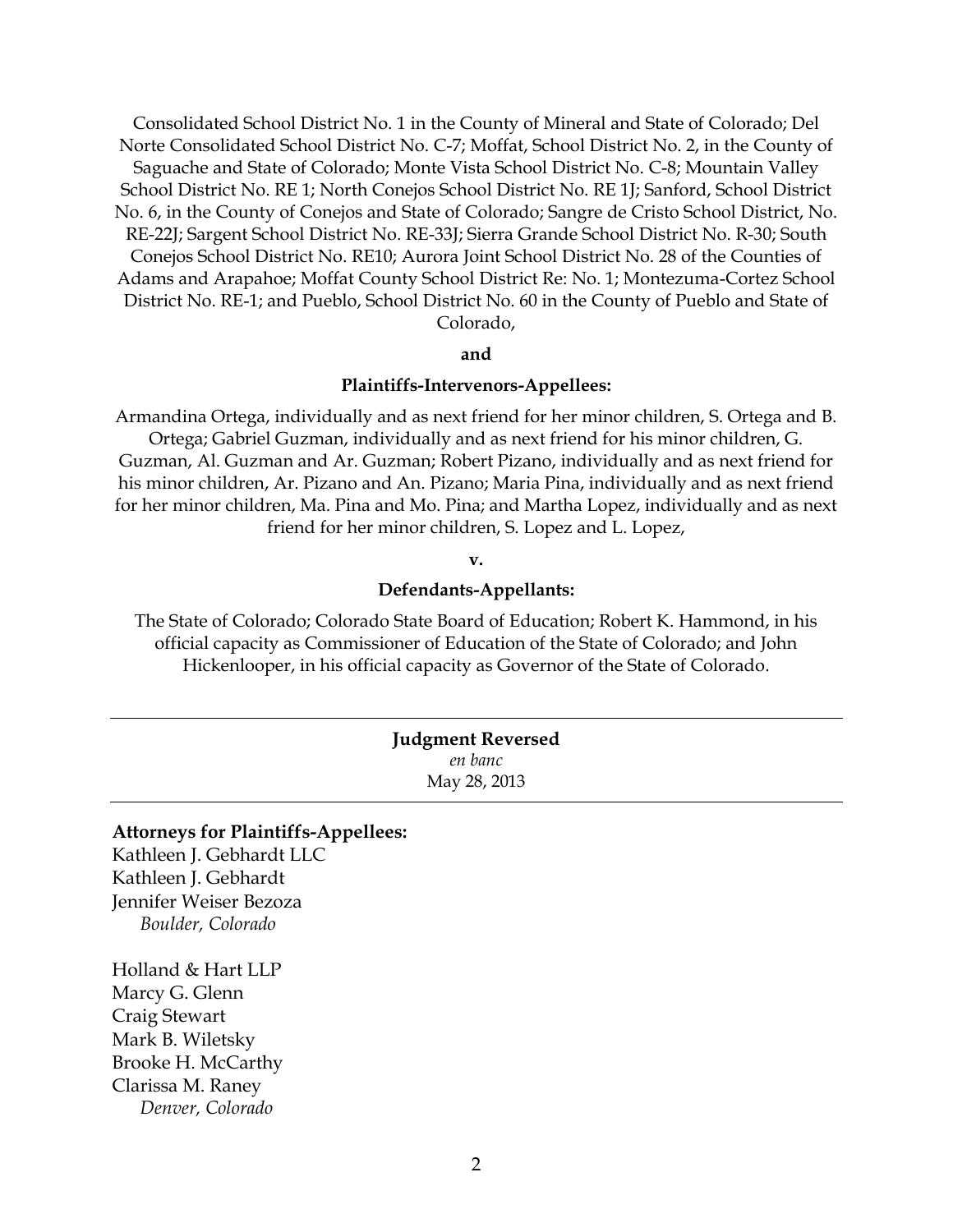Consolidated School District No. 1 in the County of Mineral and State of Colorado; Del Norte Consolidated School District No. C-7; Moffat, School District No. 2, in the County of Saguache and State of Colorado; Monte Vista School District No. C-8; Mountain Valley School District No. RE 1; North Conejos School District No. RE 1J; Sanford, School District No. 6, in the County of Conejos and State of Colorado; Sangre de Cristo School District, No. RE-22J; Sargent School District No. RE-33J; Sierra Grande School District No. R-30; South Conejos School District No. RE10; Aurora Joint School District No. 28 of the Counties of Adams and Arapahoe; Moffat County School District Re: No. 1; Montezuma-Cortez School District No. RE-1; and Pueblo, School District No. 60 in the County of Pueblo and State of Colorado,

**and**

**Plaintiffs-Intervenors-Appellees:**

Armandina Ortega, individually and as next friend for her minor children, S. Ortega and B. Ortega; Gabriel Guzman, individually and as next friend for his minor children, G. Guzman, Al. Guzman and Ar. Guzman; Robert Pizano, individually and as next friend for his minor children, Ar. Pizano and An. Pizano; Maria Pina, individually and as next friend for her minor children, Ma. Pina and Mo. Pina; and Martha Lopez, individually and as next friend for her minor children, S. Lopez and L. Lopez,

**v.**

**Defendants-Appellants:**

The State of Colorado; Colorado State Board of Education; Robert K. Hammond, in his official capacity as Commissioner of Education of the State of Colorado; and John Hickenlooper, in his official capacity as Governor of the State of Colorado.

---

**Judgment Reversed**
*en banc*
May 28, 2013

---

**Attorneys for Plaintiffs-Appellees:**

Kathleen J. Gebhardt LLC
Kathleen J. Gebhardt
Jennifer Weiser Bezoza
*Boulder, Colorado*

Holland & Hart LLP
Marcy G. Glenn
Craig Stewart
Mark B. Wiletsky
Brooke H. McCarthy
Clarissa M. Raney
*Denver, Colorado*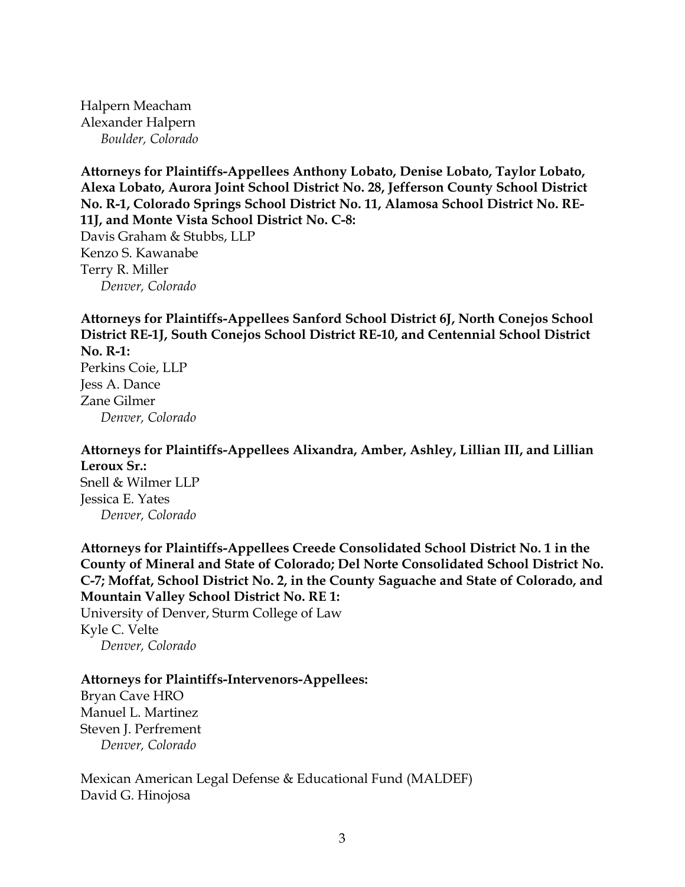Halpern Meacham
Alexander Halpern
*Boulder, Colorado*

**Attorneys for Plaintiffs-Appellees Anthony Lobato, Denise Lobato, Taylor Lobato, Alexa Lobato, Aurora Joint School District No. 28, Jefferson County School District No. R-1, Colorado Springs School District No. 11, Alamosa School District No. RE-11J, and Monte Vista School District No. C-8:**
Davis Graham & Stubbs, LLP
Kenzo S. Kawanabe
Terry R. Miller
*Denver, Colorado*

**Attorneys for Plaintiffs-Appellees Sanford School District 6J, North Conejos School District RE-1J, South Conejos School District RE-10, and Centennial School District No. R-1:**
Perkins Coie, LLP
Jess A. Dance
Zane Gilmer
*Denver, Colorado*

**Attorneys for Plaintiffs-Appellees Alixandra, Amber, Ashley, Lillian III, and Lillian Leroux Sr.:**
Snell & Wilmer LLP
Jessica E. Yates
*Denver, Colorado*

**Attorneys for Plaintiffs-Appellees Creede Consolidated School District No. 1 in the County of Mineral and State of Colorado; Del Norte Consolidated School District No. C-7; Moffat, School District No. 2, in the County Saguache and State of Colorado, and Mountain Valley School District No. RE 1:**
University of Denver, Sturm College of Law
Kyle C. Velte
*Denver, Colorado*

**Attorneys for Plaintiffs-Intervenors-Appellees:**
Bryan Cave HRO
Manuel L. Martinez
Steven J. Perfrement
*Denver, Colorado*

Mexican American Legal Defense & Educational Fund (MALDEF)
David G. Hinojosa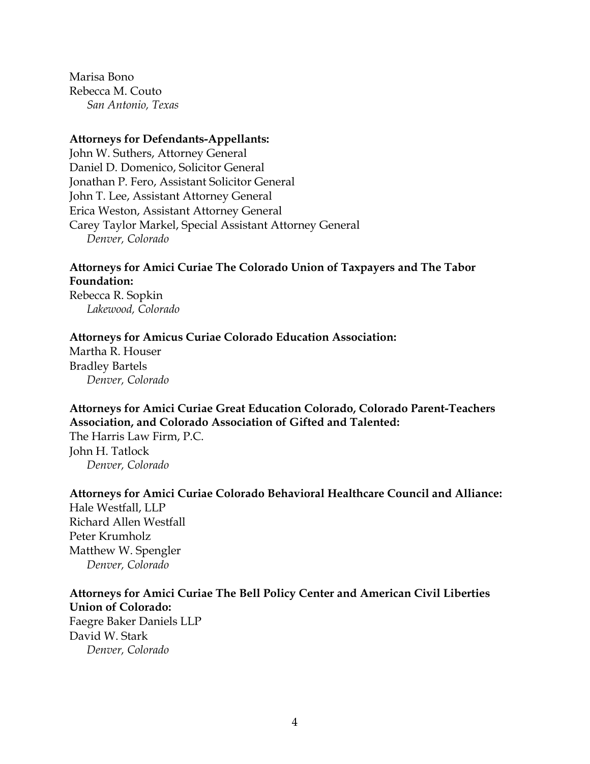Marisa Bono
Rebecca M. Couto
*San Antonio, Texas*

**Attorneys for Defendants-Appellants:**
John W. Suthers, Attorney General
Daniel D. Domenico, Solicitor General
Jonathan P. Fero, Assistant Solicitor General
John T. Lee, Assistant Attorney General
Erica Weston, Assistant Attorney General
Carey Taylor Markel, Special Assistant Attorney General
*Denver, Colorado*

**Attorneys for Amici Curiae The Colorado Union of Taxpayers and The Tabor Foundation:**
Rebecca R. Sopkin
*Lakewood, Colorado*

**Attorneys for Amicus Curiae Colorado Education Association:**
Martha R. Houser
Bradley Bartels
*Denver, Colorado*

**Attorneys for Amici Curiae Great Education Colorado, Colorado Parent-Teachers Association, and Colorado Association of Gifted and Talented:**
The Harris Law Firm, P.C.
John H. Tatlock
*Denver, Colorado*

**Attorneys for Amici Curiae Colorado Behavioral Healthcare Council and Alliance:**
Hale Westfall, LLP
Richard Allen Westfall
Peter Krumholz
Matthew W. Spengler
*Denver, Colorado*

**Attorneys for Amici Curiae The Bell Policy Center and American Civil Liberties Union of Colorado:**
Faegre Baker Daniels LLP
David W. Stark
*Denver, Colorado*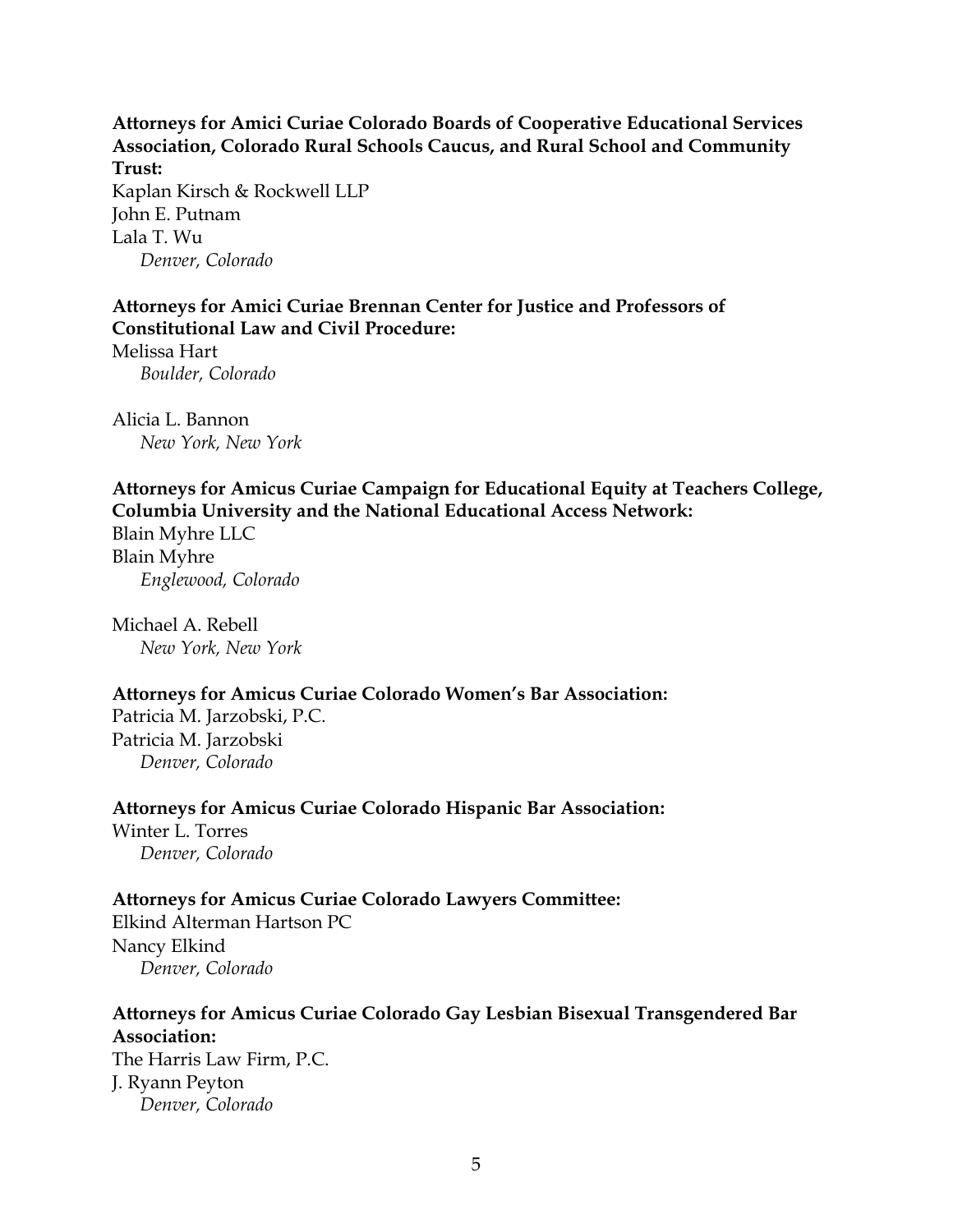**Attorneys for Amici Curiae Colorado Boards of Cooperative Educational Services Association, Colorado Rural Schools Caucus, and Rural School and Community Trust:**
Kaplan Kirsch & Rockwell LLP
John E. Putnam
Lala T. Wu
*Denver, Colorado*

**Attorneys for Amici Curiae Brennan Center for Justice and Professors of Constitutional Law and Civil Procedure:**
Melissa Hart
*Boulder, Colorado*

Alicia L. Bannon
*New York, New York*

**Attorneys for Amicus Curiae Campaign for Educational Equity at Teachers College, Columbia University and the National Educational Access Network:**
Blain Myhre LLC
Blain Myhre
*Englewood, Colorado*

Michael A. Rebell
*New York, New York*

**Attorneys for Amicus Curiae Colorado Women's Bar Association:**
Patricia M. Jarzobski, P.C.
Patricia M. Jarzobski
*Denver, Colorado*

**Attorneys for Amicus Curiae Colorado Hispanic Bar Association:**
Winter L. Torres
*Denver, Colorado*

**Attorneys for Amicus Curiae Colorado Lawyers Committee:**
Elkind Alterman Hartson PC
Nancy Elkind
*Denver, Colorado*

**Attorneys for Amicus Curiae Colorado Gay Lesbian Bisexual Transgendered Bar Association:**
The Harris Law Firm, P.C.
J. Ryann Peyton
*Denver, Colorado*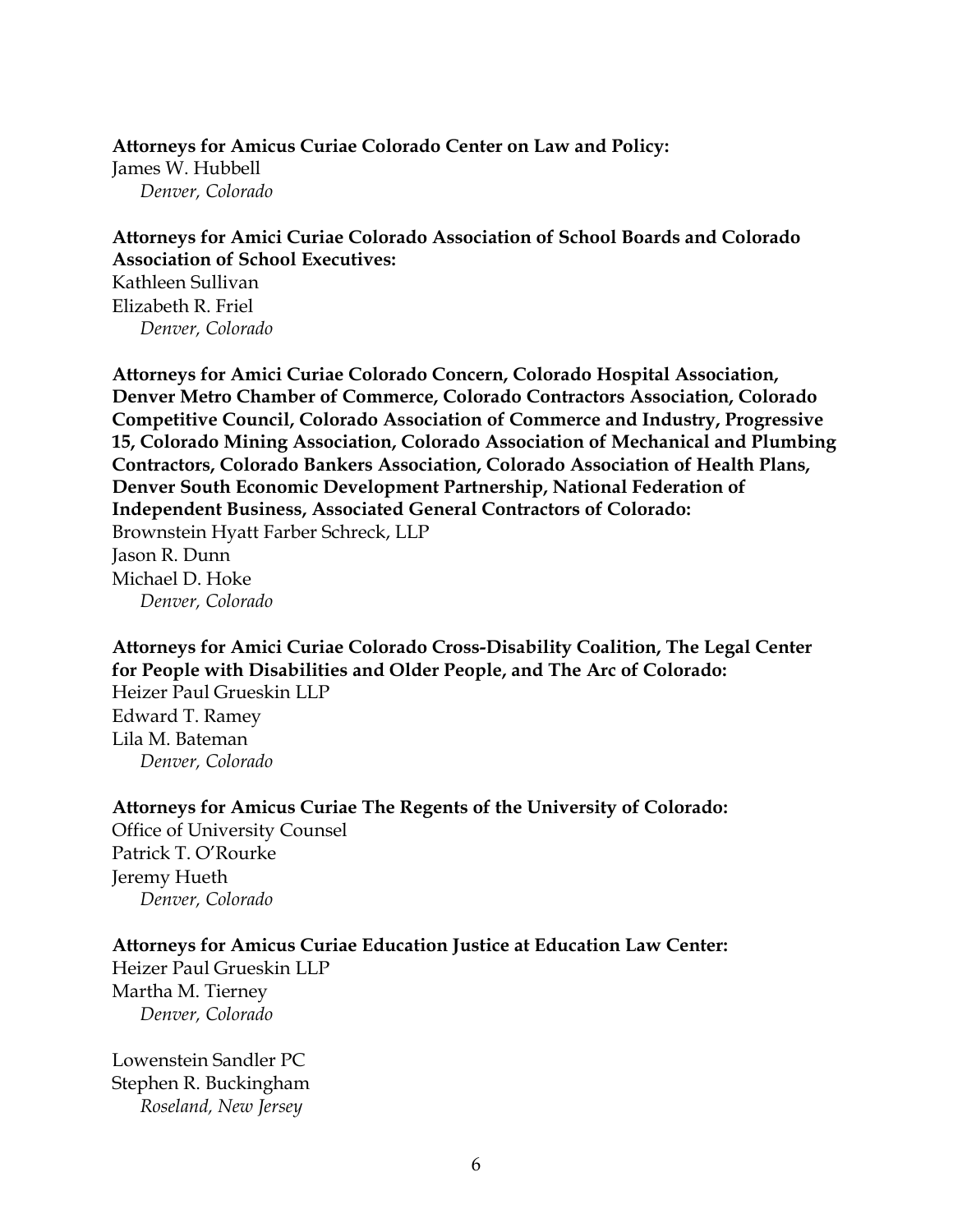**Attorneys for Amicus Curiae Colorado Center on Law and Policy:**
James W. Hubbell
*Denver, Colorado*

**Attorneys for Amici Curiae Colorado Association of School Boards and Colorado Association of School Executives:**
Kathleen Sullivan
Elizabeth R. Friel
*Denver, Colorado*

**Attorneys for Amici Curiae Colorado Concern, Colorado Hospital Association, Denver Metro Chamber of Commerce, Colorado Contractors Association, Colorado Competitive Council, Colorado Association of Commerce and Industry, Progressive 15, Colorado Mining Association, Colorado Association of Mechanical and Plumbing Contractors, Colorado Bankers Association, Colorado Association of Health Plans, Denver South Economic Development Partnership, National Federation of Independent Business, Associated General Contractors of Colorado:**
Brownstein Hyatt Farber Schreck, LLP
Jason R. Dunn
Michael D. Hoke
*Denver, Colorado*

**Attorneys for Amici Curiae Colorado Cross-Disability Coalition, The Legal Center for People with Disabilities and Older People, and The Arc of Colorado:**
Heizer Paul Grueskin LLP
Edward T. Ramey
Lila M. Bateman
*Denver, Colorado*

**Attorneys for Amicus Curiae The Regents of the University of Colorado:**
Office of University Counsel
Patrick T. O'Rourke
Jeremy Hueth
*Denver, Colorado*

**Attorneys for Amicus Curiae Education Justice at Education Law Center:**
Heizer Paul Grueskin LLP
Martha M. Tierney
*Denver, Colorado*

Lowenstein Sandler PC
Stephen R. Buckingham
*Roseland, New Jersey*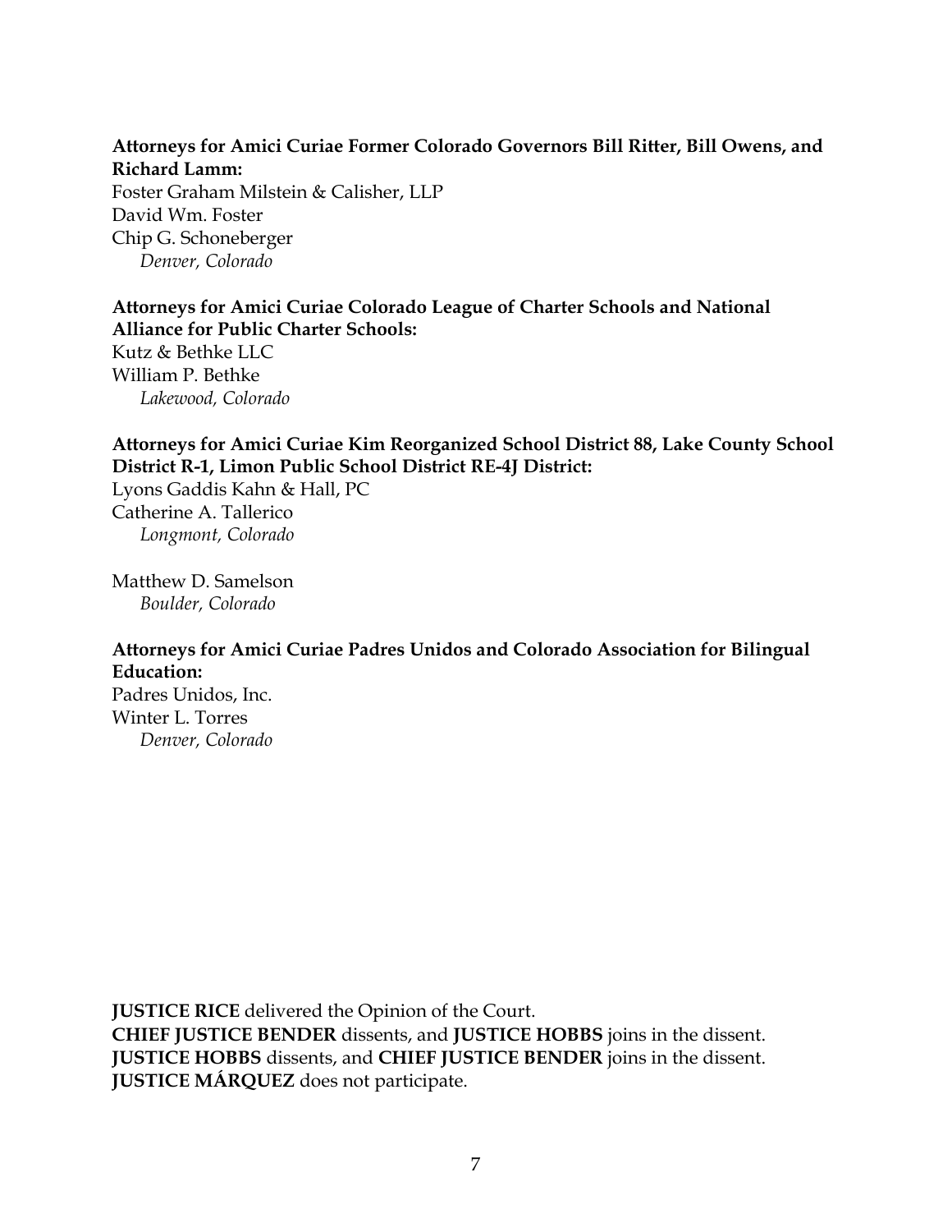**Attorneys for Amici Curiae Former Colorado Governors Bill Ritter, Bill Owens, and Richard Lamm:**
Foster Graham Milstein & Calisher, LLP
David Wm. Foster
Chip G. Schoneberger
*Denver, Colorado*

**Attorneys for Amici Curiae Colorado League of Charter Schools and National Alliance for Public Charter Schools:**
Kutz & Bethke LLC
William P. Bethke
*Lakewood, Colorado*

**Attorneys for Amici Curiae Kim Reorganized School District 88, Lake County School District R-1, Limon Public School District RE-4J District:**
Lyons Gaddis Kahn & Hall, PC
Catherine A. Tallerico
*Longmont, Colorado*

Matthew D. Samelson
*Boulder, Colorado*

**Attorneys for Amici Curiae Padres Unidos and Colorado Association for Bilingual Education:**
Padres Unidos, Inc.
Winter L. Torres
*Denver, Colorado*

**JUSTICE RICE** delivered the Opinion of the Court.
**CHIEF JUSTICE BENDER** dissents, and **JUSTICE HOBBS** joins in the dissent.
**JUSTICE HOBBS** dissents, and **CHIEF JUSTICE BENDER** joins in the dissent.
**JUSTICE MÁRQUEZ** does not participate.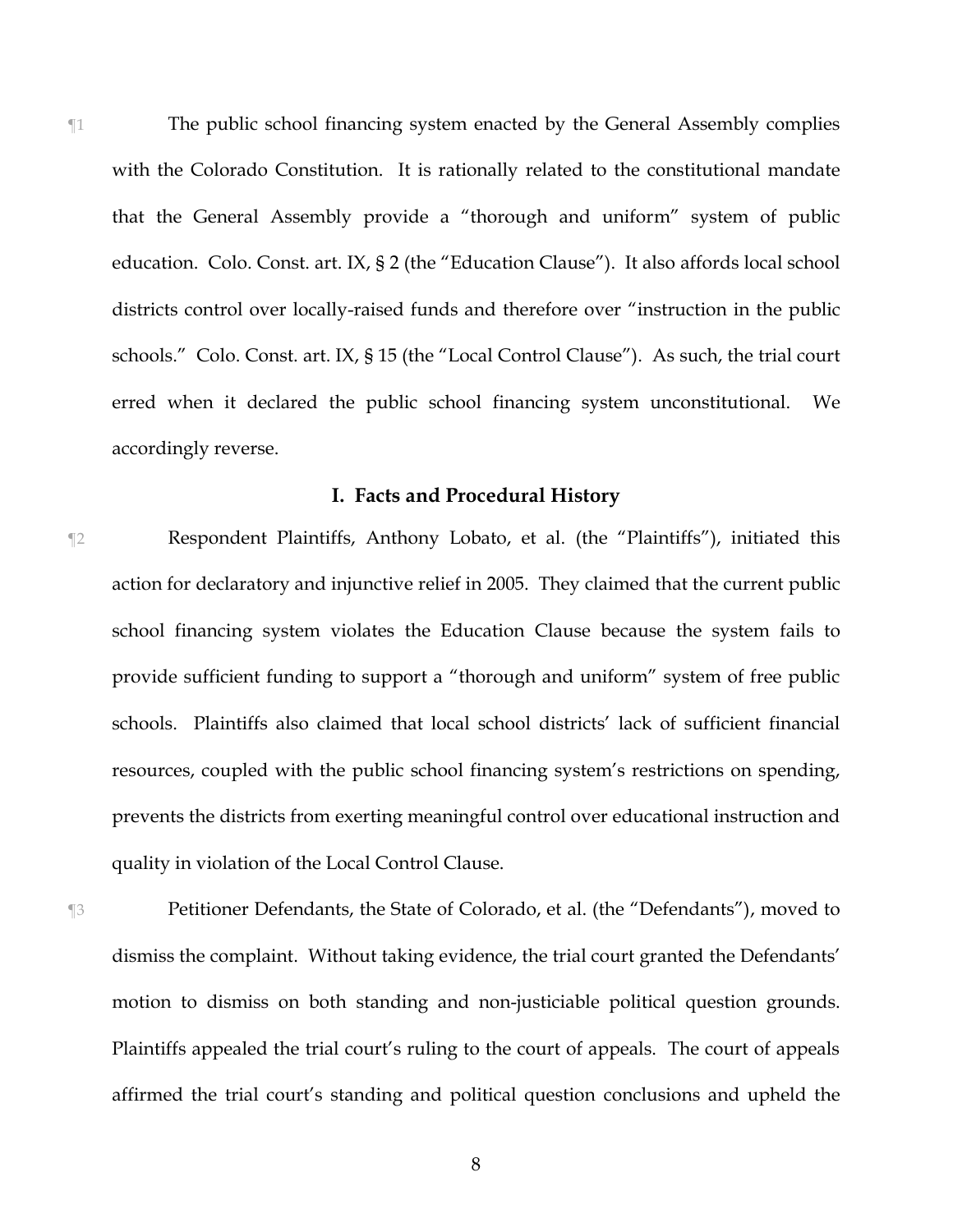¶1 The public school financing system enacted by the General Assembly complies with the Colorado Constitution. It is rationally related to the constitutional mandate that the General Assembly provide a "thorough and uniform" system of public education. Colo. Const. art. IX, § 2 (the "Education Clause"). It also affords local school districts control over locally-raised funds and therefore over "instruction in the public schools." Colo. Const. art. IX, § 15 (the "Local Control Clause"). As such, the trial court erred when it declared the public school financing system unconstitutional. We accordingly reverse.

## I. Facts and Procedural History

¶2 Respondent Plaintiffs, Anthony Lobato, et al. (the "Plaintiffs"), initiated this action for declaratory and injunctive relief in 2005. They claimed that the current public school financing system violates the Education Clause because the system fails to provide sufficient funding to support a "thorough and uniform" system of free public schools. Plaintiffs also claimed that local school districts' lack of sufficient financial resources, coupled with the public school financing system's restrictions on spending, prevents the districts from exerting meaningful control over educational instruction and quality in violation of the Local Control Clause.

¶3 Petitioner Defendants, the State of Colorado, et al. (the "Defendants"), moved to dismiss the complaint. Without taking evidence, the trial court granted the Defendants' motion to dismiss on both standing and non-justiciable political question grounds. Plaintiffs appealed the trial court's ruling to the court of appeals. The court of appeals affirmed the trial court's standing and political question conclusions and upheld the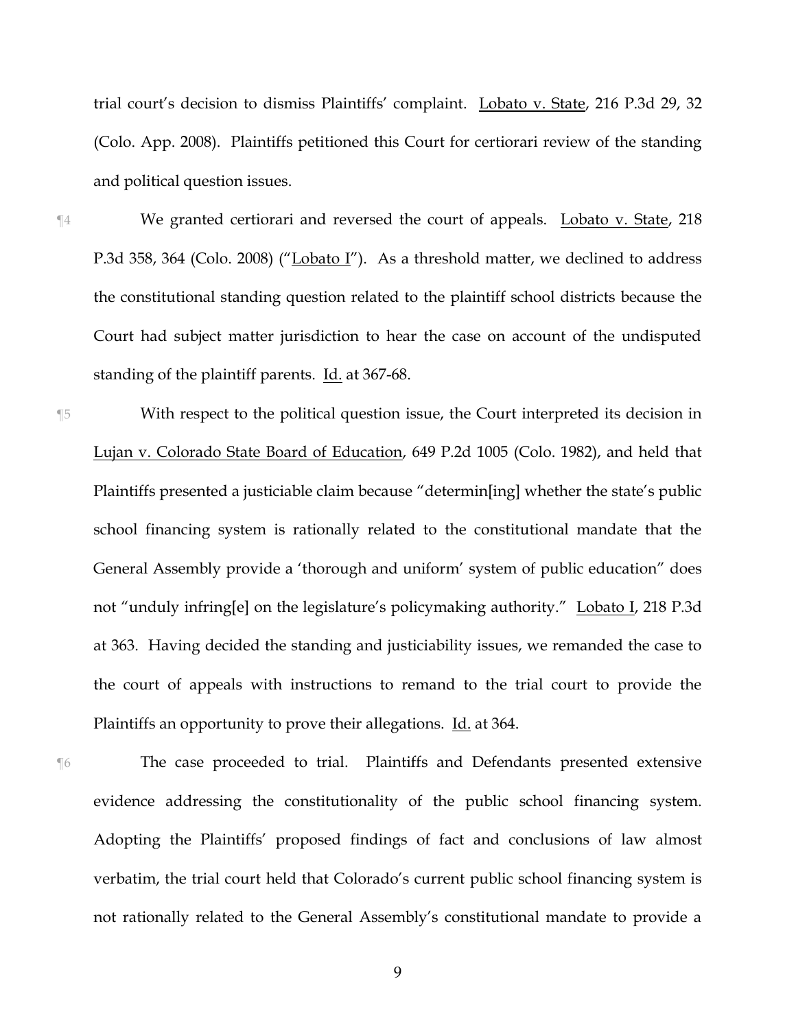trial court's decision to dismiss Plaintiffs' complaint. Lobato v. State, 216 P.3d 29, 32 (Colo. App. 2008). Plaintiffs petitioned this Court for certiorari review of the standing and political question issues.

¶4 We granted certiorari and reversed the court of appeals. Lobato v. State, 218 P.3d 358, 364 (Colo. 2008) ("Lobato I"). As a threshold matter, we declined to address the constitutional standing question related to the plaintiff school districts because the Court had subject matter jurisdiction to hear the case on account of the undisputed standing of the plaintiff parents. Id. at 367-68.

¶5 With respect to the political question issue, the Court interpreted its decision in Lujan v. Colorado State Board of Education, 649 P.2d 1005 (Colo. 1982), and held that Plaintiffs presented a justiciable claim because "determin[ing] whether the state's public school financing system is rationally related to the constitutional mandate that the General Assembly provide a 'thorough and uniform' system of public education" does not "unduly infring[e] on the legislature's policymaking authority." Lobato I, 218 P.3d at 363. Having decided the standing and justiciability issues, we remanded the case to the court of appeals with instructions to remand to the trial court to provide the Plaintiffs an opportunity to prove their allegations. Id. at 364.

¶6 The case proceeded to trial. Plaintiffs and Defendants presented extensive evidence addressing the constitutionality of the public school financing system. Adopting the Plaintiffs' proposed findings of fact and conclusions of law almost verbatim, the trial court held that Colorado's current public school financing system is not rationally related to the General Assembly's constitutional mandate to provide a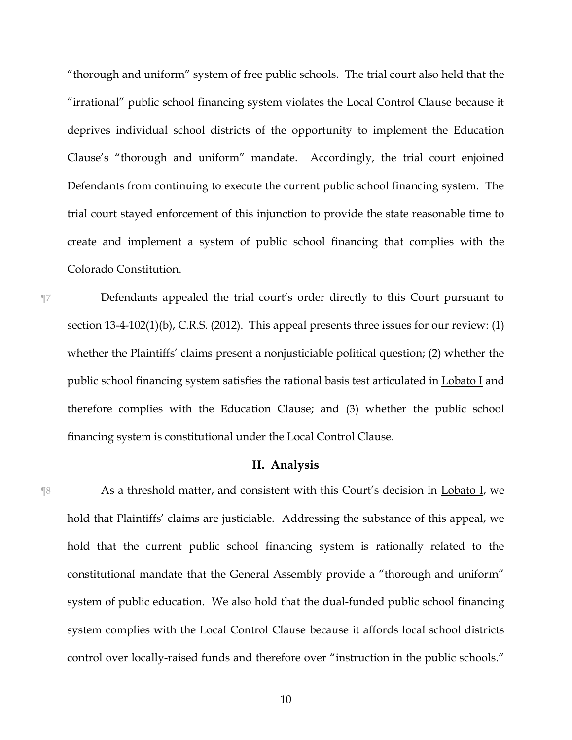"thorough and uniform" system of free public schools. The trial court also held that the "irrational" public school financing system violates the Local Control Clause because it deprives individual school districts of the opportunity to implement the Education Clause's "thorough and uniform" mandate. Accordingly, the trial court enjoined Defendants from continuing to execute the current public school financing system. The trial court stayed enforcement of this injunction to provide the state reasonable time to create and implement a system of public school financing that complies with the Colorado Constitution.

¶7 Defendants appealed the trial court's order directly to this Court pursuant to section 13-4-102(1)(b), C.R.S. (2012). This appeal presents three issues for our review: (1) whether the Plaintiffs' claims present a nonjusticiable political question; (2) whether the public school financing system satisfies the rational basis test articulated in Lobato I and therefore complies with the Education Clause; and (3) whether the public school financing system is constitutional under the Local Control Clause.

## II. Analysis

¶8 As a threshold matter, and consistent with this Court's decision in Lobato I, we hold that Plaintiffs' claims are justiciable. Addressing the substance of this appeal, we hold that the current public school financing system is rationally related to the constitutional mandate that the General Assembly provide a "thorough and uniform" system of public education. We also hold that the dual-funded public school financing system complies with the Local Control Clause because it affords local school districts control over locally-raised funds and therefore over "instruction in the public schools."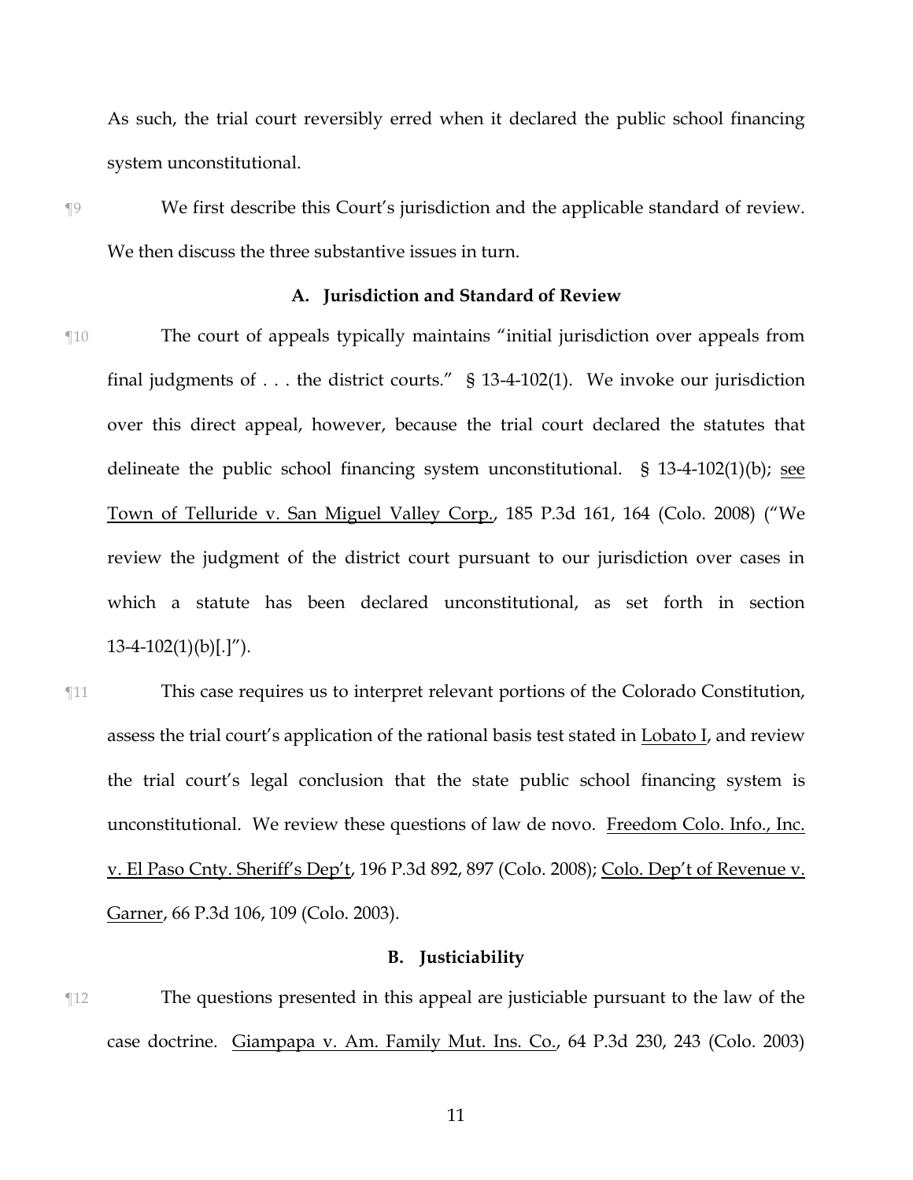As such, the trial court reversibly erred when it declared the public school financing system unconstitutional.

¶9 We first describe this Court's jurisdiction and the applicable standard of review. We then discuss the three substantive issues in turn.

### A. Jurisdiction and Standard of Review

¶10 The court of appeals typically maintains "initial jurisdiction over appeals from final judgments of . . . the district courts." § 13-4-102(1). We invoke our jurisdiction over this direct appeal, however, because the trial court declared the statutes that delineate the public school financing system unconstitutional. § 13-4-102(1)(b); see Town of Telluride v. San Miguel Valley Corp., 185 P.3d 161, 164 (Colo. 2008) ("We review the judgment of the district court pursuant to our jurisdiction over cases in which a statute has been declared unconstitutional, as set forth in section 13-4-102(1)(b)[.]").

¶11 This case requires us to interpret relevant portions of the Colorado Constitution, assess the trial court's application of the rational basis test stated in Lobato I, and review the trial court's legal conclusion that the state public school financing system is unconstitutional. We review these questions of law de novo. Freedom Colo. Info., Inc. v. El Paso Cnty. Sheriff's Dep't, 196 P.3d 892, 897 (Colo. 2008); Colo. Dep't of Revenue v. Garner, 66 P.3d 106, 109 (Colo. 2003).

### B. Justiciability

¶12 The questions presented in this appeal are justiciable pursuant to the law of the case doctrine. Giampapa v. Am. Family Mut. Ins. Co., 64 P.3d 230, 243 (Colo. 2003)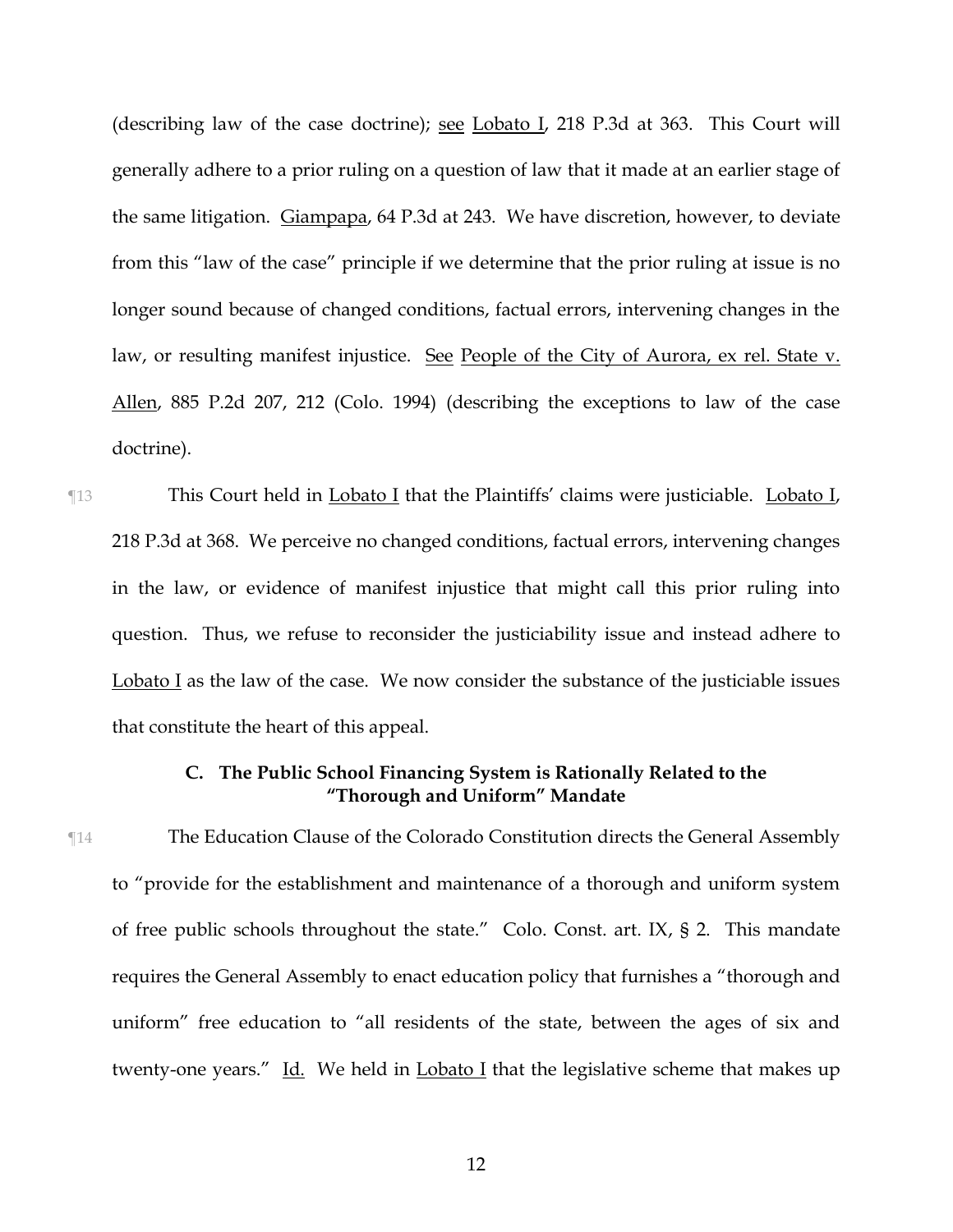(describing law of the case doctrine); see Lobato I, 218 P.3d at 363. This Court will generally adhere to a prior ruling on a question of law that it made at an earlier stage of the same litigation. Giampapa, 64 P.3d at 243. We have discretion, however, to deviate from this "law of the case" principle if we determine that the prior ruling at issue is no longer sound because of changed conditions, factual errors, intervening changes in the law, or resulting manifest injustice. See People of the City of Aurora, ex rel. State v. Allen, 885 P.2d 207, 212 (Colo. 1994) (describing the exceptions to law of the case doctrine).

¶13 This Court held in Lobato I that the Plaintiffs' claims were justiciable. Lobato I, 218 P.3d at 368. We perceive no changed conditions, factual errors, intervening changes in the law, or evidence of manifest injustice that might call this prior ruling into question. Thus, we refuse to reconsider the justiciability issue and instead adhere to Lobato I as the law of the case. We now consider the substance of the justiciable issues that constitute the heart of this appeal.

### C. The Public School Financing System is Rationally Related to the "Thorough and Uniform" Mandate

¶14 The Education Clause of the Colorado Constitution directs the General Assembly to "provide for the establishment and maintenance of a thorough and uniform system of free public schools throughout the state." Colo. Const. art. IX, § 2. This mandate requires the General Assembly to enact education policy that furnishes a "thorough and uniform" free education to "all residents of the state, between the ages of six and twenty-one years." Id. We held in Lobato I that the legislative scheme that makes up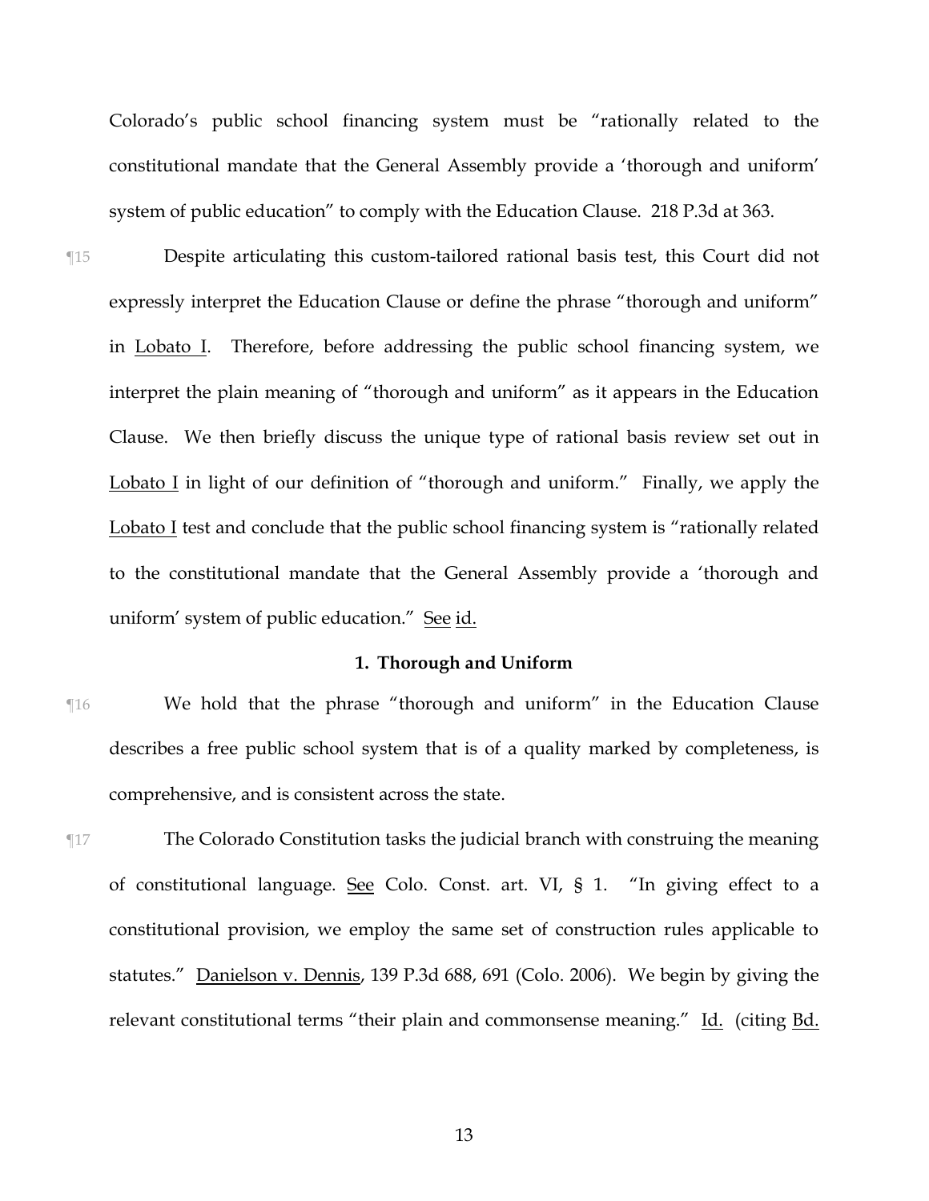Colorado's public school financing system must be "rationally related to the constitutional mandate that the General Assembly provide a 'thorough and uniform' system of public education" to comply with the Education Clause. 218 P.3d at 363.

¶15 Despite articulating this custom-tailored rational basis test, this Court did not expressly interpret the Education Clause or define the phrase "thorough and uniform" in Lobato I. Therefore, before addressing the public school financing system, we interpret the plain meaning of "thorough and uniform" as it appears in the Education Clause. We then briefly discuss the unique type of rational basis review set out in Lobato I in light of our definition of "thorough and uniform." Finally, we apply the Lobato I test and conclude that the public school financing system is "rationally related to the constitutional mandate that the General Assembly provide a 'thorough and uniform' system of public education." See id.

### 1. Thorough and Uniform

¶16 We hold that the phrase "thorough and uniform" in the Education Clause describes a free public school system that is of a quality marked by completeness, is comprehensive, and is consistent across the state.

¶17 The Colorado Constitution tasks the judicial branch with construing the meaning of constitutional language. See Colo. Const. art. VI, § 1. "In giving effect to a constitutional provision, we employ the same set of construction rules applicable to statutes." Danielson v. Dennis, 139 P.3d 688, 691 (Colo. 2006). We begin by giving the relevant constitutional terms "their plain and commonsense meaning." Id. (citing Bd.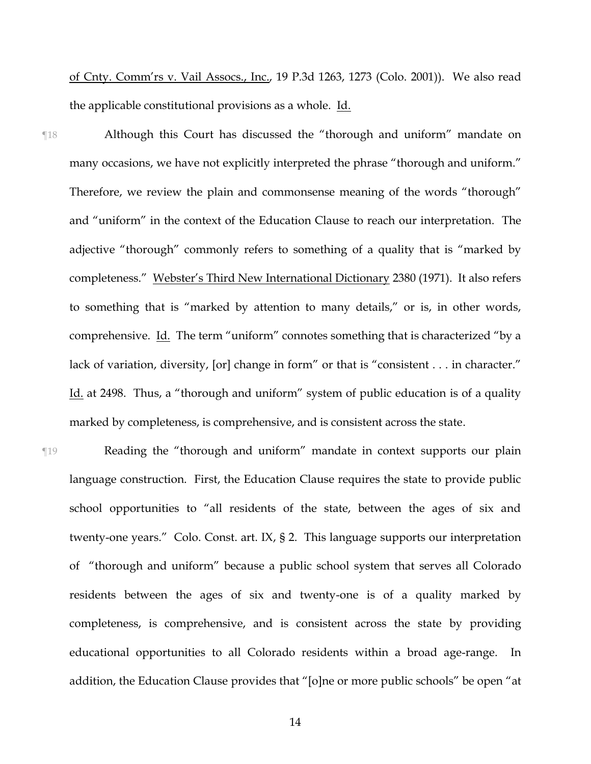of Cnty. Comm'rs v. Vail Assocs., Inc., 19 P.3d 1263, 1273 (Colo. 2001)). We also read the applicable constitutional provisions as a whole. Id.

¶18 Although this Court has discussed the "thorough and uniform" mandate on many occasions, we have not explicitly interpreted the phrase "thorough and uniform." Therefore, we review the plain and commonsense meaning of the words "thorough" and "uniform" in the context of the Education Clause to reach our interpretation. The adjective "thorough" commonly refers to something of a quality that is "marked by completeness." Webster's Third New International Dictionary 2380 (1971). It also refers to something that is "marked by attention to many details," or is, in other words, comprehensive. Id. The term "uniform" connotes something that is characterized "by a lack of variation, diversity, [or] change in form" or that is "consistent . . . in character." Id. at 2498. Thus, a "thorough and uniform" system of public education is of a quality marked by completeness, is comprehensive, and is consistent across the state.

¶19 Reading the "thorough and uniform" mandate in context supports our plain language construction. First, the Education Clause requires the state to provide public school opportunities to "all residents of the state, between the ages of six and twenty-one years." Colo. Const. art. IX, § 2. This language supports our interpretation of "thorough and uniform" because a public school system that serves all Colorado residents between the ages of six and twenty-one is of a quality marked by completeness, is comprehensive, and is consistent across the state by providing educational opportunities to all Colorado residents within a broad age-range. In addition, the Education Clause provides that "[o]ne or more public schools" be open "at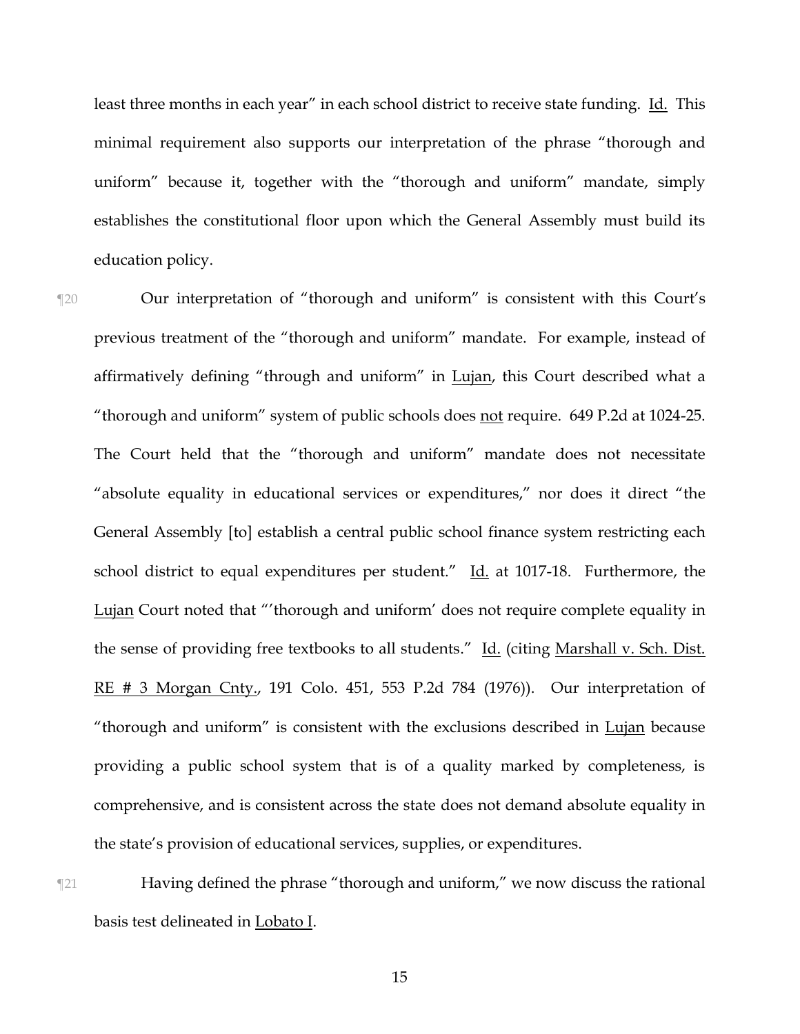least three months in each year" in each school district to receive state funding. Id. This minimal requirement also supports our interpretation of the phrase "thorough and uniform" because it, together with the "thorough and uniform" mandate, simply establishes the constitutional floor upon which the General Assembly must build its education policy.

¶20 Our interpretation of "thorough and uniform" is consistent with this Court's previous treatment of the "thorough and uniform" mandate. For example, instead of affirmatively defining "through and uniform" in Lujan, this Court described what a "thorough and uniform" system of public schools does not require. 649 P.2d at 1024-25. The Court held that the "thorough and uniform" mandate does not necessitate "absolute equality in educational services or expenditures," nor does it direct "the General Assembly [to] establish a central public school finance system restricting each school district to equal expenditures per student." Id. at 1017-18. Furthermore, the Lujan Court noted that "'thorough and uniform' does not require complete equality in the sense of providing free textbooks to all students." Id. (citing Marshall v. Sch. Dist. RE # 3 Morgan Cnty., 191 Colo. 451, 553 P.2d 784 (1976)). Our interpretation of "thorough and uniform" is consistent with the exclusions described in Lujan because providing a public school system that is of a quality marked by completeness, is comprehensive, and is consistent across the state does not demand absolute equality in the state's provision of educational services, supplies, or expenditures.

¶21 Having defined the phrase "thorough and uniform," we now discuss the rational basis test delineated in Lobato I.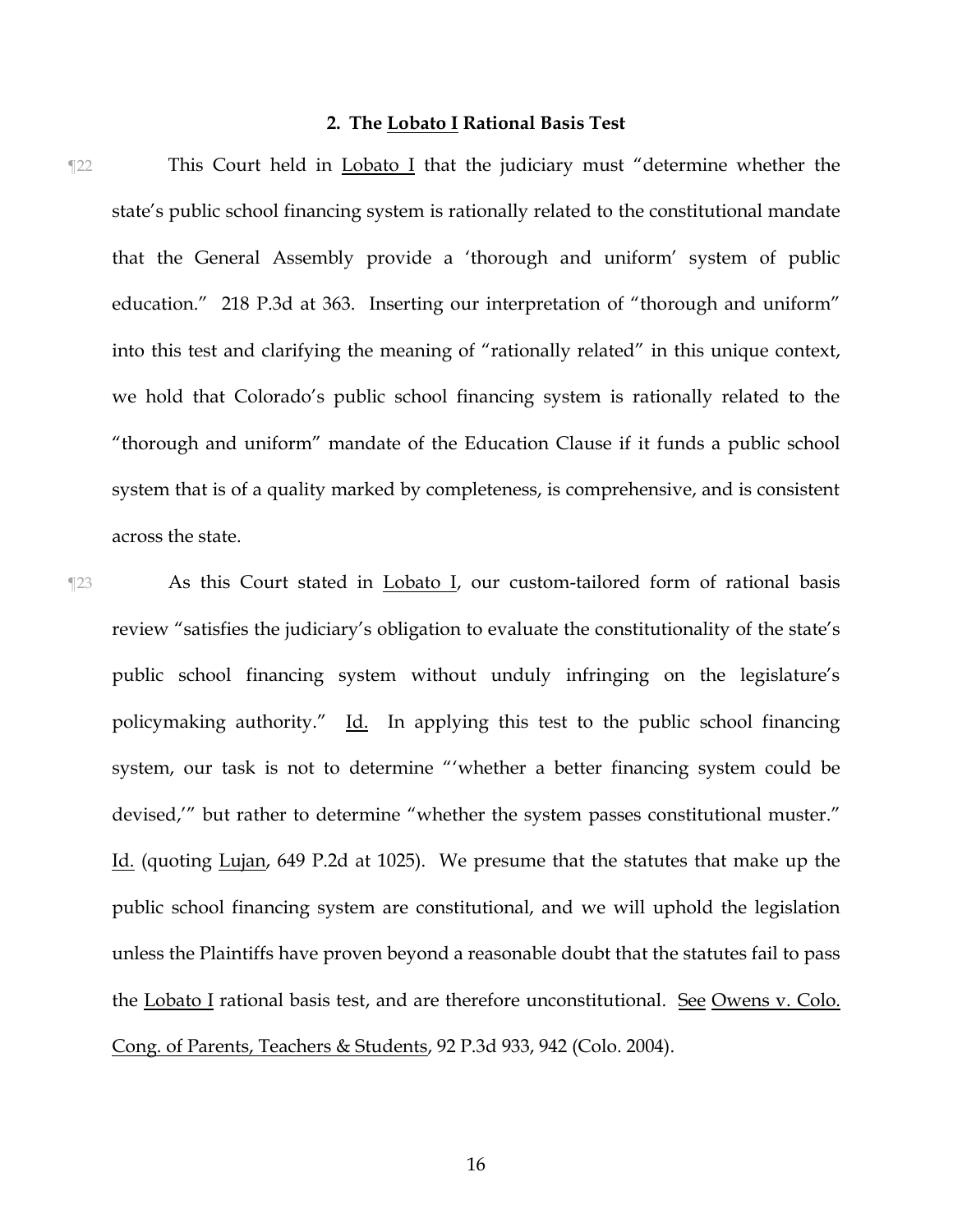### 2. The Lobato I Rational Basis Test

¶22 This Court held in Lobato I that the judiciary must "determine whether the state's public school financing system is rationally related to the constitutional mandate that the General Assembly provide a 'thorough and uniform' system of public education." 218 P.3d at 363. Inserting our interpretation of "thorough and uniform" into this test and clarifying the meaning of "rationally related" in this unique context, we hold that Colorado's public school financing system is rationally related to the "thorough and uniform" mandate of the Education Clause if it funds a public school system that is of a quality marked by completeness, is comprehensive, and is consistent across the state.

¶23 As this Court stated in Lobato I, our custom-tailored form of rational basis review "satisfies the judiciary's obligation to evaluate the constitutionality of the state's public school financing system without unduly infringing on the legislature's policymaking authority." Id. In applying this test to the public school financing system, our task is not to determine "'whether a better financing system could be devised,'" but rather to determine "whether the system passes constitutional muster." Id. (quoting Lujan, 649 P.2d at 1025). We presume that the statutes that make up the public school financing system are constitutional, and we will uphold the legislation unless the Plaintiffs have proven beyond a reasonable doubt that the statutes fail to pass the Lobato I rational basis test, and are therefore unconstitutional. See Owens v. Colo. Cong. of Parents, Teachers & Students, 92 P.3d 933, 942 (Colo. 2004).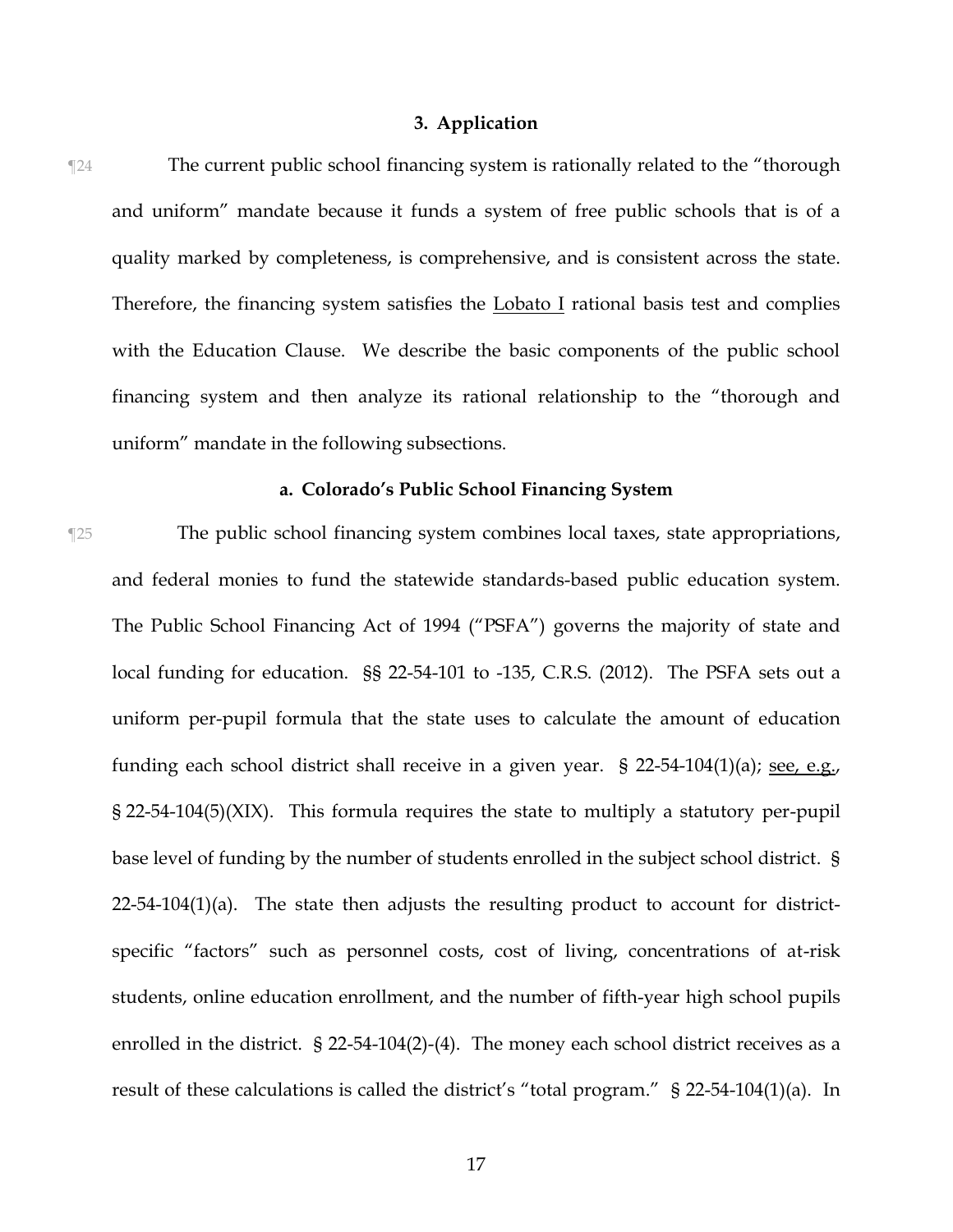### 3. Application

¶24 The current public school financing system is rationally related to the "thorough and uniform" mandate because it funds a system of free public schools that is of a quality marked by completeness, is comprehensive, and is consistent across the state. Therefore, the financing system satisfies the Lobato I rational basis test and complies with the Education Clause. We describe the basic components of the public school financing system and then analyze its rational relationship to the "thorough and uniform" mandate in the following subsections.

#### a. Colorado's Public School Financing System

¶25 The public school financing system combines local taxes, state appropriations, and federal monies to fund the statewide standards-based public education system. The Public School Financing Act of 1994 ("PSFA") governs the majority of state and local funding for education. §§ 22-54-101 to -135, C.R.S. (2012). The PSFA sets out a uniform per-pupil formula that the state uses to calculate the amount of education funding each school district shall receive in a given year. § 22-54-104(1)(a); see, e.g., § 22-54-104(5)(XIX). This formula requires the state to multiply a statutory per-pupil base level of funding by the number of students enrolled in the subject school district. § 22-54-104(1)(a). The state then adjusts the resulting product to account for district-specific "factors" such as personnel costs, cost of living, concentrations of at-risk students, online education enrollment, and the number of fifth-year high school pupils enrolled in the district. § 22-54-104(2)-(4). The money each school district receives as a result of these calculations is called the district's "total program." § 22-54-104(1)(a). In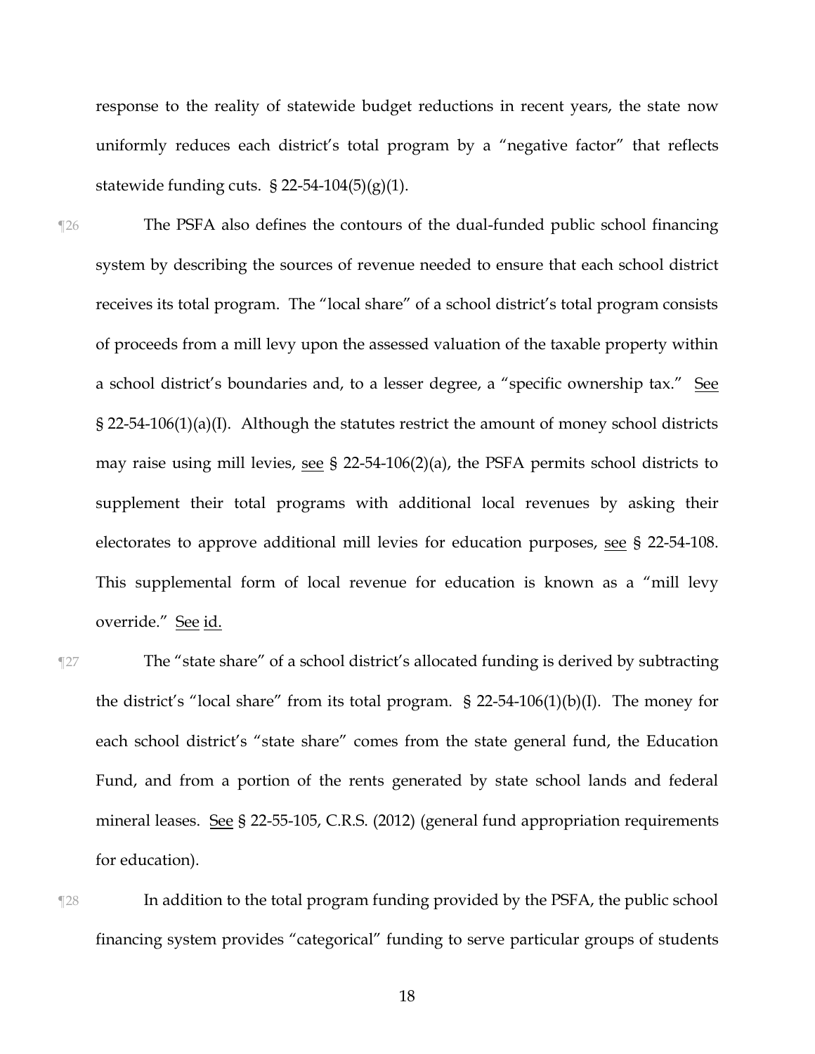response to the reality of statewide budget reductions in recent years, the state now uniformly reduces each district's total program by a "negative factor" that reflects statewide funding cuts. § 22-54-104(5)(g)(1).

¶26 The PSFA also defines the contours of the dual-funded public school financing system by describing the sources of revenue needed to ensure that each school district receives its total program. The "local share" of a school district's total program consists of proceeds from a mill levy upon the assessed valuation of the taxable property within a school district's boundaries and, to a lesser degree, a "specific ownership tax." See § 22-54-106(1)(a)(I). Although the statutes restrict the amount of money school districts may raise using mill levies, see § 22-54-106(2)(a), the PSFA permits school districts to supplement their total programs with additional local revenues by asking their electorates to approve additional mill levies for education purposes, see § 22-54-108. This supplemental form of local revenue for education is known as a "mill levy override." See id.

¶27 The "state share" of a school district's allocated funding is derived by subtracting the district's "local share" from its total program. § 22-54-106(1)(b)(I). The money for each school district's "state share" comes from the state general fund, the Education Fund, and from a portion of the rents generated by state school lands and federal mineral leases. See § 22-55-105, C.R.S. (2012) (general fund appropriation requirements for education).

¶28 In addition to the total program funding provided by the PSFA, the public school financing system provides "categorical" funding to serve particular groups of students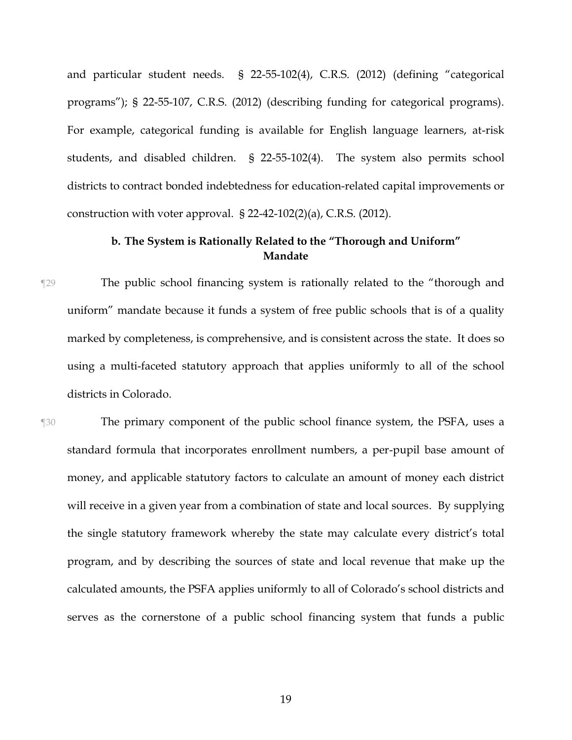and particular student needs. § 22-55-102(4), C.R.S. (2012) (defining "categorical programs"); § 22-55-107, C.R.S. (2012) (describing funding for categorical programs). For example, categorical funding is available for English language learners, at-risk students, and disabled children. § 22-55-102(4). The system also permits school districts to contract bonded indebtedness for education-related capital improvements or construction with voter approval. § 22-42-102(2)(a), C.R.S. (2012).

### b. The System is Rationally Related to the "Thorough and Uniform" Mandate

¶29 The public school financing system is rationally related to the "thorough and uniform" mandate because it funds a system of free public schools that is of a quality marked by completeness, is comprehensive, and is consistent across the state. It does so using a multi-faceted statutory approach that applies uniformly to all of the school districts in Colorado.

¶30 The primary component of the public school finance system, the PSFA, uses a standard formula that incorporates enrollment numbers, a per-pupil base amount of money, and applicable statutory factors to calculate an amount of money each district will receive in a given year from a combination of state and local sources. By supplying the single statutory framework whereby the state may calculate every district's total program, and by describing the sources of state and local revenue that make up the calculated amounts, the PSFA applies uniformly to all of Colorado's school districts and serves as the cornerstone of a public school financing system that funds a public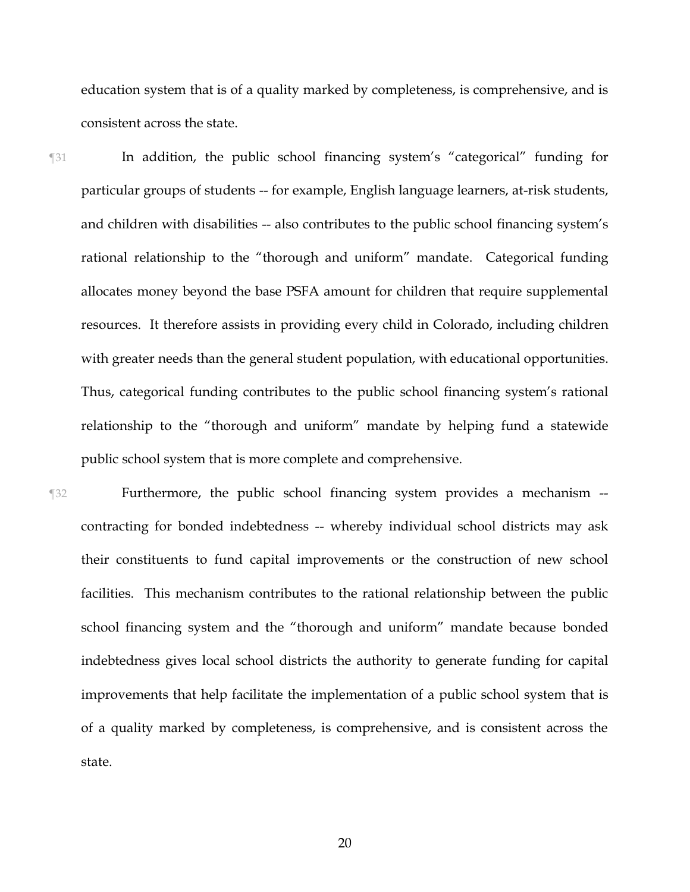education system that is of a quality marked by completeness, is comprehensive, and is consistent across the state.

¶31 In addition, the public school financing system's "categorical" funding for particular groups of students -- for example, English language learners, at-risk students, and children with disabilities -- also contributes to the public school financing system's rational relationship to the "thorough and uniform" mandate. Categorical funding allocates money beyond the base PSFA amount for children that require supplemental resources. It therefore assists in providing every child in Colorado, including children with greater needs than the general student population, with educational opportunities. Thus, categorical funding contributes to the public school financing system's rational relationship to the "thorough and uniform" mandate by helping fund a statewide public school system that is more complete and comprehensive.

¶32 Furthermore, the public school financing system provides a mechanism -- contracting for bonded indebtedness -- whereby individual school districts may ask their constituents to fund capital improvements or the construction of new school facilities. This mechanism contributes to the rational relationship between the public school financing system and the "thorough and uniform" mandate because bonded indebtedness gives local school districts the authority to generate funding for capital improvements that help facilitate the implementation of a public school system that is of a quality marked by completeness, is comprehensive, and is consistent across the state.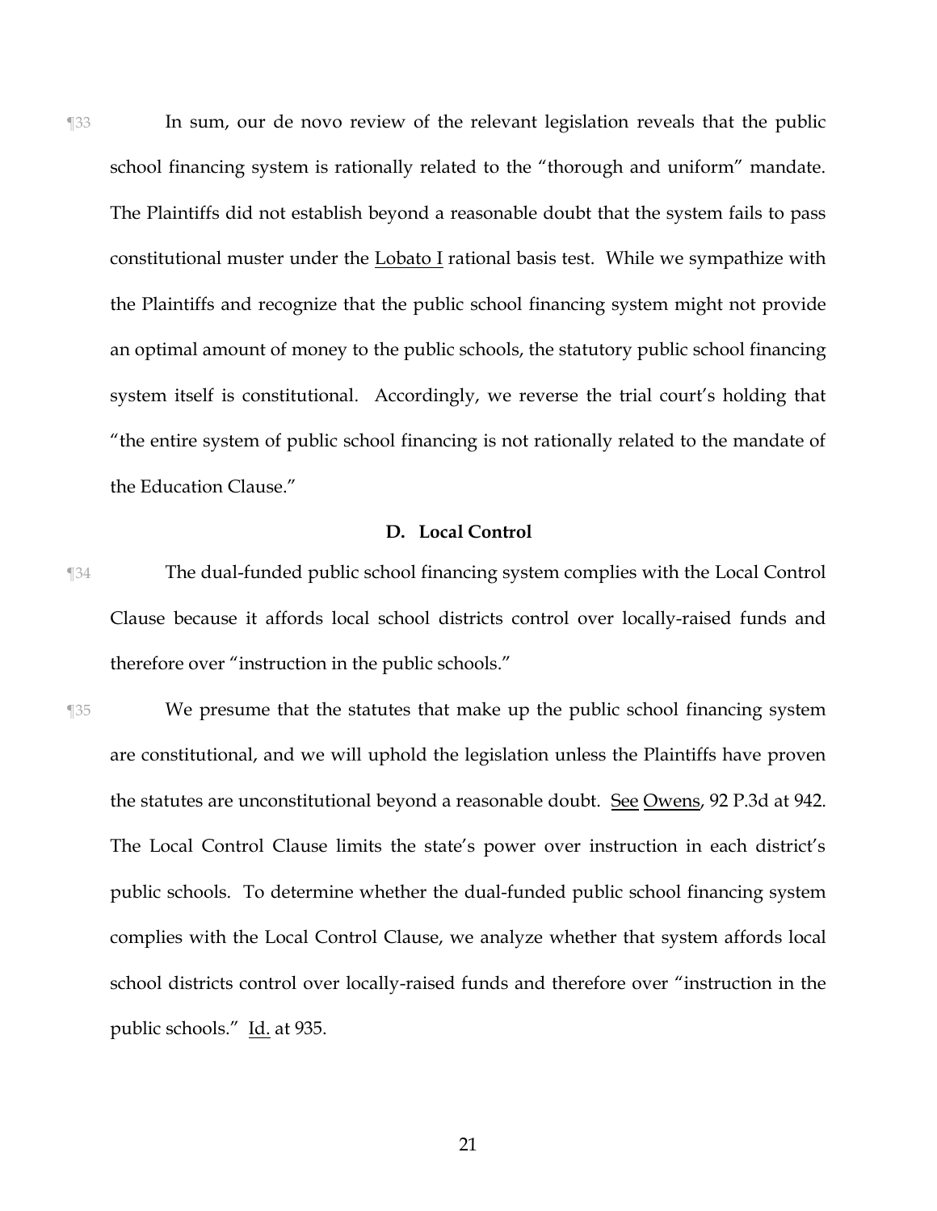¶33 In sum, our de novo review of the relevant legislation reveals that the public school financing system is rationally related to the "thorough and uniform" mandate. The Plaintiffs did not establish beyond a reasonable doubt that the system fails to pass constitutional muster under the Lobato I rational basis test. While we sympathize with the Plaintiffs and recognize that the public school financing system might not provide an optimal amount of money to the public schools, the statutory public school financing system itself is constitutional. Accordingly, we reverse the trial court's holding that "the entire system of public school financing is not rationally related to the mandate of the Education Clause."

### D. Local Control

¶34 The dual-funded public school financing system complies with the Local Control Clause because it affords local school districts control over locally-raised funds and therefore over "instruction in the public schools."

¶35 We presume that the statutes that make up the public school financing system are constitutional, and we will uphold the legislation unless the Plaintiffs have proven the statutes are unconstitutional beyond a reasonable doubt. See Owens, 92 P.3d at 942. The Local Control Clause limits the state's power over instruction in each district's public schools. To determine whether the dual-funded public school financing system complies with the Local Control Clause, we analyze whether that system affords local school districts control over locally-raised funds and therefore over "instruction in the public schools." Id. at 935.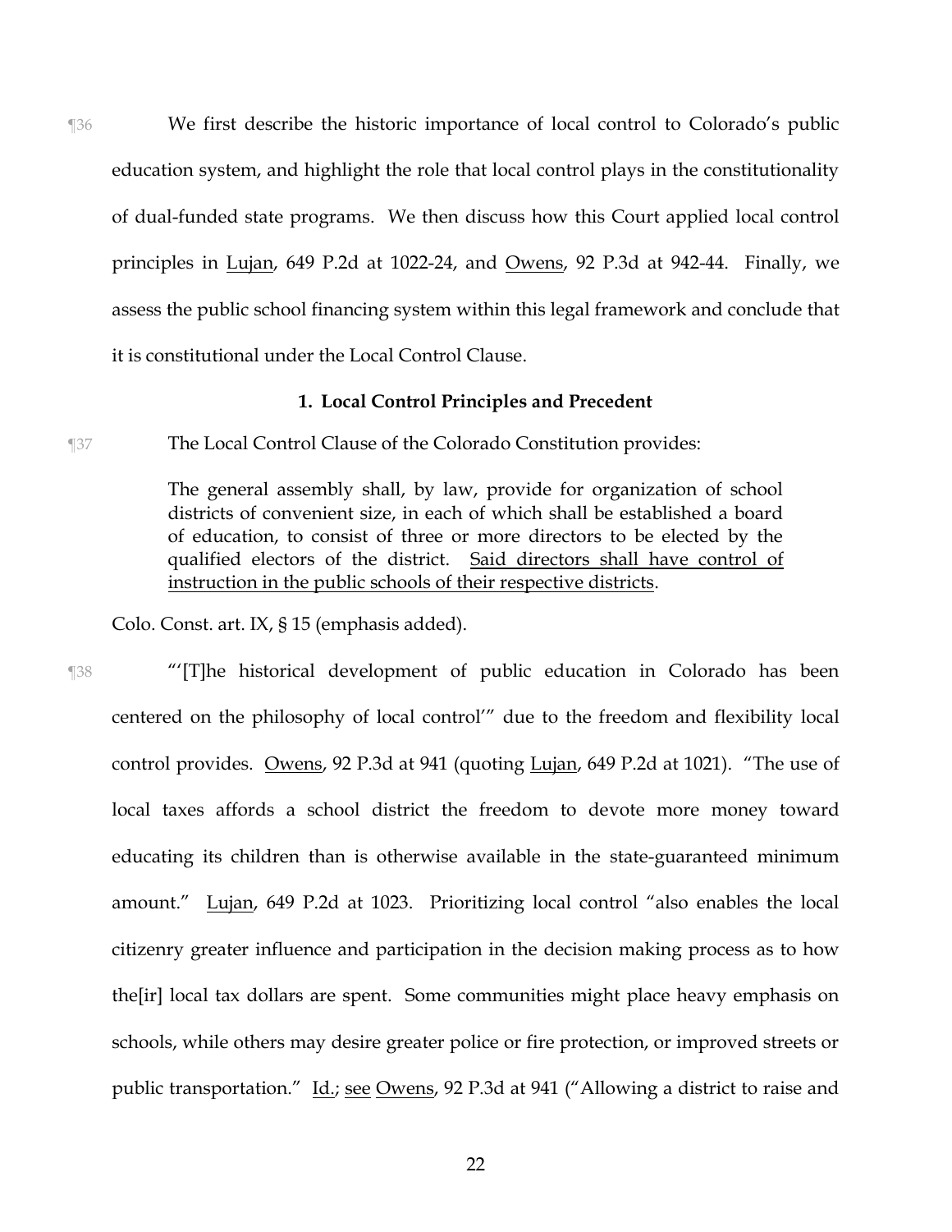¶36 We first describe the historic importance of local control to Colorado's public education system, and highlight the role that local control plays in the constitutionality of dual-funded state programs. We then discuss how this Court applied local control principles in Lujan, 649 P.2d at 1022-24, and Owens, 92 P.3d at 942-44. Finally, we assess the public school financing system within this legal framework and conclude that it is constitutional under the Local Control Clause.

### 1. Local Control Principles and Precedent

¶37 The Local Control Clause of the Colorado Constitution provides:

> The general assembly shall, by law, provide for organization of school districts of convenient size, in each of which shall be established a board of education, to consist of three or more directors to be elected by the qualified electors of the district. Said directors shall have control of instruction in the public schools of their respective districts.

Colo. Const. art. IX, § 15 (emphasis added).

¶38 "'[T]he historical development of public education in Colorado has been centered on the philosophy of local control'" due to the freedom and flexibility local control provides. Owens, 92 P.3d at 941 (quoting Lujan, 649 P.2d at 1021). "The use of local taxes affords a school district the freedom to devote more money toward educating its children than is otherwise available in the state-guaranteed minimum amount." Lujan, 649 P.2d at 1023. Prioritizing local control "also enables the local citizenry greater influence and participation in the decision making process as to how the[ir] local tax dollars are spent. Some communities might place heavy emphasis on schools, while others may desire greater police or fire protection, or improved streets or public transportation." Id.; see Owens, 92 P.3d at 941 ("Allowing a district to raise and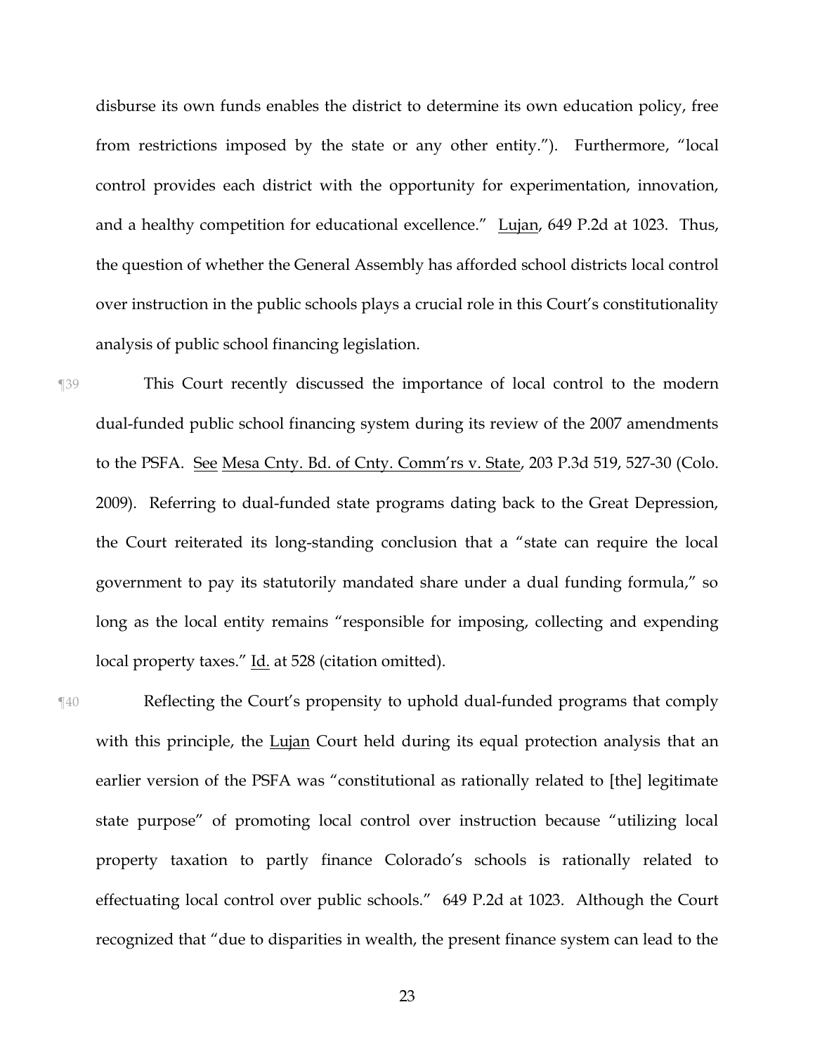disburse its own funds enables the district to determine its own education policy, free from restrictions imposed by the state or any other entity."). Furthermore, "local control provides each district with the opportunity for experimentation, innovation, and a healthy competition for educational excellence." Lujan, 649 P.2d at 1023. Thus, the question of whether the General Assembly has afforded school districts local control over instruction in the public schools plays a crucial role in this Court's constitutionality analysis of public school financing legislation.

¶39 This Court recently discussed the importance of local control to the modern dual-funded public school financing system during its review of the 2007 amendments to the PSFA. See Mesa Cnty. Bd. of Cnty. Comm'rs v. State, 203 P.3d 519, 527-30 (Colo. 2009). Referring to dual-funded state programs dating back to the Great Depression, the Court reiterated its long-standing conclusion that a "state can require the local government to pay its statutorily mandated share under a dual funding formula," so long as the local entity remains "responsible for imposing, collecting and expending local property taxes." Id. at 528 (citation omitted).

¶40 Reflecting the Court's propensity to uphold dual-funded programs that comply with this principle, the Lujan Court held during its equal protection analysis that an earlier version of the PSFA was "constitutional as rationally related to [the] legitimate state purpose" of promoting local control over instruction because "utilizing local property taxation to partly finance Colorado's schools is rationally related to effectuating local control over public schools." 649 P.2d at 1023. Although the Court recognized that "due to disparities in wealth, the present finance system can lead to the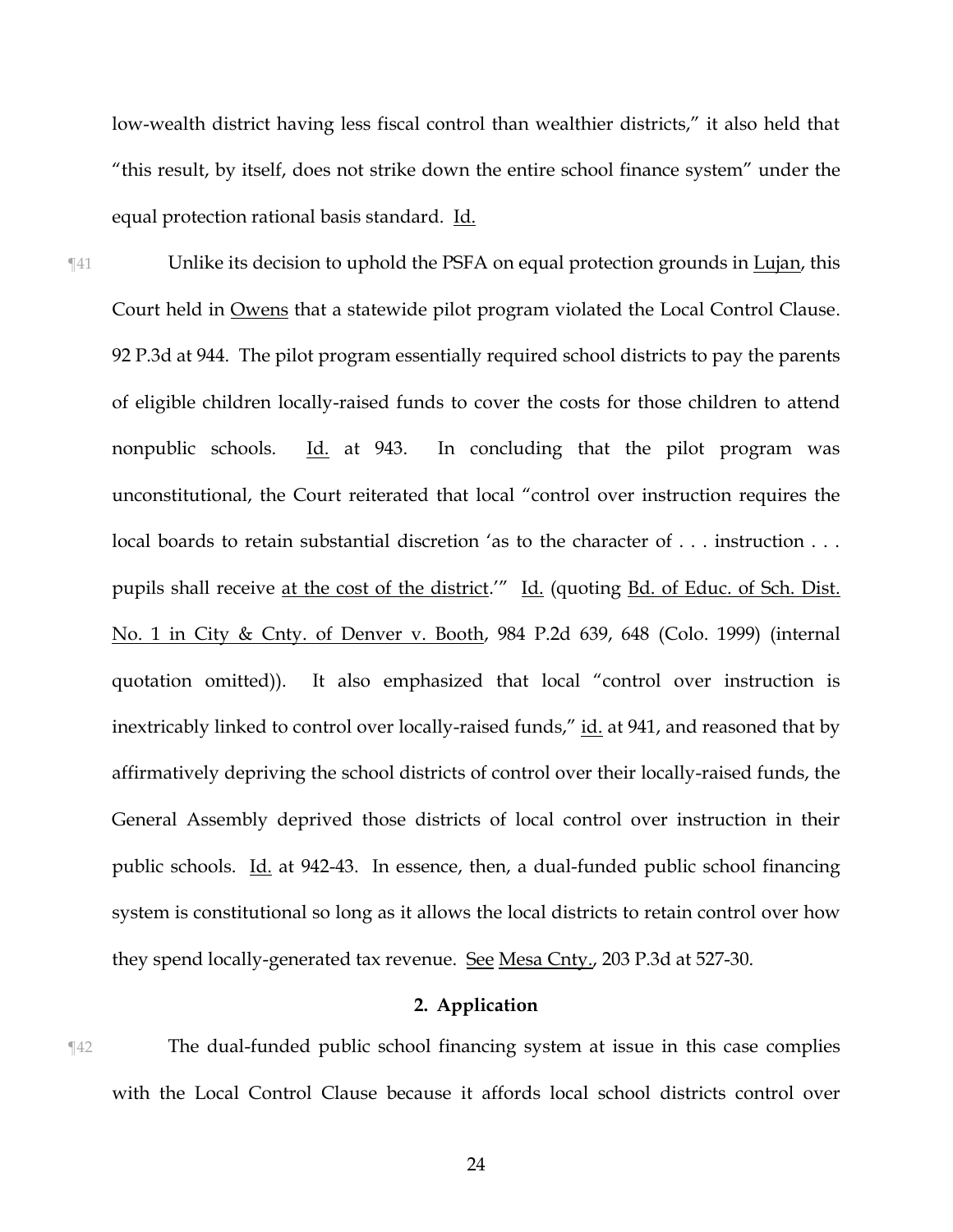low-wealth district having less fiscal control than wealthier districts," it also held that "this result, by itself, does not strike down the entire school finance system" under the equal protection rational basis standard. Id.

¶41 Unlike its decision to uphold the PSFA on equal protection grounds in Lujan, this Court held in Owens that a statewide pilot program violated the Local Control Clause. 92 P.3d at 944. The pilot program essentially required school districts to pay the parents of eligible children locally-raised funds to cover the costs for those children to attend nonpublic schools. Id. at 943. In concluding that the pilot program was unconstitutional, the Court reiterated that local "control over instruction requires the local boards to retain substantial discretion 'as to the character of . . . instruction . . . pupils shall receive at the cost of the district.'" Id. (quoting Bd. of Educ. of Sch. Dist. No. 1 in City & Cnty. of Denver v. Booth, 984 P.2d 639, 648 (Colo. 1999) (internal quotation omitted)). It also emphasized that local "control over instruction is inextricably linked to control over locally-raised funds," id. at 941, and reasoned that by affirmatively depriving the school districts of control over their locally-raised funds, the General Assembly deprived those districts of local control over instruction in their public schools. Id. at 942-43. In essence, then, a dual-funded public school financing system is constitutional so long as it allows the local districts to retain control over how they spend locally-generated tax revenue. See Mesa Cnty., 203 P.3d at 527-30.

### 2. Application

¶42 The dual-funded public school financing system at issue in this case complies with the Local Control Clause because it affords local school districts control over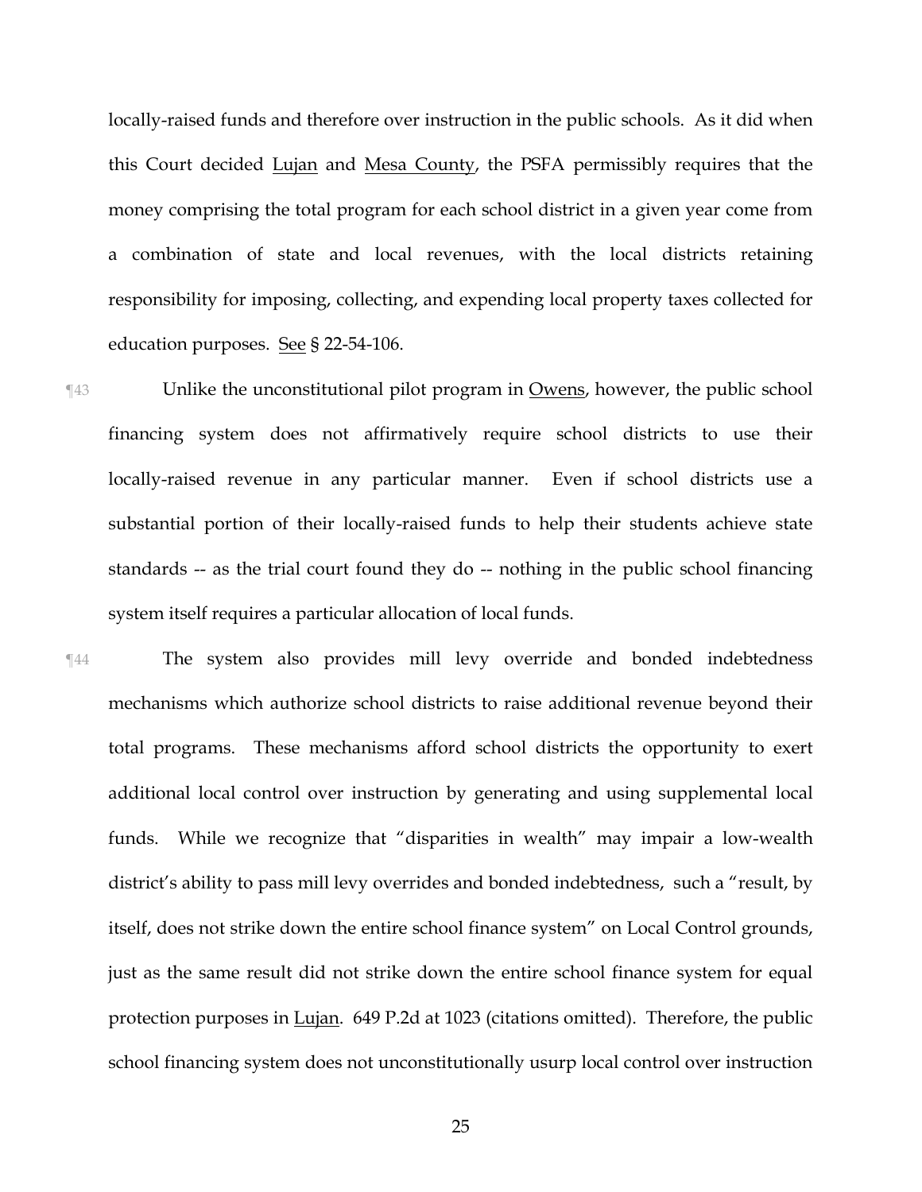locally-raised funds and therefore over instruction in the public schools. As it did when this Court decided Lujan and Mesa County, the PSFA permissibly requires that the money comprising the total program for each school district in a given year come from a combination of state and local revenues, with the local districts retaining responsibility for imposing, collecting, and expending local property taxes collected for education purposes. See § 22-54-106.

¶43 Unlike the unconstitutional pilot program in Owens, however, the public school financing system does not affirmatively require school districts to use their locally-raised revenue in any particular manner. Even if school districts use a substantial portion of their locally-raised funds to help their students achieve state standards -- as the trial court found they do -- nothing in the public school financing system itself requires a particular allocation of local funds.

¶44 The system also provides mill levy override and bonded indebtedness mechanisms which authorize school districts to raise additional revenue beyond their total programs. These mechanisms afford school districts the opportunity to exert additional local control over instruction by generating and using supplemental local funds. While we recognize that "disparities in wealth" may impair a low-wealth district's ability to pass mill levy overrides and bonded indebtedness, such a "result, by itself, does not strike down the entire school finance system" on Local Control grounds, just as the same result did not strike down the entire school finance system for equal protection purposes in Lujan. 649 P.2d at 1023 (citations omitted). Therefore, the public school financing system does not unconstitutionally usurp local control over instruction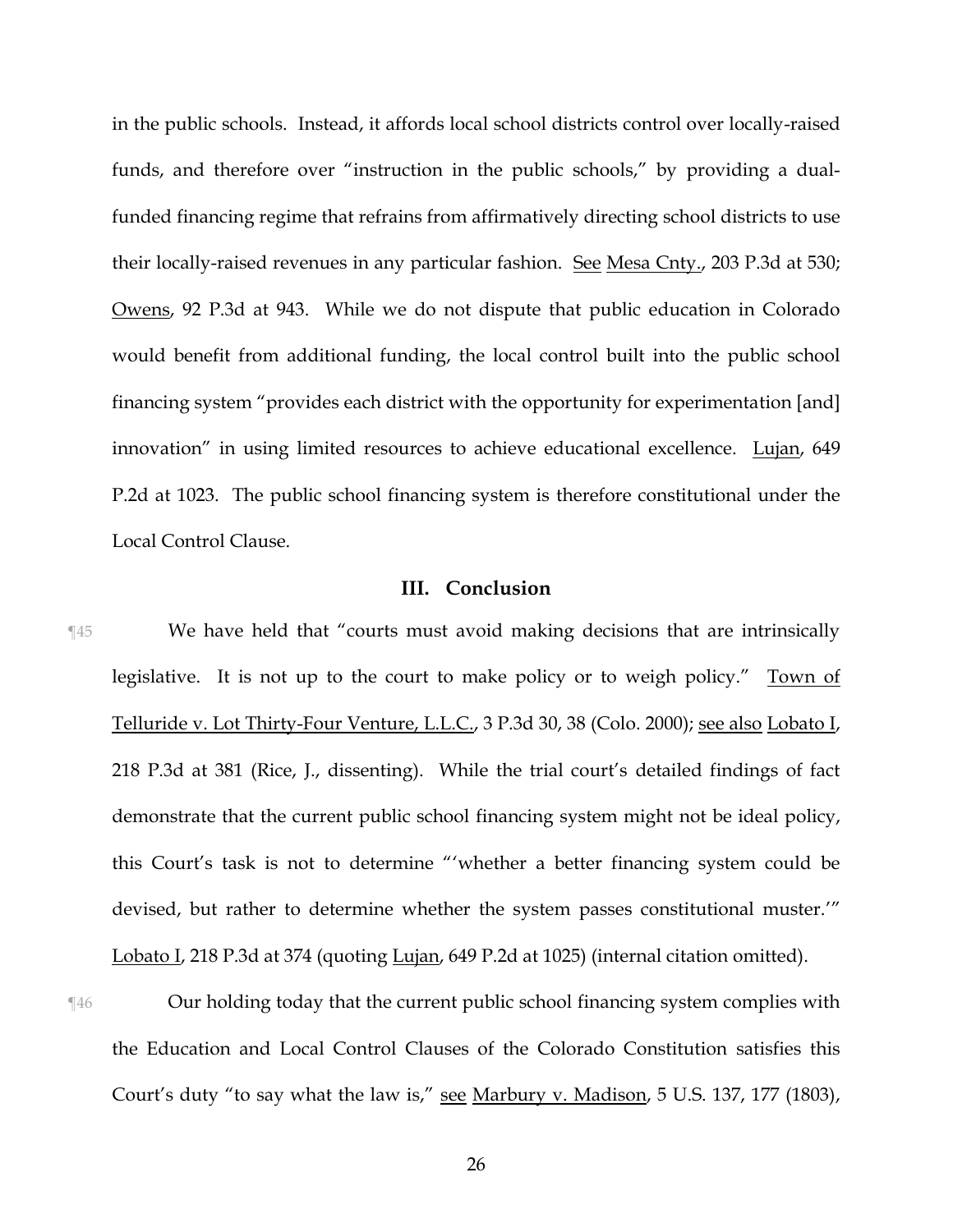in the public schools. Instead, it affords local school districts control over locally-raised funds, and therefore over "instruction in the public schools," by providing a dual-funded financing regime that refrains from affirmatively directing school districts to use their locally-raised revenues in any particular fashion. See Mesa Cnty., 203 P.3d at 530; Owens, 92 P.3d at 943. While we do not dispute that public education in Colorado would benefit from additional funding, the local control built into the public school financing system "provides each district with the opportunity for experimentation [and] innovation" in using limited resources to achieve educational excellence. Lujan, 649 P.2d at 1023. The public school financing system is therefore constitutional under the Local Control Clause.

### III. Conclusion

¶45 We have held that "courts must avoid making decisions that are intrinsically legislative. It is not up to the court to make policy or to weigh policy." Town of Telluride v. Lot Thirty-Four Venture, L.L.C., 3 P.3d 30, 38 (Colo. 2000); see also Lobato I, 218 P.3d at 381 (Rice, J., dissenting). While the trial court's detailed findings of fact demonstrate that the current public school financing system might not be ideal policy, this Court's task is not to determine "'whether a better financing system could be devised, but rather to determine whether the system passes constitutional muster.'" Lobato I, 218 P.3d at 374 (quoting Lujan, 649 P.2d at 1025) (internal citation omitted).

¶46 Our holding today that the current public school financing system complies with the Education and Local Control Clauses of the Colorado Constitution satisfies this Court's duty "to say what the law is," see Marbury v. Madison, 5 U.S. 137, 177 (1803),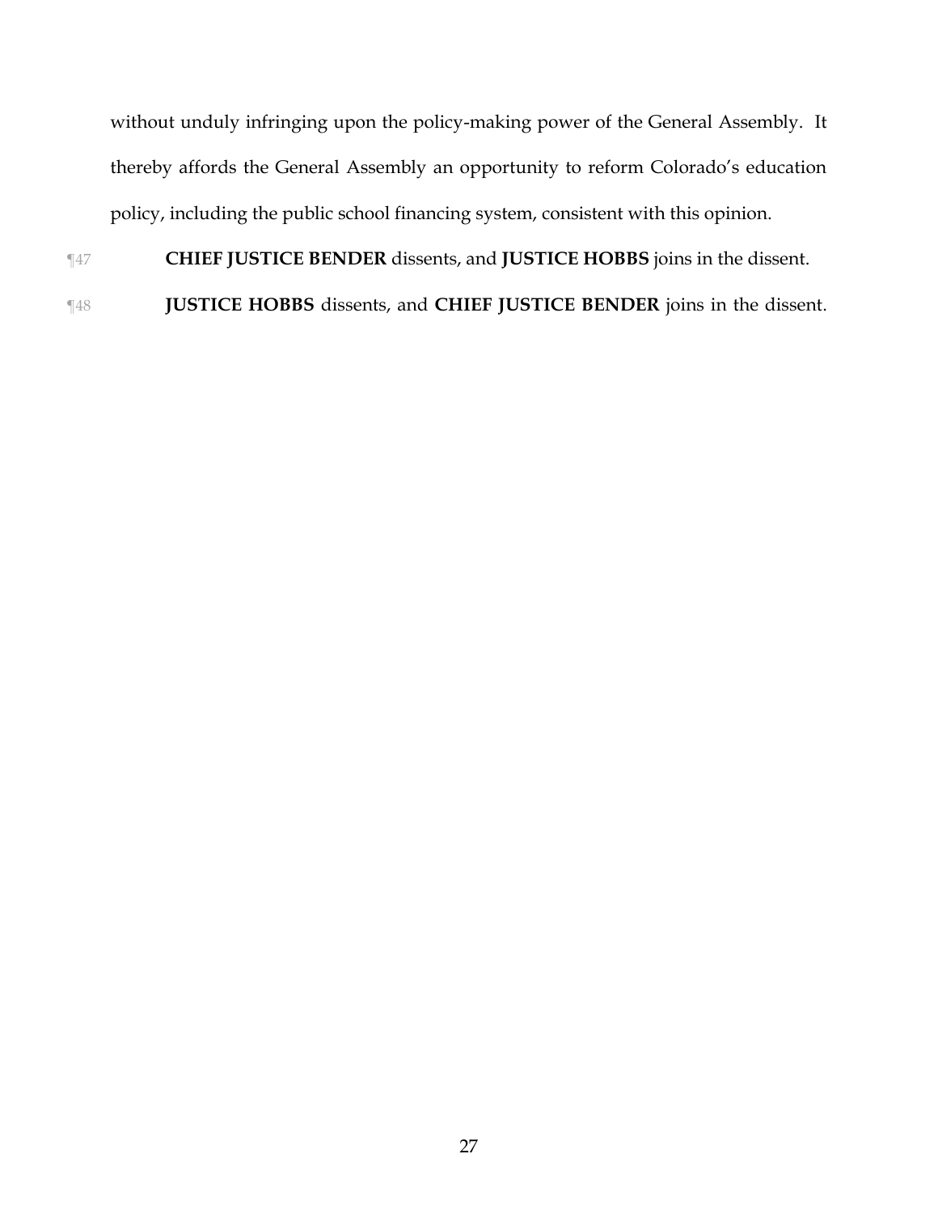without unduly infringing upon the policy-making power of the General Assembly. It thereby affords the General Assembly an opportunity to reform Colorado's education policy, including the public school financing system, consistent with this opinion.

¶47 **CHIEF JUSTICE BENDER** dissents, and **JUSTICE HOBBS** joins in the dissent.

¶48 **JUSTICE HOBBS** dissents, and **CHIEF JUSTICE BENDER** joins in the dissent.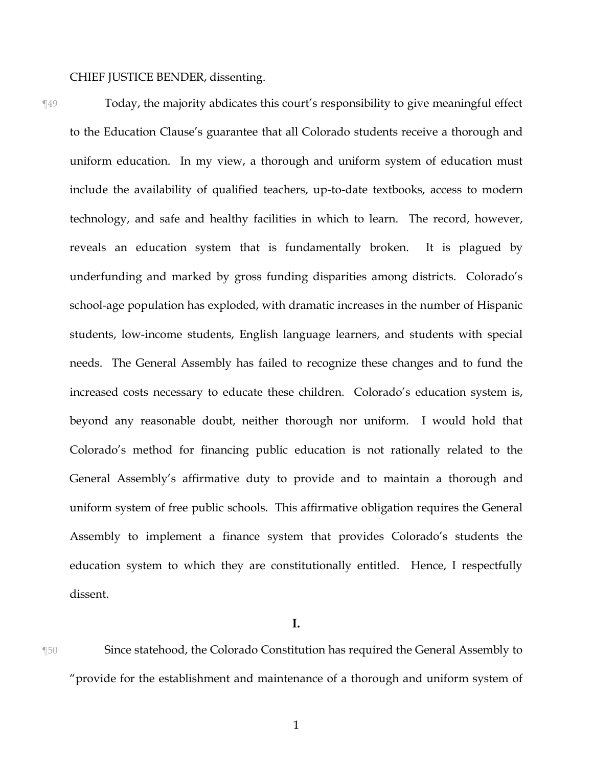CHIEF JUSTICE BENDER, dissenting.

¶49 Today, the majority abdicates this court's responsibility to give meaningful effect to the Education Clause's guarantee that all Colorado students receive a thorough and uniform education. In my view, a thorough and uniform system of education must include the availability of qualified teachers, up-to-date textbooks, access to modern technology, and safe and healthy facilities in which to learn. The record, however, reveals an education system that is fundamentally broken. It is plagued by underfunding and marked by gross funding disparities among districts. Colorado's school-age population has exploded, with dramatic increases in the number of Hispanic students, low-income students, English language learners, and students with special needs. The General Assembly has failed to recognize these changes and to fund the increased costs necessary to educate these children. Colorado's education system is, beyond any reasonable doubt, neither thorough nor uniform. I would hold that Colorado's method for financing public education is not rationally related to the General Assembly's affirmative duty to provide and to maintain a thorough and uniform system of free public schools. This affirmative obligation requires the General Assembly to implement a finance system that provides Colorado's students the education system to which they are constitutionally entitled. Hence, I respectfully dissent.

## I.

¶50 Since statehood, the Colorado Constitution has required the General Assembly to "provide for the establishment and maintenance of a thorough and uniform system of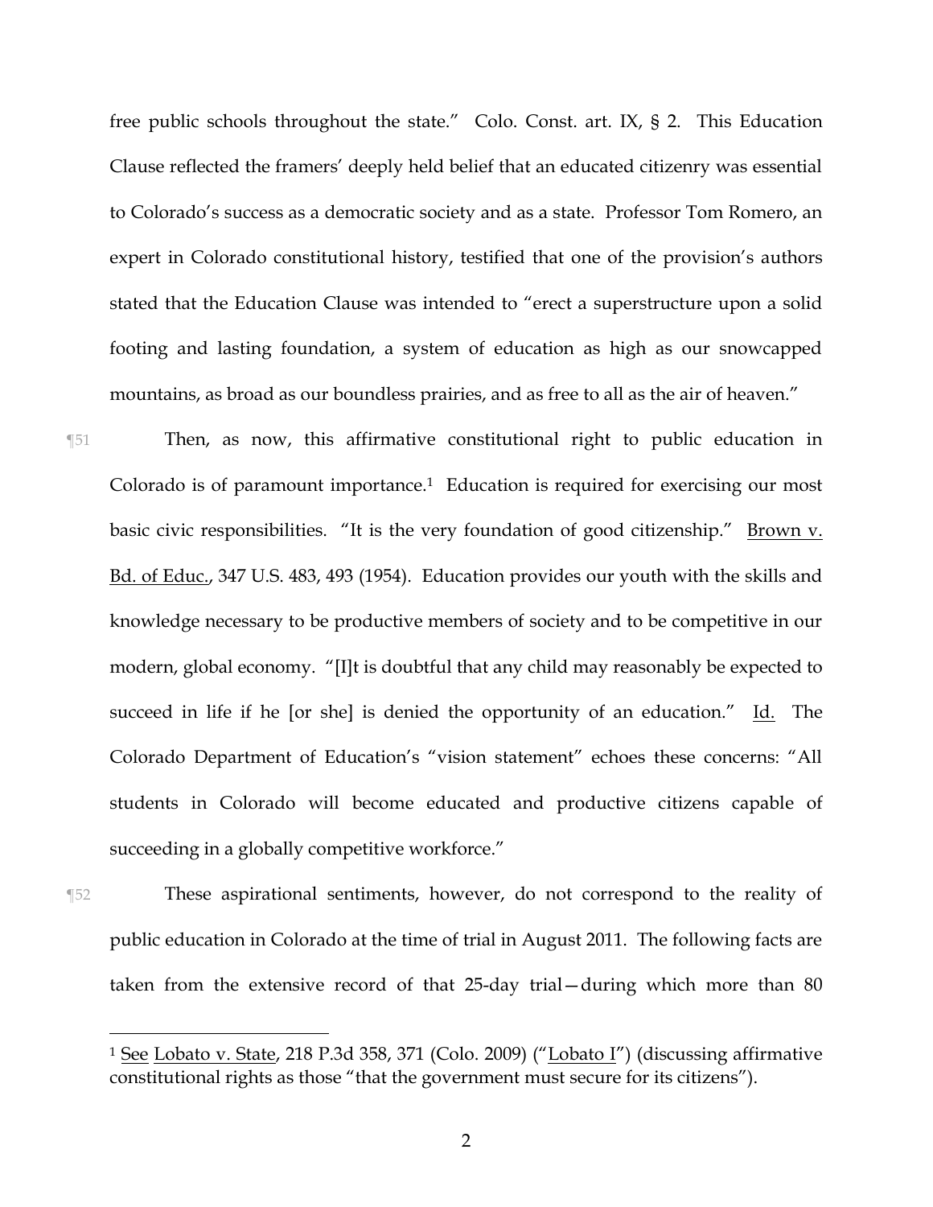free public schools throughout the state." Colo. Const. art. IX, § 2. This Education Clause reflected the framers' deeply held belief that an educated citizenry was essential to Colorado's success as a democratic society and as a state. Professor Tom Romero, an expert in Colorado constitutional history, testified that one of the provision's authors stated that the Education Clause was intended to "erect a superstructure upon a solid footing and lasting foundation, a system of education as high as our snowcapped mountains, as broad as our boundless prairies, and as free to all as the air of heaven."

¶51 Then, as now, this affirmative constitutional right to public education in Colorado is of paramount importance.[1] Education is required for exercising our most basic civic responsibilities. "It is the very foundation of good citizenship." Brown v. Bd. of Educ., 347 U.S. 483, 493 (1954). Education provides our youth with the skills and knowledge necessary to be productive members of society and to be competitive in our modern, global economy. "[I]t is doubtful that any child may reasonably be expected to succeed in life if he [or she] is denied the opportunity of an education." Id. The Colorado Department of Education's "vision statement" echoes these concerns: "All students in Colorado will become educated and productive citizens capable of succeeding in a globally competitive workforce."

¶52 These aspirational sentiments, however, do not correspond to the reality of public education in Colorado at the time of trial in August 2011. The following facts are taken from the extensive record of that 25-day trial—during which more than 80

[1] See Lobato v. State, 218 P.3d 358, 371 (Colo. 2009) ("Lobato I") (discussing affirmative constitutional rights as those "that the government must secure for its citizens").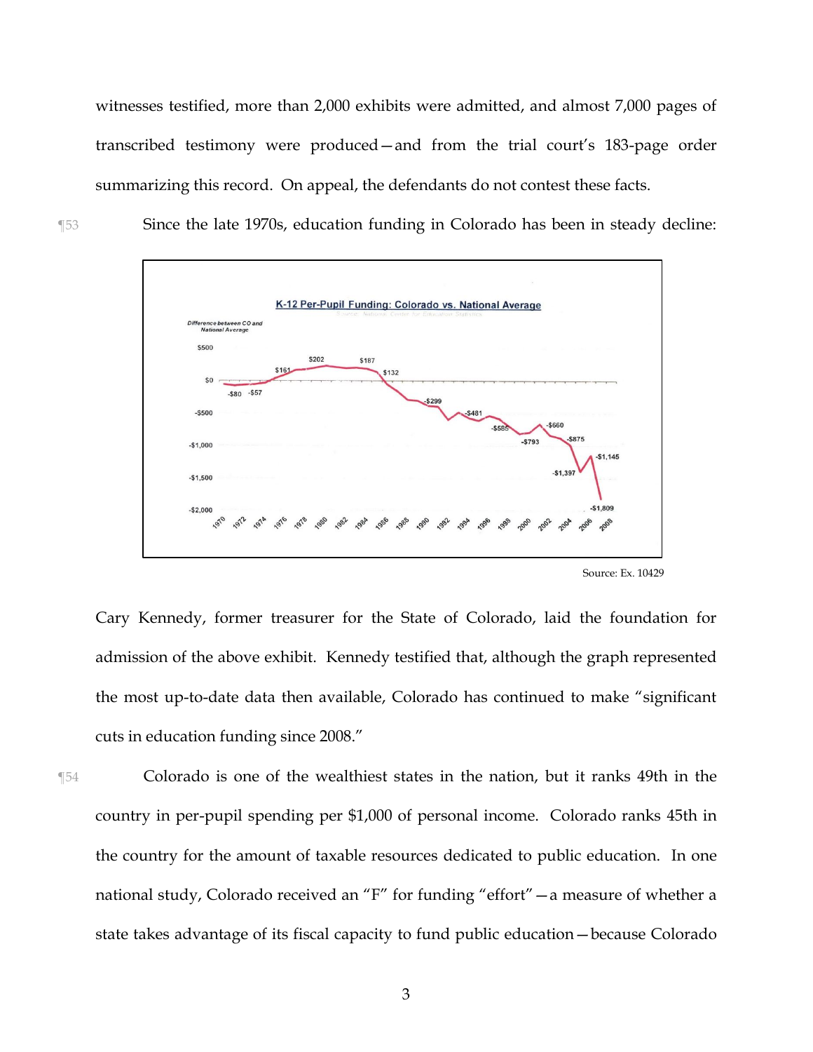witnesses testified, more than 2,000 exhibits were admitted, and almost 7,000 pages of transcribed testimony were produced—and from the trial court's 183-page order summarizing this record. On appeal, the defendants do not contest these facts.

¶53 Since the late 1970s, education funding in Colorado has been in steady decline:

K-12 Per-Pupil Funding: Colorado vs. National Average

Source: National Center for Education Statistics

Difference between CO and National Average

$500
$0
-$500
-$1,000
-$1,500
-$2,000

1970 1972 1974 1976 1978 1980 1982 1984 1986 1988 1990 1992 1994 1996 1998 2000 2002 2004 2006 2008

-$80 -$57 $161 $202 $187 $132 -$299 -$481 -$585 -$793 -$660 -$875 -$1,397 -$1,145 -$1,809

Source: Ex. 10429

Cary Kennedy, former treasurer for the State of Colorado, laid the foundation for admission of the above exhibit. Kennedy testified that, although the graph represented the most up-to-date data then available, Colorado has continued to make "significant cuts in education funding since 2008."

¶54 Colorado is one of the wealthiest states in the nation, but it ranks 49th in the country in per-pupil spending per $1,000 of personal income. Colorado ranks 45th in the country for the amount of taxable resources dedicated to public education. In one national study, Colorado received an "F" for funding "effort"—a measure of whether a state takes advantage of its fiscal capacity to fund public education—because Colorado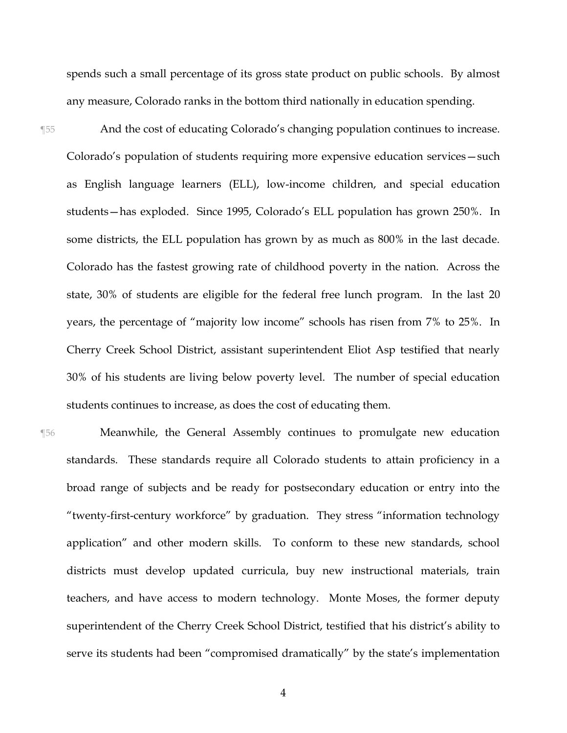spends such a small percentage of its gross state product on public schools. By almost any measure, Colorado ranks in the bottom third nationally in education spending.

¶55 And the cost of educating Colorado's changing population continues to increase. Colorado's population of students requiring more expensive education services—such as English language learners (ELL), low-income children, and special education students—has exploded. Since 1995, Colorado's ELL population has grown 250%. In some districts, the ELL population has grown by as much as 800% in the last decade. Colorado has the fastest growing rate of childhood poverty in the nation. Across the state, 30% of students are eligible for the federal free lunch program. In the last 20 years, the percentage of "majority low income" schools has risen from 7% to 25%. In Cherry Creek School District, assistant superintendent Eliot Asp testified that nearly 30% of his students are living below poverty level. The number of special education students continues to increase, as does the cost of educating them.

¶56 Meanwhile, the General Assembly continues to promulgate new education standards. These standards require all Colorado students to attain proficiency in a broad range of subjects and be ready for postsecondary education or entry into the "twenty-first-century workforce" by graduation. They stress "information technology application" and other modern skills. To conform to these new standards, school districts must develop updated curricula, buy new instructional materials, train teachers, and have access to modern technology. Monte Moses, the former deputy superintendent of the Cherry Creek School District, testified that his district's ability to serve its students had been "compromised dramatically" by the state's implementation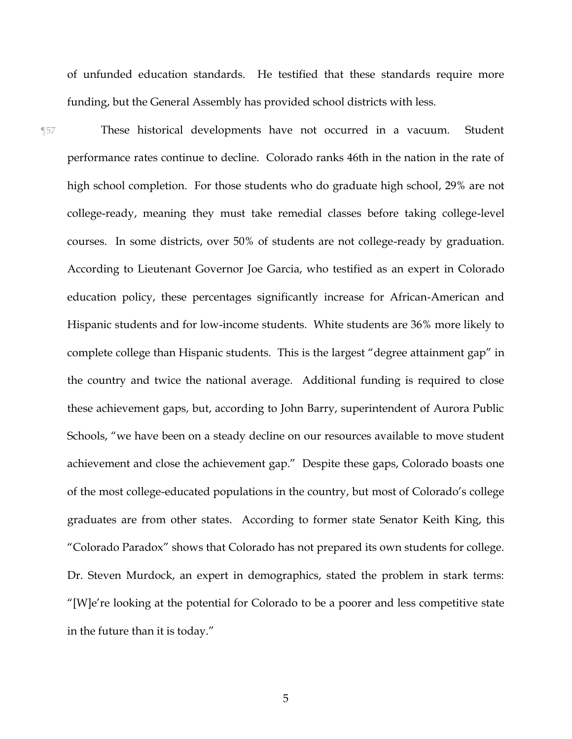of unfunded education standards. He testified that these standards require more funding, but the General Assembly has provided school districts with less.

¶57 These historical developments have not occurred in a vacuum. Student performance rates continue to decline. Colorado ranks 46th in the nation in the rate of high school completion. For those students who do graduate high school, 29% are not college-ready, meaning they must take remedial classes before taking college-level courses. In some districts, over 50% of students are not college-ready by graduation. According to Lieutenant Governor Joe Garcia, who testified as an expert in Colorado education policy, these percentages significantly increase for African-American and Hispanic students and for low-income students. White students are 36% more likely to complete college than Hispanic students. This is the largest "degree attainment gap" in the country and twice the national average. Additional funding is required to close these achievement gaps, but, according to John Barry, superintendent of Aurora Public Schools, "we have been on a steady decline on our resources available to move student achievement and close the achievement gap." Despite these gaps, Colorado boasts one of the most college-educated populations in the country, but most of Colorado's college graduates are from other states. According to former state Senator Keith King, this "Colorado Paradox" shows that Colorado has not prepared its own students for college. Dr. Steven Murdock, an expert in demographics, stated the problem in stark terms: "[W]e're looking at the potential for Colorado to be a poorer and less competitive state in the future than it is today."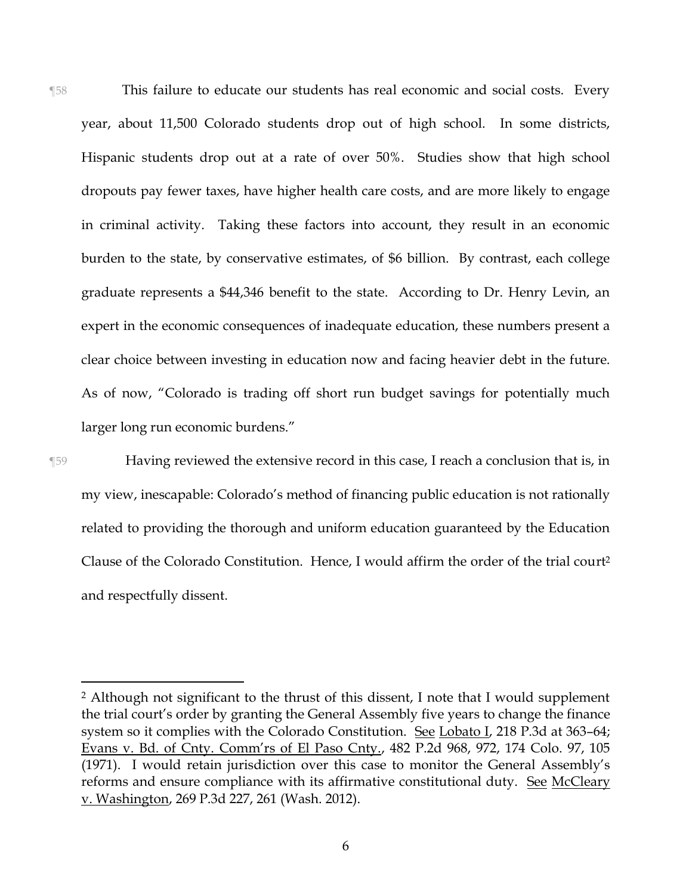¶58 This failure to educate our students has real economic and social costs. Every year, about 11,500 Colorado students drop out of high school. In some districts, Hispanic students drop out at a rate of over 50%. Studies show that high school dropouts pay fewer taxes, have higher health care costs, and are more likely to engage in criminal activity. Taking these factors into account, they result in an economic burden to the state, by conservative estimates, of $6 billion. By contrast, each college graduate represents a $44,346 benefit to the state. According to Dr. Henry Levin, an expert in the economic consequences of inadequate education, these numbers present a clear choice between investing in education now and facing heavier debt in the future. As of now, "Colorado is trading off short run budget savings for potentially much larger long run economic burdens."

¶59 Having reviewed the extensive record in this case, I reach a conclusion that is, in my view, inescapable: Colorado's method of financing public education is not rationally related to providing the thorough and uniform education guaranteed by the Education Clause of the Colorado Constitution. Hence, I would affirm the order of the trial court[2] and respectfully dissent.

---

[2] Although not significant to the thrust of this dissent, I note that I would supplement the trial court's order by granting the General Assembly five years to change the finance system so it complies with the Colorado Constitution. See Lobato I, 218 P.3d at 363–64; Evans v. Bd. of Cnty. Comm'rs of El Paso Cnty., 482 P.2d 968, 972, 174 Colo. 97, 105 (1971). I would retain jurisdiction over this case to monitor the General Assembly's reforms and ensure compliance with its affirmative constitutional duty. See McCleary v. Washington, 269 P.3d 227, 261 (Wash. 2012).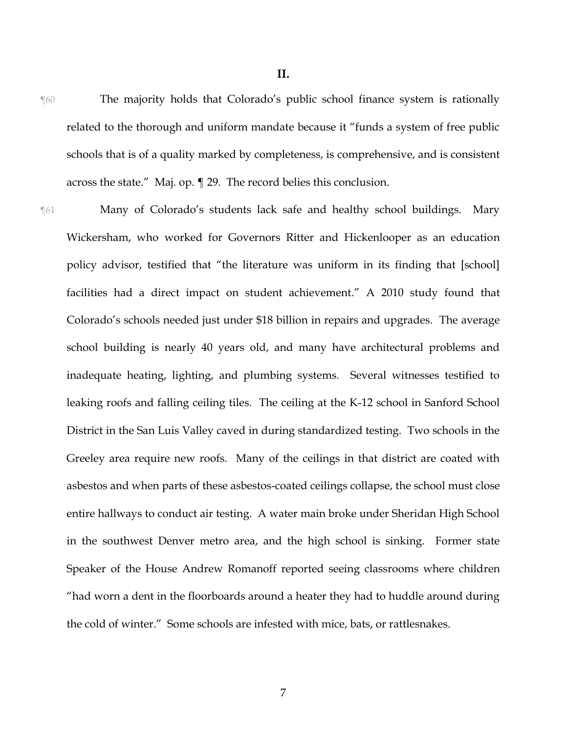## II.

¶60 The majority holds that Colorado's public school finance system is rationally related to the thorough and uniform mandate because it "funds a system of free public schools that is of a quality marked by completeness, is comprehensive, and is consistent across the state." Maj. op. ¶ 29. The record belies this conclusion.

¶61 Many of Colorado's students lack safe and healthy school buildings. Mary Wickersham, who worked for Governors Ritter and Hickenlooper as an education policy advisor, testified that "the literature was uniform in its finding that [school] facilities had a direct impact on student achievement." A 2010 study found that Colorado's schools needed just under $18 billion in repairs and upgrades. The average school building is nearly 40 years old, and many have architectural problems and inadequate heating, lighting, and plumbing systems. Several witnesses testified to leaking roofs and falling ceiling tiles. The ceiling at the K-12 school in Sanford School District in the San Luis Valley caved in during standardized testing. Two schools in the Greeley area require new roofs. Many of the ceilings in that district are coated with asbestos and when parts of these asbestos-coated ceilings collapse, the school must close entire hallways to conduct air testing. A water main broke under Sheridan High School in the southwest Denver metro area, and the high school is sinking. Former state Speaker of the House Andrew Romanoff reported seeing classrooms where children "had worn a dent in the floorboards around a heater they had to huddle around during the cold of winter." Some schools are infested with mice, bats, or rattlesnakes.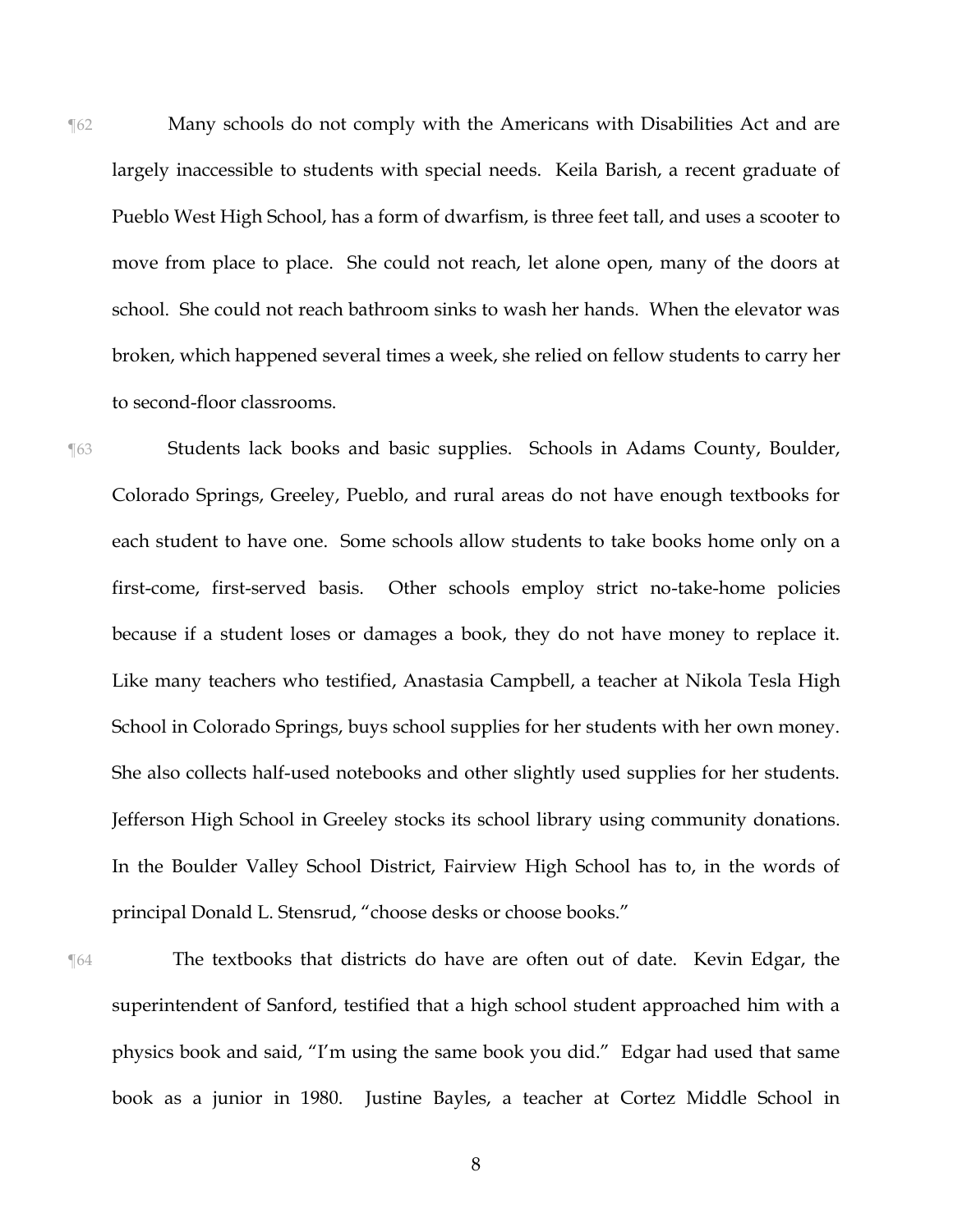¶62 Many schools do not comply with the Americans with Disabilities Act and are largely inaccessible to students with special needs. Keila Barish, a recent graduate of Pueblo West High School, has a form of dwarfism, is three feet tall, and uses a scooter to move from place to place. She could not reach, let alone open, many of the doors at school. She could not reach bathroom sinks to wash her hands. When the elevator was broken, which happened several times a week, she relied on fellow students to carry her to second-floor classrooms.

¶63 Students lack books and basic supplies. Schools in Adams County, Boulder, Colorado Springs, Greeley, Pueblo, and rural areas do not have enough textbooks for each student to have one. Some schools allow students to take books home only on a first-come, first-served basis. Other schools employ strict no-take-home policies because if a student loses or damages a book, they do not have money to replace it. Like many teachers who testified, Anastasia Campbell, a teacher at Nikola Tesla High School in Colorado Springs, buys school supplies for her students with her own money. She also collects half-used notebooks and other slightly used supplies for her students. Jefferson High School in Greeley stocks its school library using community donations. In the Boulder Valley School District, Fairview High School has to, in the words of principal Donald L. Stensrud, "choose desks or choose books."

¶64 The textbooks that districts do have are often out of date. Kevin Edgar, the superintendent of Sanford, testified that a high school student approached him with a physics book and said, "I'm using the same book you did." Edgar had used that same book as a junior in 1980. Justine Bayles, a teacher at Cortez Middle School in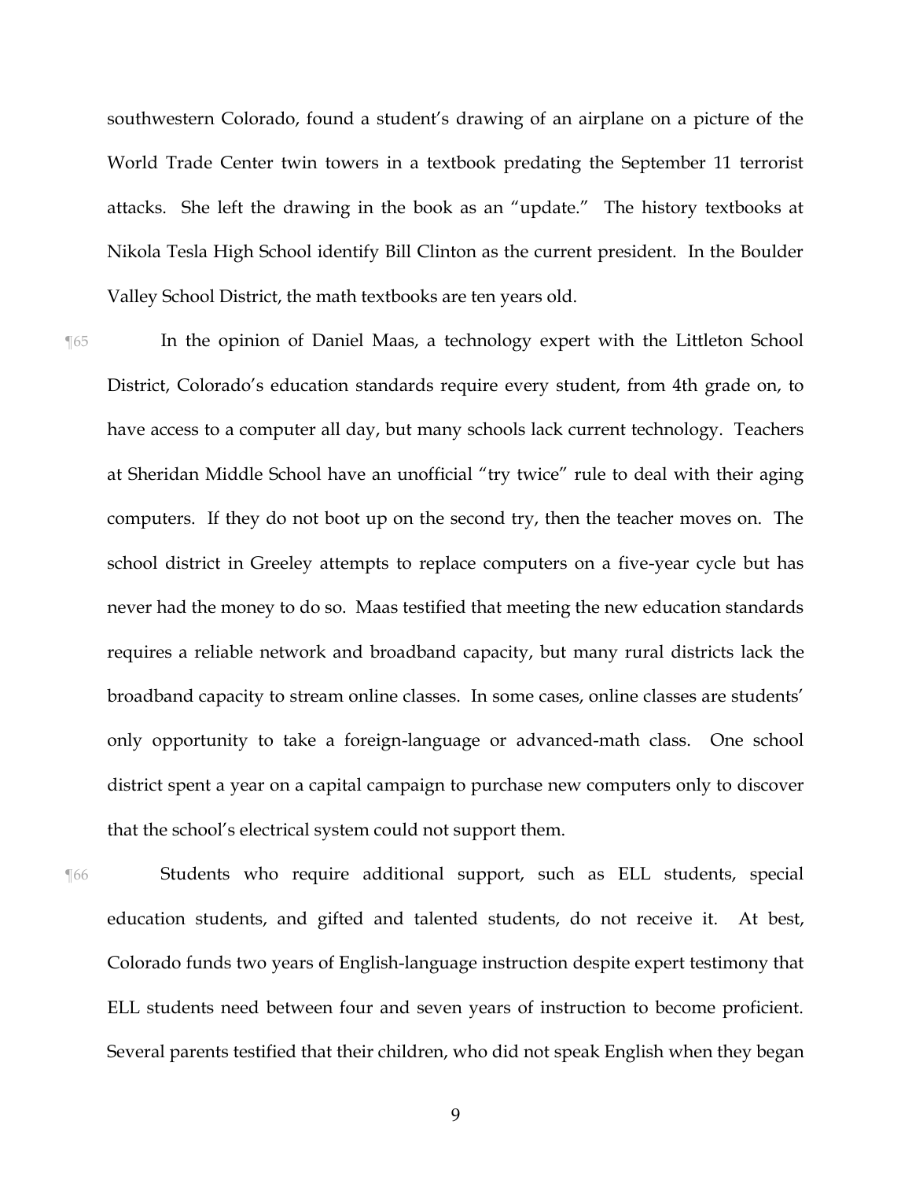southwestern Colorado, found a student's drawing of an airplane on a picture of the World Trade Center twin towers in a textbook predating the September 11 terrorist attacks. She left the drawing in the book as an "update." The history textbooks at Nikola Tesla High School identify Bill Clinton as the current president. In the Boulder Valley School District, the math textbooks are ten years old.

¶65 In the opinion of Daniel Maas, a technology expert with the Littleton School District, Colorado's education standards require every student, from 4th grade on, to have access to a computer all day, but many schools lack current technology. Teachers at Sheridan Middle School have an unofficial "try twice" rule to deal with their aging computers. If they do not boot up on the second try, then the teacher moves on. The school district in Greeley attempts to replace computers on a five-year cycle but has never had the money to do so. Maas testified that meeting the new education standards requires a reliable network and broadband capacity, but many rural districts lack the broadband capacity to stream online classes. In some cases, online classes are students' only opportunity to take a foreign-language or advanced-math class. One school district spent a year on a capital campaign to purchase new computers only to discover that the school's electrical system could not support them.

¶66 Students who require additional support, such as ELL students, special education students, and gifted and talented students, do not receive it. At best, Colorado funds two years of English-language instruction despite expert testimony that ELL students need between four and seven years of instruction to become proficient. Several parents testified that their children, who did not speak English when they began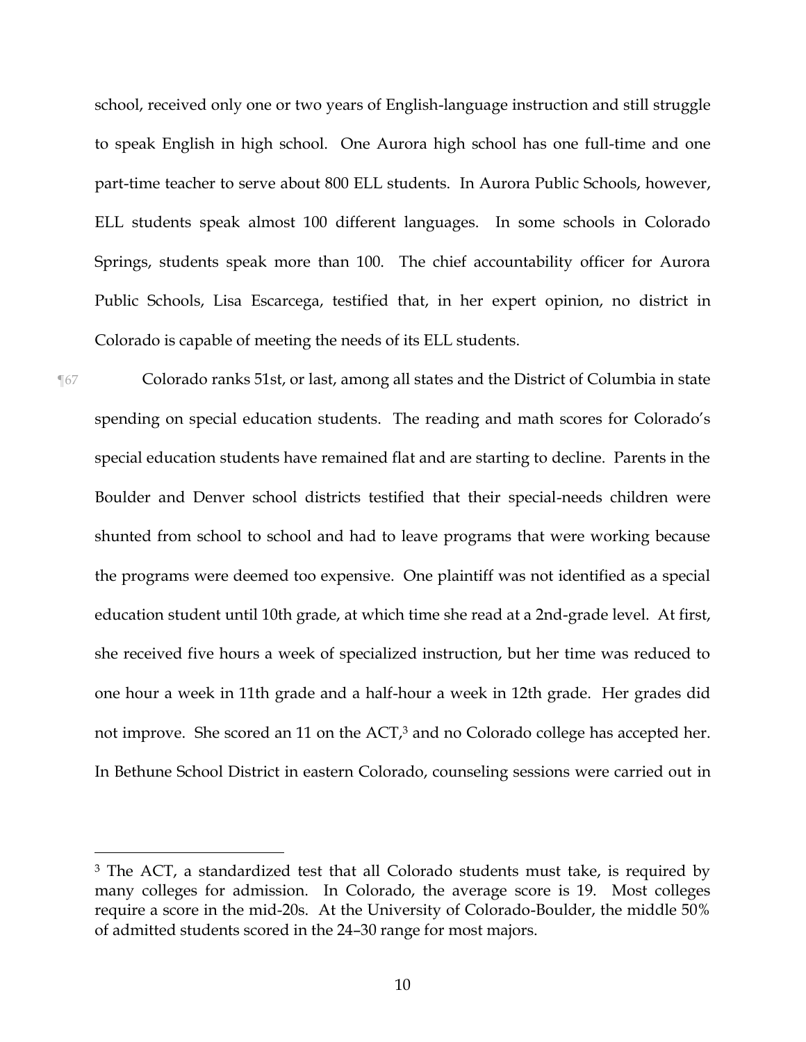school, received only one or two years of English-language instruction and still struggle to speak English in high school. One Aurora high school has one full-time and one part-time teacher to serve about 800 ELL students. In Aurora Public Schools, however, ELL students speak almost 100 different languages. In some schools in Colorado Springs, students speak more than 100. The chief accountability officer for Aurora Public Schools, Lisa Escarcega, testified that, in her expert opinion, no district in Colorado is capable of meeting the needs of its ELL students.

¶67 Colorado ranks 51st, or last, among all states and the District of Columbia in state spending on special education students. The reading and math scores for Colorado's special education students have remained flat and are starting to decline. Parents in the Boulder and Denver school districts testified that their special-needs children were shunted from school to school and had to leave programs that were working because the programs were deemed too expensive. One plaintiff was not identified as a special education student until 10th grade, at which time she read at a 2nd-grade level. At first, she received five hours a week of specialized instruction, but her time was reduced to one hour a week in 11th grade and a half-hour a week in 12th grade. Her grades did not improve. She scored an 11 on the ACT,[3] and no Colorado college has accepted her. In Bethune School District in eastern Colorado, counseling sessions were carried out in

[3] The ACT, a standardized test that all Colorado students must take, is required by many colleges for admission. In Colorado, the average score is 19. Most colleges require a score in the mid-20s. At the University of Colorado-Boulder, the middle 50% of admitted students scored in the 24–30 range for most majors.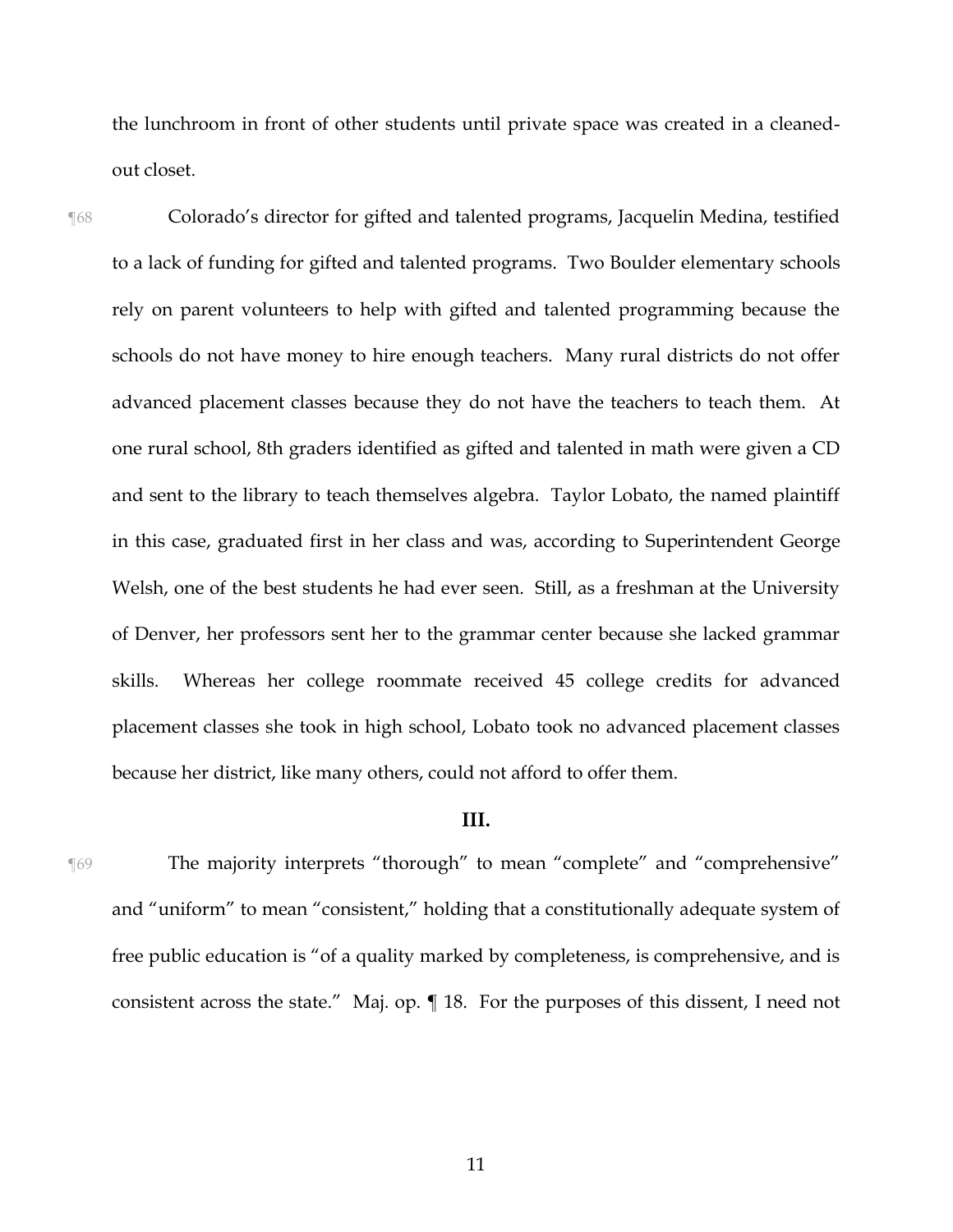the lunchroom in front of other students until private space was created in a cleaned-out closet.

¶68 Colorado's director for gifted and talented programs, Jacquelin Medina, testified to a lack of funding for gifted and talented programs. Two Boulder elementary schools rely on parent volunteers to help with gifted and talented programming because the schools do not have money to hire enough teachers. Many rural districts do not offer advanced placement classes because they do not have the teachers to teach them. At one rural school, 8th graders identified as gifted and talented in math were given a CD and sent to the library to teach themselves algebra. Taylor Lobato, the named plaintiff in this case, graduated first in her class and was, according to Superintendent George Welsh, one of the best students he had ever seen. Still, as a freshman at the University of Denver, her professors sent her to the grammar center because she lacked grammar skills. Whereas her college roommate received 45 college credits for advanced placement classes she took in high school, Lobato took no advanced placement classes because her district, like many others, could not afford to offer them.

### III.

¶69 The majority interprets "thorough" to mean "complete" and "comprehensive" and "uniform" to mean "consistent," holding that a constitutionally adequate system of free public education is "of a quality marked by completeness, is comprehensive, and is consistent across the state." Maj. op. ¶ 18. For the purposes of this dissent, I need not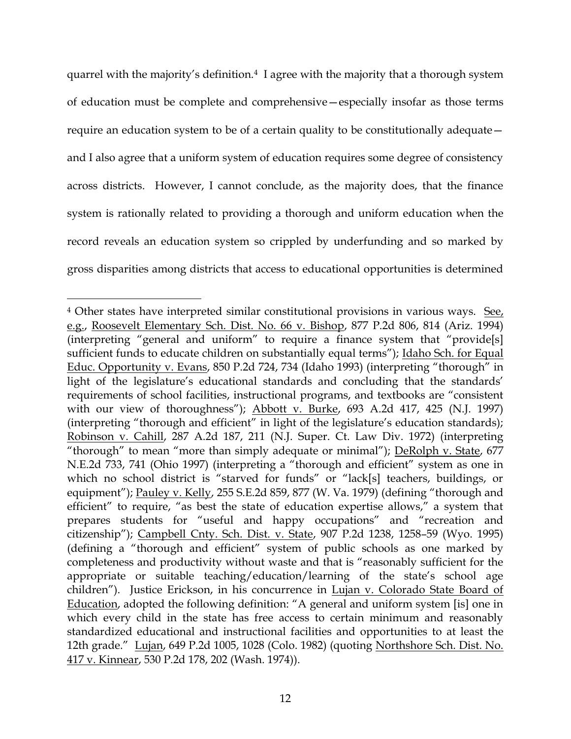quarrel with the majority's definition.[4] I agree with the majority that a thorough system of education must be complete and comprehensive—especially insofar as those terms require an education system to be of a certain quality to be constitutionally adequate—and I also agree that a uniform system of education requires some degree of consistency across districts. However, I cannot conclude, as the majority does, that the finance system is rationally related to providing a thorough and uniform education when the record reveals an education system so crippled by underfunding and so marked by gross disparities among districts that access to educational opportunities is determined

---

[4] Other states have interpreted similar constitutional provisions in various ways. See, e.g., Roosevelt Elementary Sch. Dist. No. 66 v. Bishop, 877 P.2d 806, 814 (Ariz. 1994) (interpreting "general and uniform" to require a finance system that "provide[s] sufficient funds to educate children on substantially equal terms"); Idaho Sch. for Equal Educ. Opportunity v. Evans, 850 P.2d 724, 734 (Idaho 1993) (interpreting "thorough" in light of the legislature's educational standards and concluding that the standards' requirements of school facilities, instructional programs, and textbooks are "consistent with our view of thoroughness"); Abbott v. Burke, 693 A.2d 417, 425 (N.J. 1997) (interpreting "thorough and efficient" in light of the legislature's education standards); Robinson v. Cahill, 287 A.2d 187, 211 (N.J. Super. Ct. Law Div. 1972) (interpreting "thorough" to mean "more than simply adequate or minimal"); DeRolph v. State, 677 N.E.2d 733, 741 (Ohio 1997) (interpreting a "thorough and efficient" system as one in which no school district is "starved for funds" or "lack[s] teachers, buildings, or equipment"); Pauley v. Kelly, 255 S.E.2d 859, 877 (W. Va. 1979) (defining "thorough and efficient" to require, "as best the state of education expertise allows," a system that prepares students for "useful and happy occupations" and "recreation and citizenship"); Campbell Cnty. Sch. Dist. v. State, 907 P.2d 1238, 1258–59 (Wyo. 1995) (defining a "thorough and efficient" system of public schools as one marked by completeness and productivity without waste and that is "reasonably sufficient for the appropriate or suitable teaching/education/learning of the state's school age children"). Justice Erickson, in his concurrence in Lujan v. Colorado State Board of Education, adopted the following definition: "A general and uniform system [is] one in which every child in the state has free access to certain minimum and reasonably standardized educational and instructional facilities and opportunities to at least the 12th grade." Lujan, 649 P.2d 1005, 1028 (Colo. 1982) (quoting Northshore Sch. Dist. No. 417 v. Kinnear, 530 P.2d 178, 202 (Wash. 1974)).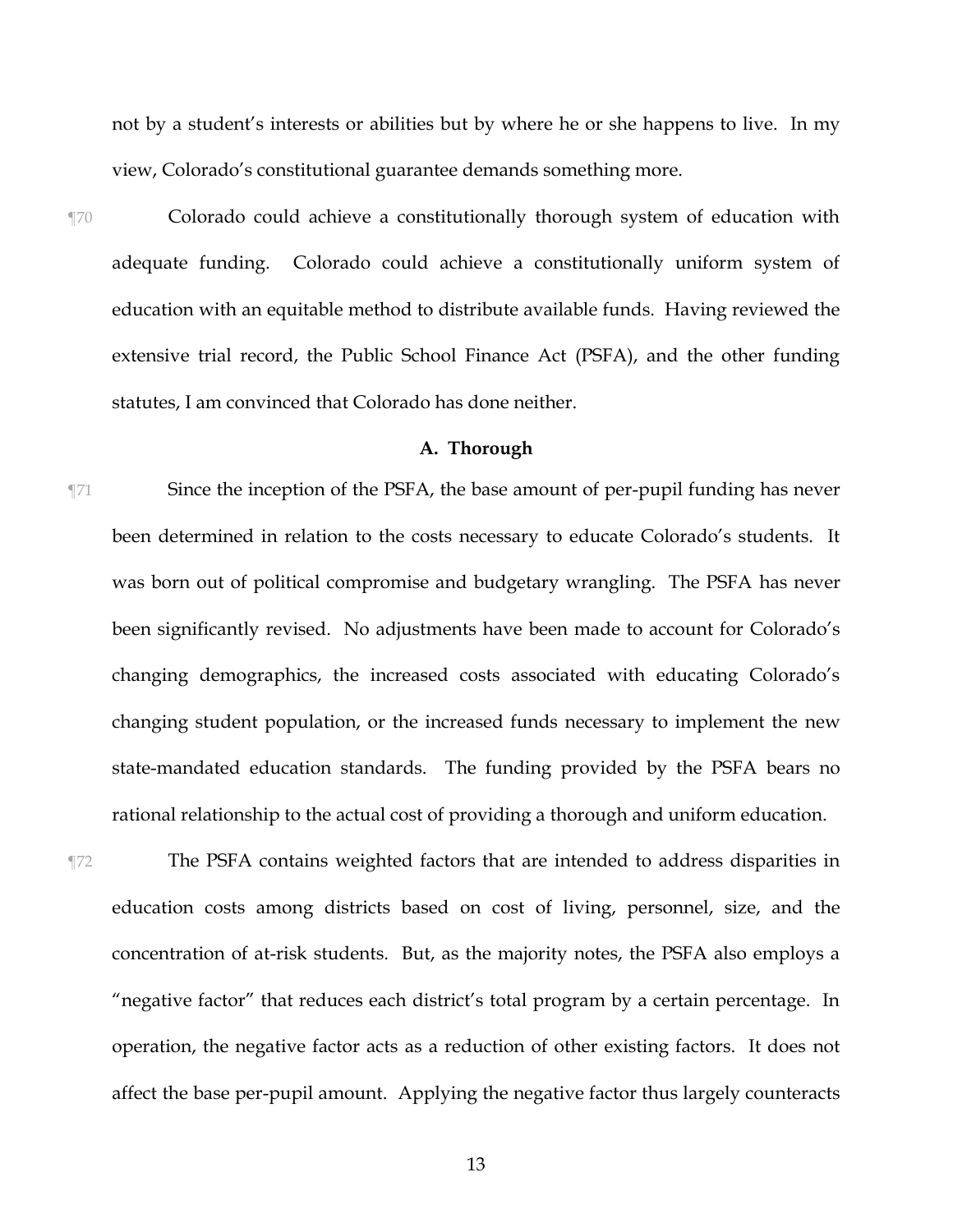not by a student's interests or abilities but by where he or she happens to live. In my view, Colorado's constitutional guarantee demands something more.

¶70 Colorado could achieve a constitutionally thorough system of education with adequate funding. Colorado could achieve a constitutionally uniform system of education with an equitable method to distribute available funds. Having reviewed the extensive trial record, the Public School Finance Act (PSFA), and the other funding statutes, I am convinced that Colorado has done neither.

### A. Thorough

¶71 Since the inception of the PSFA, the base amount of per-pupil funding has never been determined in relation to the costs necessary to educate Colorado's students. It was born out of political compromise and budgetary wrangling. The PSFA has never been significantly revised. No adjustments have been made to account for Colorado's changing demographics, the increased costs associated with educating Colorado's changing student population, or the increased funds necessary to implement the new state-mandated education standards. The funding provided by the PSFA bears no rational relationship to the actual cost of providing a thorough and uniform education.

¶72 The PSFA contains weighted factors that are intended to address disparities in education costs among districts based on cost of living, personnel, size, and the concentration of at-risk students. But, as the majority notes, the PSFA also employs a "negative factor" that reduces each district's total program by a certain percentage. In operation, the negative factor acts as a reduction of other existing factors. It does not affect the base per-pupil amount. Applying the negative factor thus largely counteracts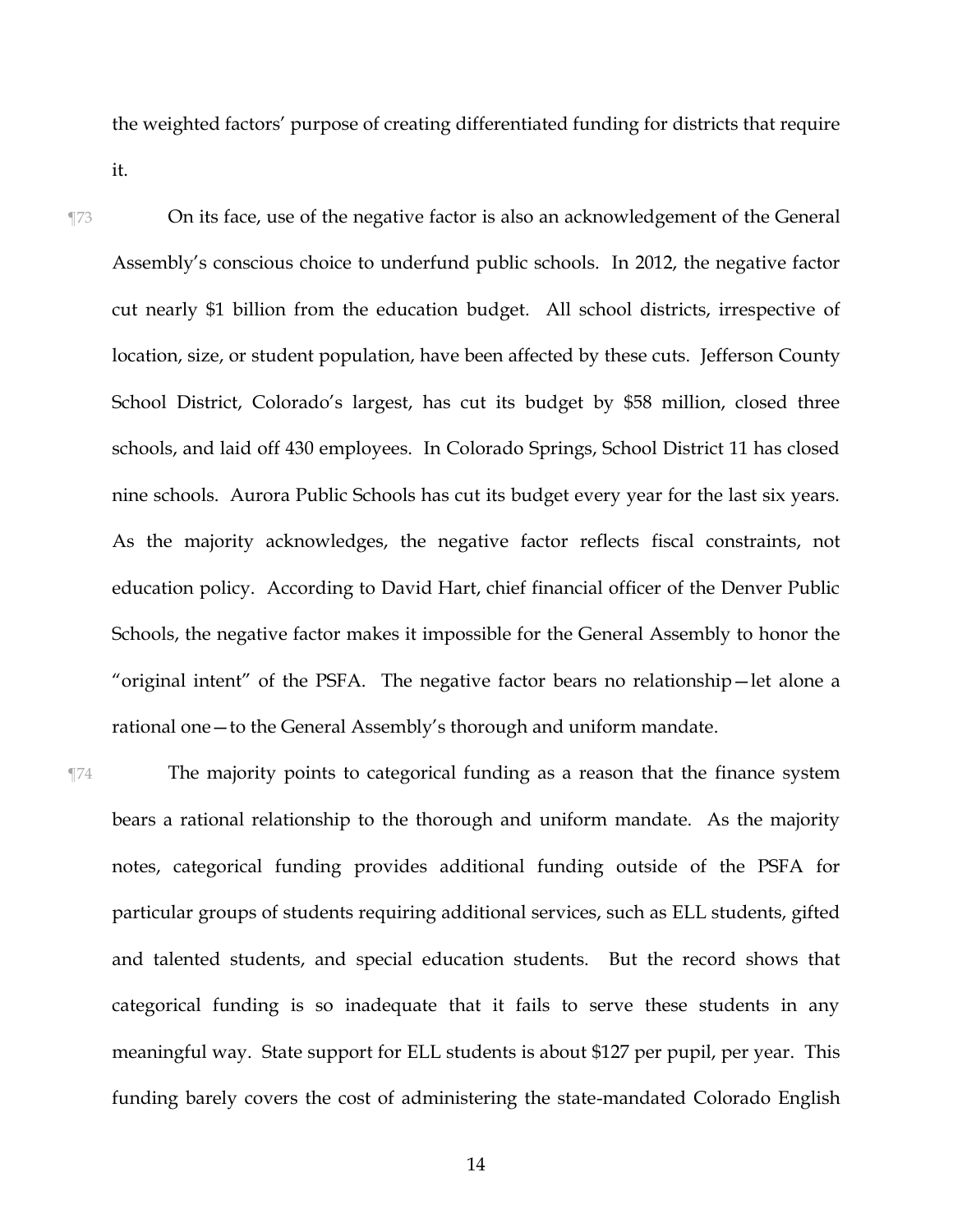the weighted factors' purpose of creating differentiated funding for districts that require it.

¶73 On its face, use of the negative factor is also an acknowledgement of the General Assembly's conscious choice to underfund public schools. In 2012, the negative factor cut nearly $1 billion from the education budget. All school districts, irrespective of location, size, or student population, have been affected by these cuts. Jefferson County School District, Colorado's largest, has cut its budget by $58 million, closed three schools, and laid off 430 employees. In Colorado Springs, School District 11 has closed nine schools. Aurora Public Schools has cut its budget every year for the last six years. As the majority acknowledges, the negative factor reflects fiscal constraints, not education policy. According to David Hart, chief financial officer of the Denver Public Schools, the negative factor makes it impossible for the General Assembly to honor the "original intent" of the PSFA. The negative factor bears no relationship—let alone a rational one—to the General Assembly's thorough and uniform mandate.

¶74 The majority points to categorical funding as a reason that the finance system bears a rational relationship to the thorough and uniform mandate. As the majority notes, categorical funding provides additional funding outside of the PSFA for particular groups of students requiring additional services, such as ELL students, gifted and talented students, and special education students. But the record shows that categorical funding is so inadequate that it fails to serve these students in any meaningful way. State support for ELL students is about $127 per pupil, per year. This funding barely covers the cost of administering the state-mandated Colorado English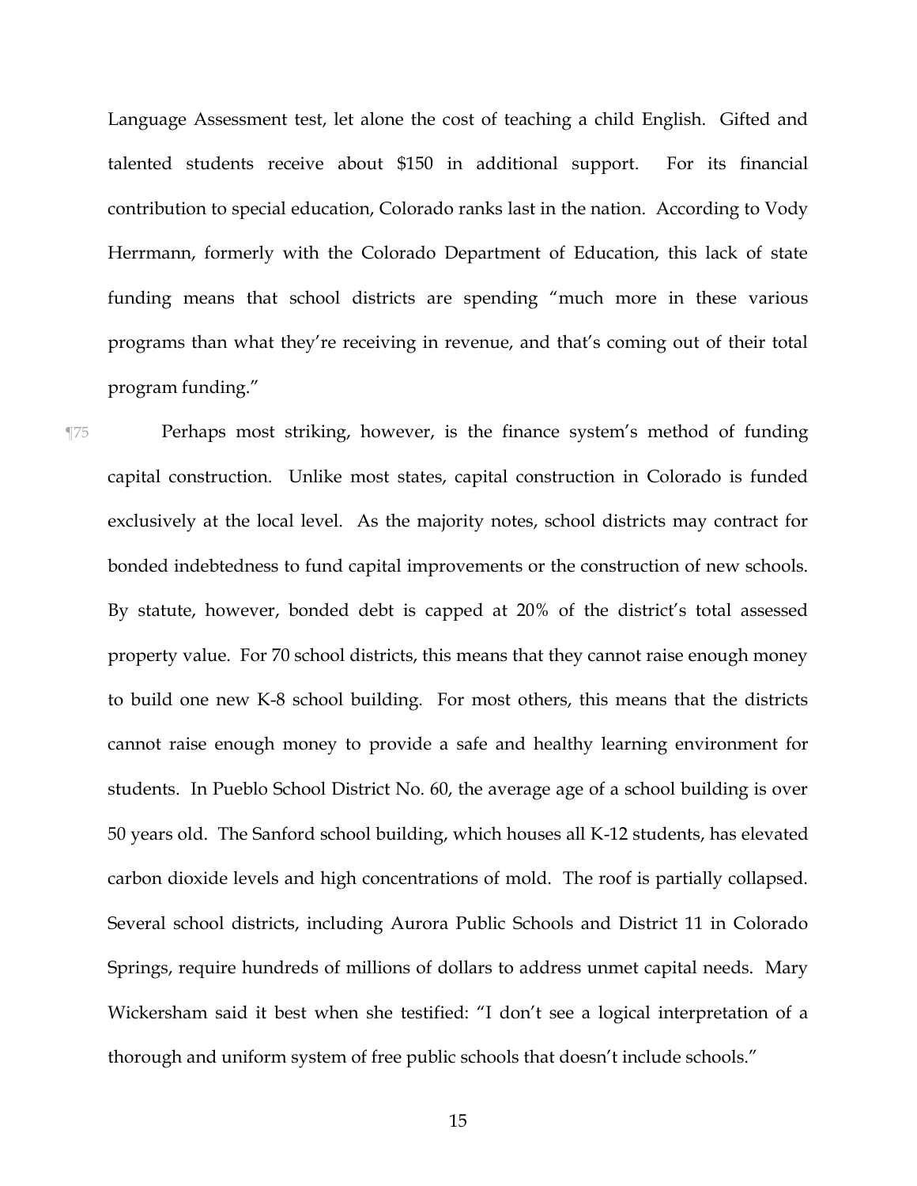Language Assessment test, let alone the cost of teaching a child English. Gifted and talented students receive about $150 in additional support. For its financial contribution to special education, Colorado ranks last in the nation. According to Vody Herrmann, formerly with the Colorado Department of Education, this lack of state funding means that school districts are spending "much more in these various programs than what they're receiving in revenue, and that's coming out of their total program funding."

¶75 Perhaps most striking, however, is the finance system's method of funding capital construction. Unlike most states, capital construction in Colorado is funded exclusively at the local level. As the majority notes, school districts may contract for bonded indebtedness to fund capital improvements or the construction of new schools. By statute, however, bonded debt is capped at 20% of the district's total assessed property value. For 70 school districts, this means that they cannot raise enough money to build one new K-8 school building. For most others, this means that the districts cannot raise enough money to provide a safe and healthy learning environment for students. In Pueblo School District No. 60, the average age of a school building is over 50 years old. The Sanford school building, which houses all K-12 students, has elevated carbon dioxide levels and high concentrations of mold. The roof is partially collapsed. Several school districts, including Aurora Public Schools and District 11 in Colorado Springs, require hundreds of millions of dollars to address unmet capital needs. Mary Wickersham said it best when she testified: "I don't see a logical interpretation of a thorough and uniform system of free public schools that doesn't include schools."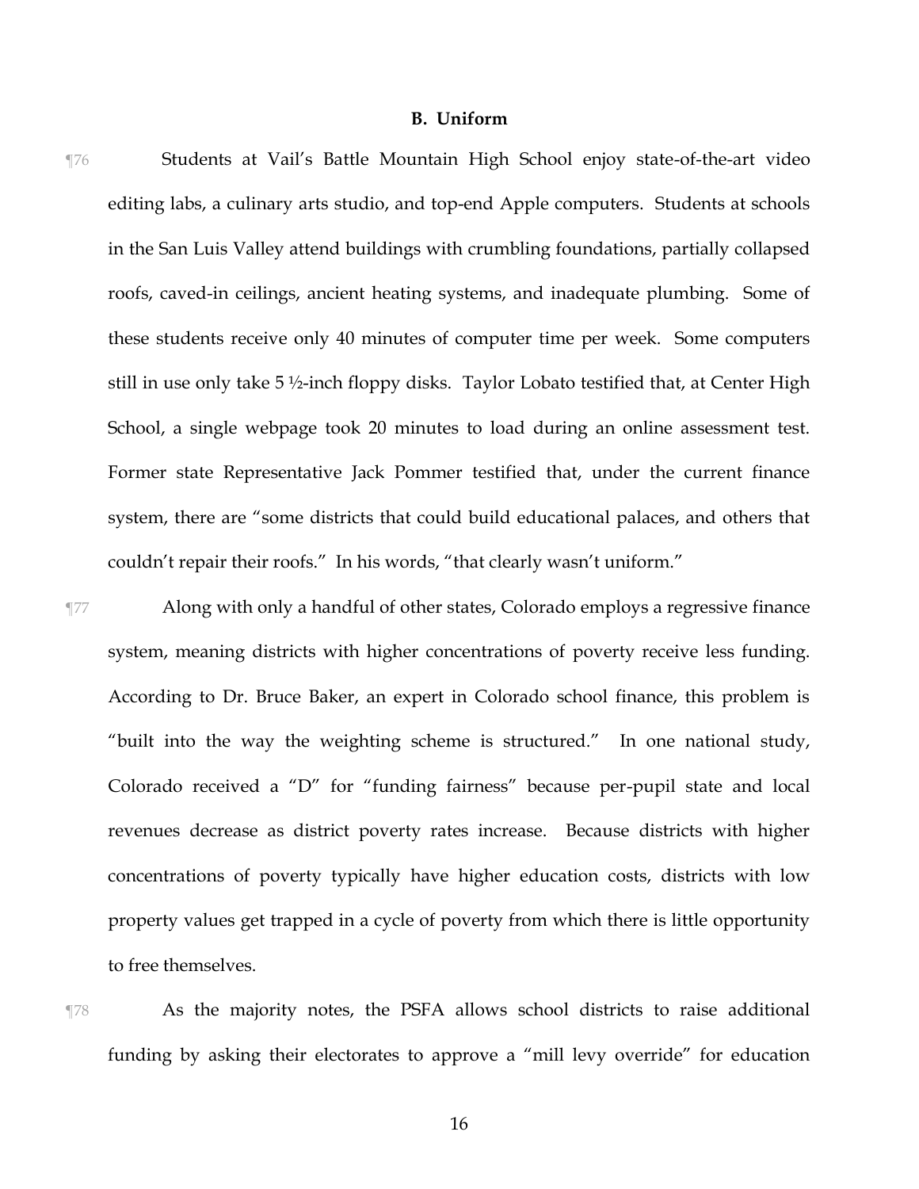### B. Uniform

¶76 Students at Vail's Battle Mountain High School enjoy state-of-the-art video editing labs, a culinary arts studio, and top-end Apple computers. Students at schools in the San Luis Valley attend buildings with crumbling foundations, partially collapsed roofs, caved-in ceilings, ancient heating systems, and inadequate plumbing. Some of these students receive only 40 minutes of computer time per week. Some computers still in use only take 5 ½-inch floppy disks. Taylor Lobato testified that, at Center High School, a single webpage took 20 minutes to load during an online assessment test. Former state Representative Jack Pommer testified that, under the current finance system, there are "some districts that could build educational palaces, and others that couldn't repair their roofs." In his words, "that clearly wasn't uniform."

¶77 Along with only a handful of other states, Colorado employs a regressive finance system, meaning districts with higher concentrations of poverty receive less funding. According to Dr. Bruce Baker, an expert in Colorado school finance, this problem is "built into the way the weighting scheme is structured." In one national study, Colorado received a "D" for "funding fairness" because per-pupil state and local revenues decrease as district poverty rates increase. Because districts with higher concentrations of poverty typically have higher education costs, districts with low property values get trapped in a cycle of poverty from which there is little opportunity to free themselves.

¶78 As the majority notes, the PSFA allows school districts to raise additional funding by asking their electorates to approve a "mill levy override" for education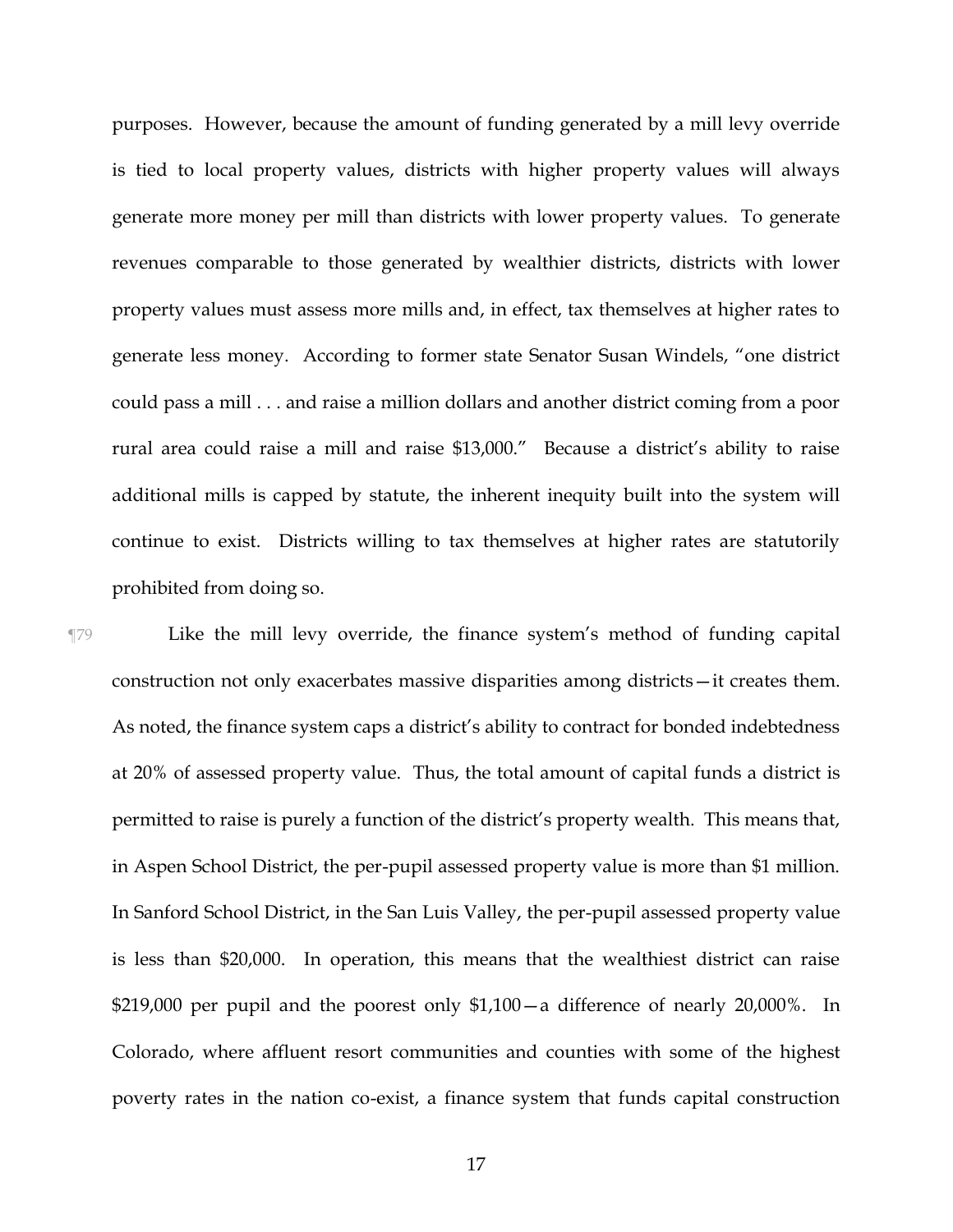purposes. However, because the amount of funding generated by a mill levy override is tied to local property values, districts with higher property values will always generate more money per mill than districts with lower property values. To generate revenues comparable to those generated by wealthier districts, districts with lower property values must assess more mills and, in effect, tax themselves at higher rates to generate less money. According to former state Senator Susan Windels, "one district could pass a mill . . . and raise a million dollars and another district coming from a poor rural area could raise a mill and raise $13,000." Because a district's ability to raise additional mills is capped by statute, the inherent inequity built into the system will continue to exist. Districts willing to tax themselves at higher rates are statutorily prohibited from doing so.

¶79 Like the mill levy override, the finance system's method of funding capital construction not only exacerbates massive disparities among districts—it creates them. As noted, the finance system caps a district's ability to contract for bonded indebtedness at 20% of assessed property value. Thus, the total amount of capital funds a district is permitted to raise is purely a function of the district's property wealth. This means that, in Aspen School District, the per-pupil assessed property value is more than $1 million. In Sanford School District, in the San Luis Valley, the per-pupil assessed property value is less than $20,000. In operation, this means that the wealthiest district can raise $219,000 per pupil and the poorest only $1,100—a difference of nearly 20,000%. In Colorado, where affluent resort communities and counties with some of the highest poverty rates in the nation co-exist, a finance system that funds capital construction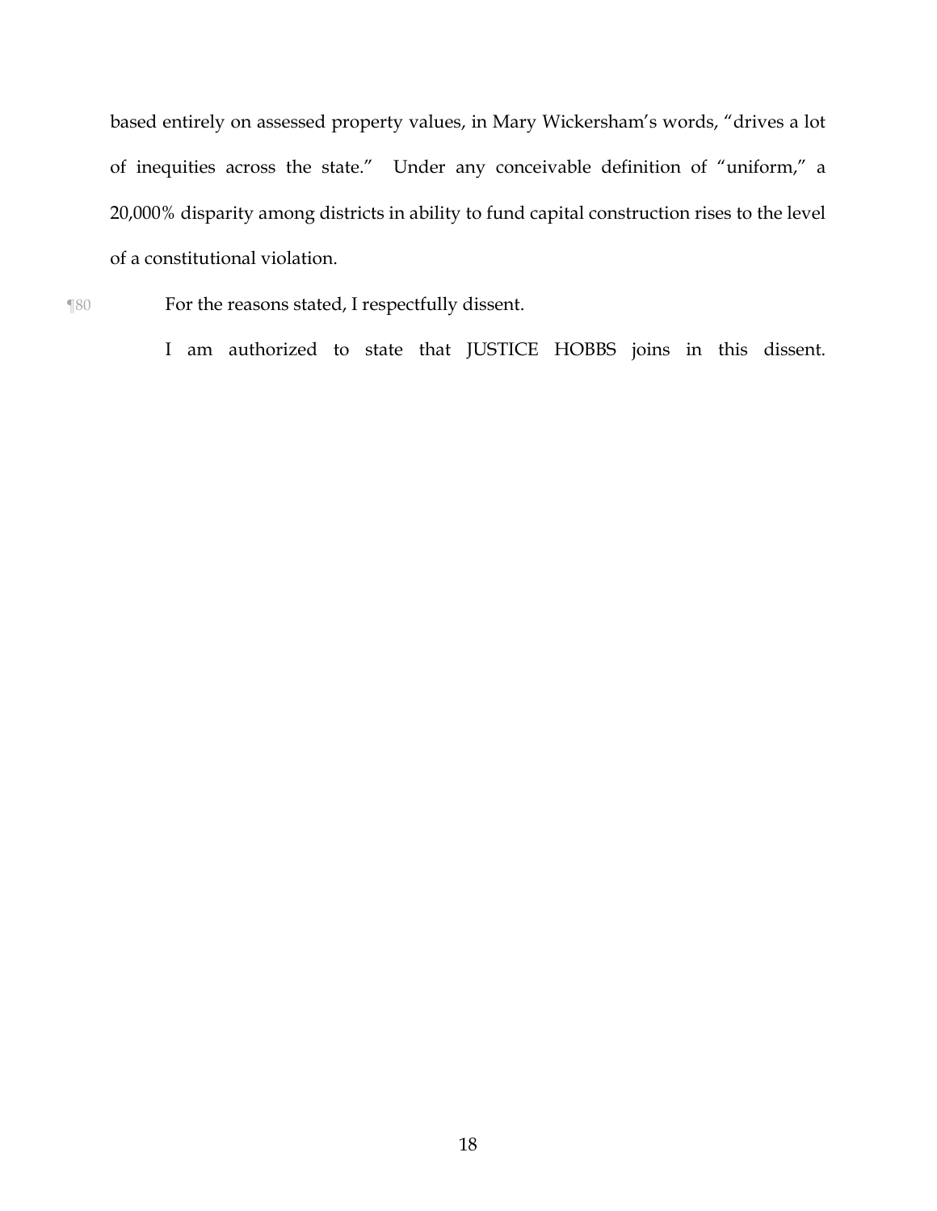based entirely on assessed property values, in Mary Wickersham's words, "drives a lot of inequities across the state." Under any conceivable definition of "uniform," a 20,000% disparity among districts in ability to fund capital construction rises to the level of a constitutional violation.

¶80 For the reasons stated, I respectfully dissent.

I am authorized to state that JUSTICE HOBBS joins in this dissent.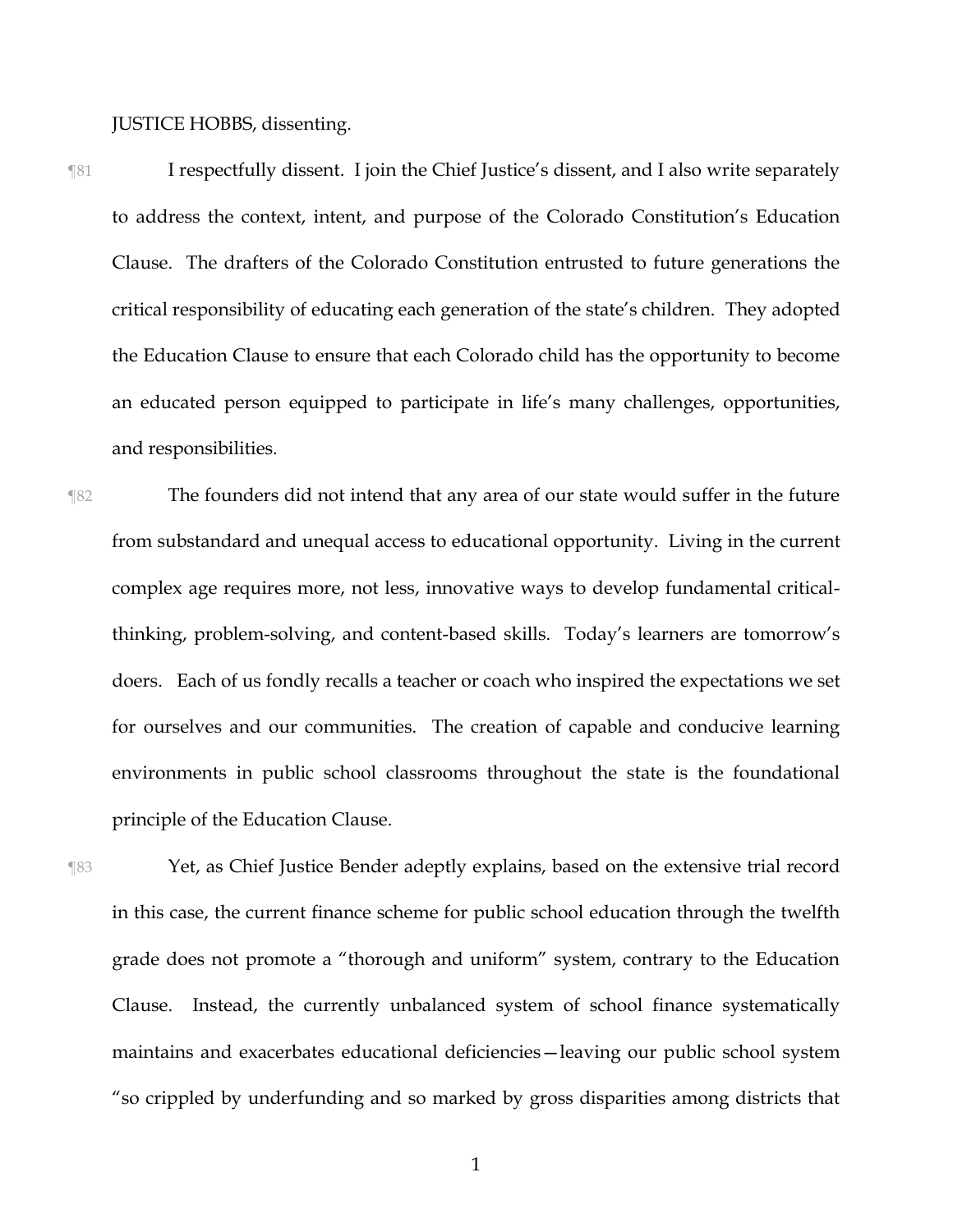JUSTICE HOBBS, dissenting.

¶81 I respectfully dissent. I join the Chief Justice's dissent, and I also write separately to address the context, intent, and purpose of the Colorado Constitution's Education Clause. The drafters of the Colorado Constitution entrusted to future generations the critical responsibility of educating each generation of the state's children. They adopted the Education Clause to ensure that each Colorado child has the opportunity to become an educated person equipped to participate in life's many challenges, opportunities, and responsibilities.

¶82 The founders did not intend that any area of our state would suffer in the future from substandard and unequal access to educational opportunity. Living in the current complex age requires more, not less, innovative ways to develop fundamental critical-thinking, problem-solving, and content-based skills. Today's learners are tomorrow's doers. Each of us fondly recalls a teacher or coach who inspired the expectations we set for ourselves and our communities. The creation of capable and conducive learning environments in public school classrooms throughout the state is the foundational principle of the Education Clause.

¶83 Yet, as Chief Justice Bender adeptly explains, based on the extensive trial record in this case, the current finance scheme for public school education through the twelfth grade does not promote a "thorough and uniform" system, contrary to the Education Clause. Instead, the currently unbalanced system of school finance systematically maintains and exacerbates educational deficiencies—leaving our public school system "so crippled by underfunding and so marked by gross disparities among districts that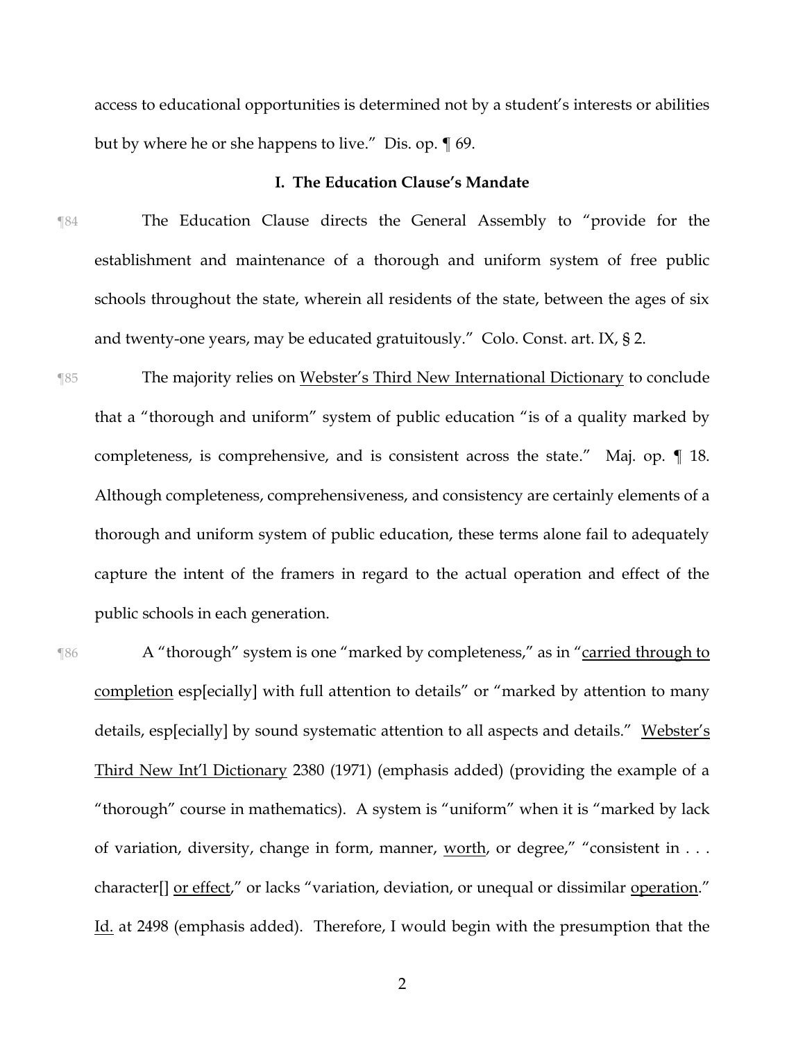access to educational opportunities is determined not by a student's interests or abilities but by where he or she happens to live." Dis. op. ¶ 69.

### I. The Education Clause's Mandate

¶84 The Education Clause directs the General Assembly to "provide for the establishment and maintenance of a thorough and uniform system of free public schools throughout the state, wherein all residents of the state, between the ages of six and twenty-one years, may be educated gratuitously." Colo. Const. art. IX, § 2.

¶85 The majority relies on Webster's Third New International Dictionary to conclude that a "thorough and uniform" system of public education "is of a quality marked by completeness, is comprehensive, and is consistent across the state." Maj. op. ¶ 18. Although completeness, comprehensiveness, and consistency are certainly elements of a thorough and uniform system of public education, these terms alone fail to adequately capture the intent of the framers in regard to the actual operation and effect of the public schools in each generation.

¶86 A "thorough" system is one "marked by completeness," as in "carried through to completion esp[ecially] with full attention to details" or "marked by attention to many details, esp[ecially] by sound systematic attention to all aspects and details." Webster's Third New Int'l Dictionary 2380 (1971) (emphasis added) (providing the example of a "thorough" course in mathematics). A system is "uniform" when it is "marked by lack of variation, diversity, change in form, manner, worth, or degree," "consistent in . . . character[] or effect," or lacks "variation, deviation, or unequal or dissimilar operation." Id. at 2498 (emphasis added). Therefore, I would begin with the presumption that the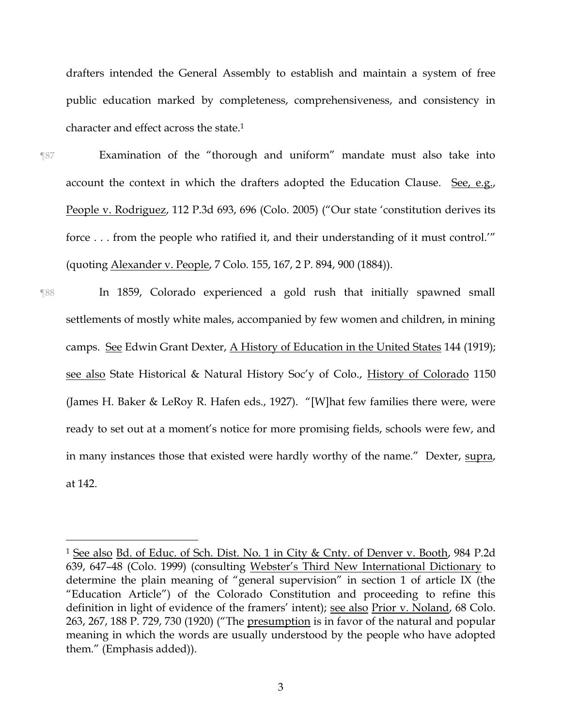drafters intended the General Assembly to establish and maintain a system of free public education marked by completeness, comprehensiveness, and consistency in character and effect across the state.[1]

¶87 Examination of the "thorough and uniform" mandate must also take into account the context in which the drafters adopted the Education Clause. See, e.g., People v. Rodriguez, 112 P.3d 693, 696 (Colo. 2005) ("Our state 'constitution derives its force . . . from the people who ratified it, and their understanding of it must control.'" (quoting Alexander v. People, 7 Colo. 155, 167, 2 P. 894, 900 (1884)).

¶88 In 1859, Colorado experienced a gold rush that initially spawned small settlements of mostly white males, accompanied by few women and children, in mining camps. See Edwin Grant Dexter, A History of Education in the United States 144 (1919); see also State Historical & Natural History Soc'y of Colo., History of Colorado 1150 (James H. Baker & LeRoy R. Hafen eds., 1927). "[W]hat few families there were, were ready to set out at a moment's notice for more promising fields, schools were few, and in many instances those that existed were hardly worthy of the name." Dexter, supra, at 142.

---

[1] See also Bd. of Educ. of Sch. Dist. No. 1 in City & Cnty. of Denver v. Booth, 984 P.2d 639, 647–48 (Colo. 1999) (consulting Webster's Third New International Dictionary to determine the plain meaning of "general supervision" in section 1 of article IX (the "Education Article") of the Colorado Constitution and proceeding to refine this definition in light of evidence of the framers' intent); see also Prior v. Noland, 68 Colo. 263, 267, 188 P. 729, 730 (1920) ("The presumption is in favor of the natural and popular meaning in which the words are usually understood by the people who have adopted them." (Emphasis added)).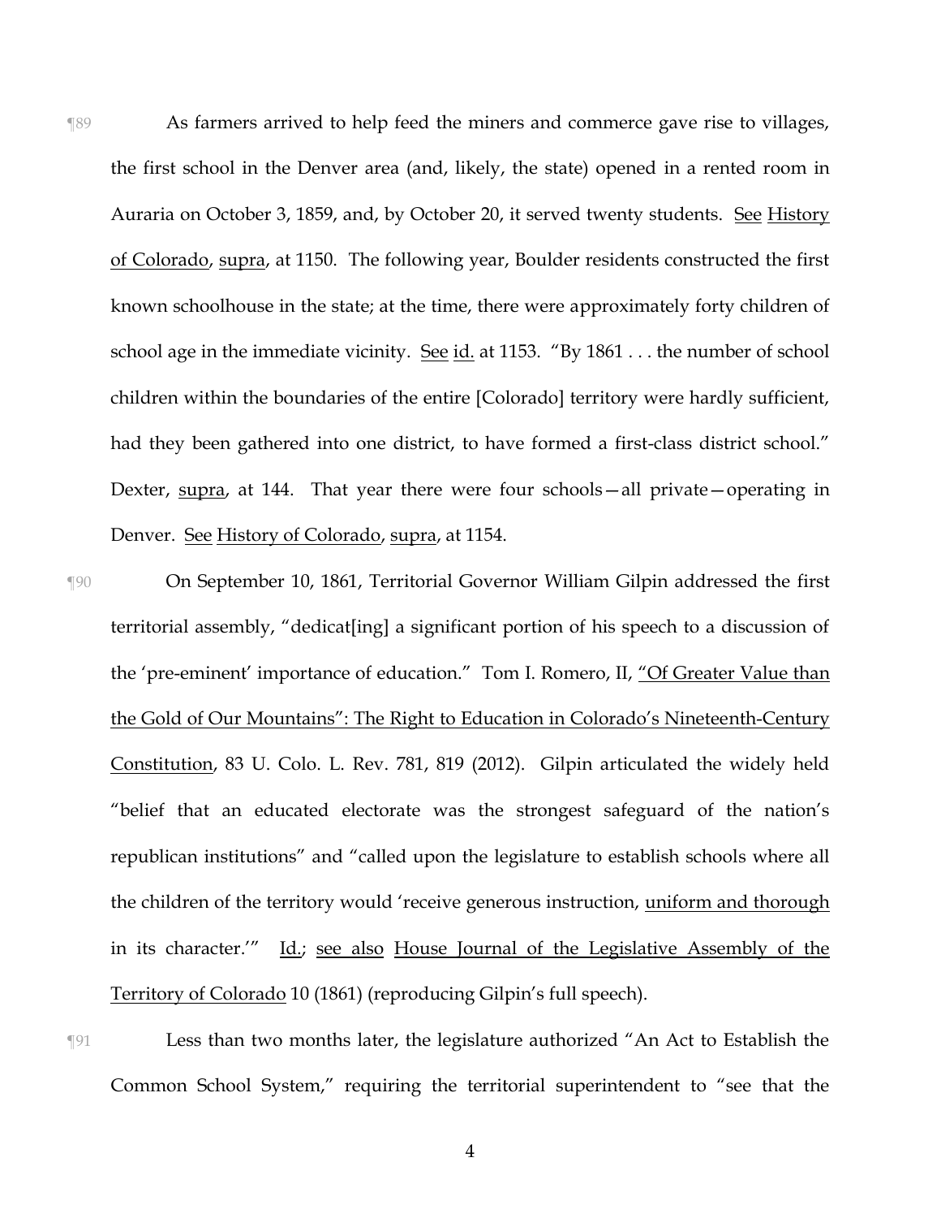¶89 As farmers arrived to help feed the miners and commerce gave rise to villages, the first school in the Denver area (and, likely, the state) opened in a rented room in Auraria on October 3, 1859, and, by October 20, it served twenty students. See History of Colorado, supra, at 1150. The following year, Boulder residents constructed the first known schoolhouse in the state; at the time, there were approximately forty children of school age in the immediate vicinity. See id. at 1153. "By 1861 . . . the number of school children within the boundaries of the entire [Colorado] territory were hardly sufficient, had they been gathered into one district, to have formed a first-class district school." Dexter, supra, at 144. That year there were four schools—all private—operating in Denver. See History of Colorado, supra, at 1154.

¶90 On September 10, 1861, Territorial Governor William Gilpin addressed the first territorial assembly, "dedicat[ing] a significant portion of his speech to a discussion of the 'pre-eminent' importance of education." Tom I. Romero, II, "Of Greater Value than the Gold of Our Mountains": The Right to Education in Colorado's Nineteenth-Century Constitution, 83 U. Colo. L. Rev. 781, 819 (2012). Gilpin articulated the widely held "belief that an educated electorate was the strongest safeguard of the nation's republican institutions" and "called upon the legislature to establish schools where all the children of the territory would 'receive generous instruction, uniform and thorough in its character.'" Id.; see also House Journal of the Legislative Assembly of the Territory of Colorado 10 (1861) (reproducing Gilpin's full speech).

¶91 Less than two months later, the legislature authorized "An Act to Establish the Common School System," requiring the territorial superintendent to "see that the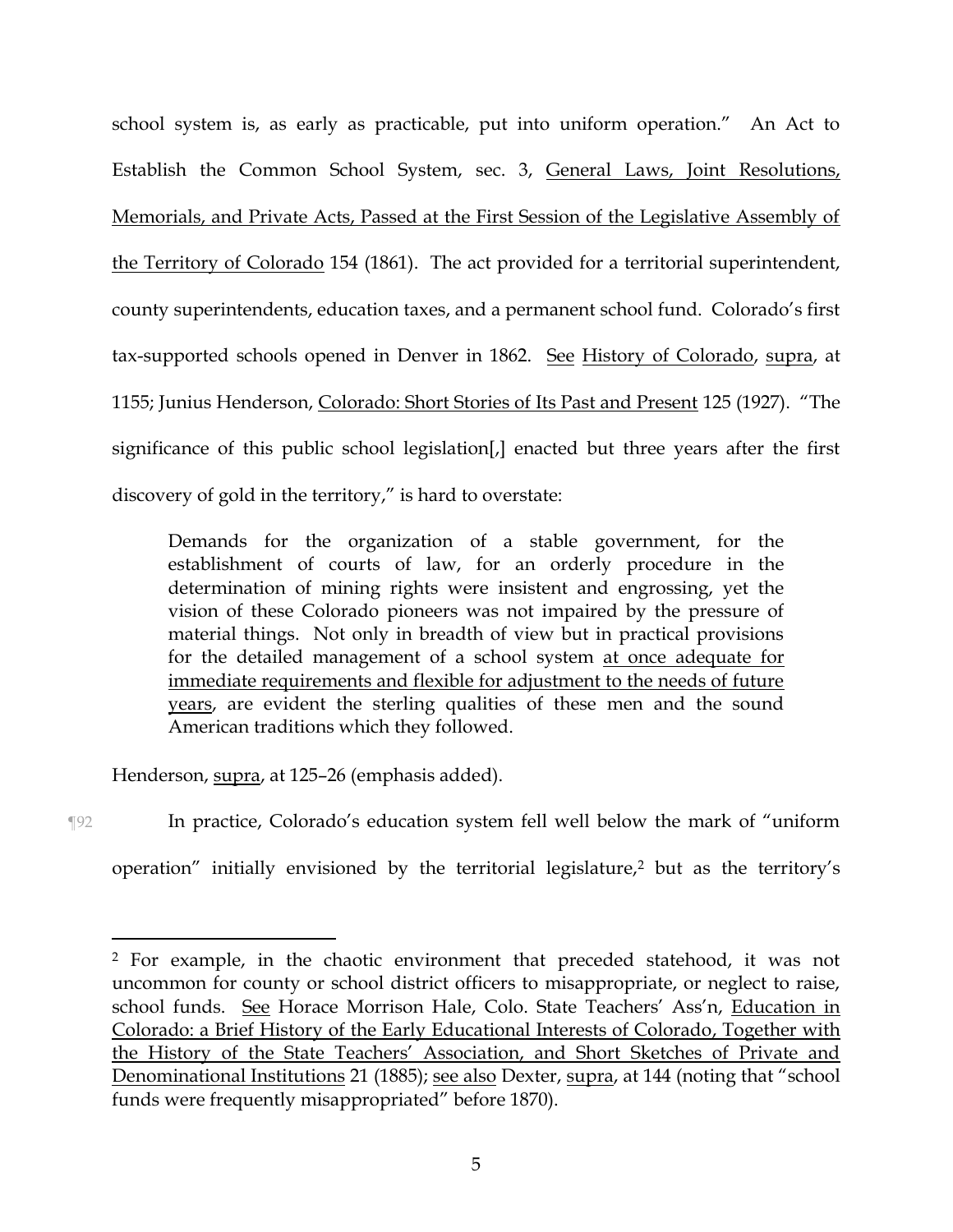school system is, as early as practicable, put into uniform operation." An Act to Establish the Common School System, sec. 3, General Laws, Joint Resolutions, Memorials, and Private Acts, Passed at the First Session of the Legislative Assembly of the Territory of Colorado 154 (1861). The act provided for a territorial superintendent, county superintendents, education taxes, and a permanent school fund. Colorado's first tax-supported schools opened in Denver in 1862. See History of Colorado, supra, at 1155; Junius Henderson, Colorado: Short Stories of Its Past and Present 125 (1927). "The significance of this public school legislation[,] enacted but three years after the first discovery of gold in the territory," is hard to overstate:

> Demands for the organization of a stable government, for the establishment of courts of law, for an orderly procedure in the determination of mining rights were insistent and engrossing, yet the vision of these Colorado pioneers was not impaired by the pressure of material things. Not only in breadth of view but in practical provisions for the detailed management of a school system at once adequate for immediate requirements and flexible for adjustment to the needs of future years, are evident the sterling qualities of these men and the sound American traditions which they followed.

Henderson, supra, at 125–26 (emphasis added).

¶92 In practice, Colorado's education system fell well below the mark of "uniform operation" initially envisioned by the territorial legislature,[2] but as the territory's

---

[2] For example, in the chaotic environment that preceded statehood, it was not uncommon for county or school district officers to misappropriate, or neglect to raise, school funds. See Horace Morrison Hale, Colo. State Teachers' Ass'n, Education in Colorado: a Brief History of the Early Educational Interests of Colorado, Together with the History of the State Teachers' Association, and Short Sketches of Private and Denominational Institutions 21 (1885); see also Dexter, supra, at 144 (noting that "school funds were frequently misappropriated" before 1870).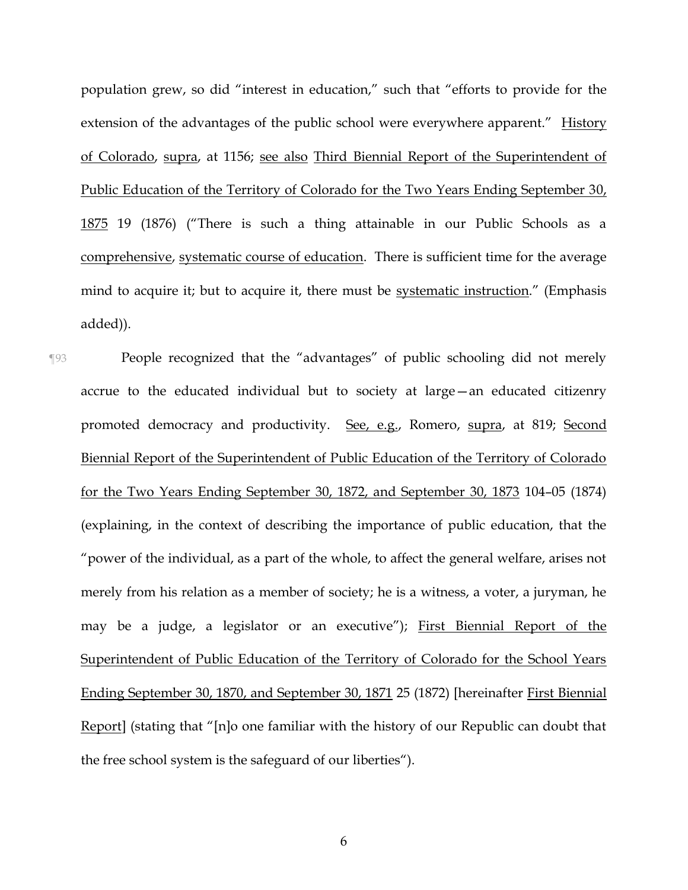population grew, so did "interest in education," such that "efforts to provide for the extension of the advantages of the public school were everywhere apparent." History of Colorado, supra, at 1156; see also Third Biennial Report of the Superintendent of Public Education of the Territory of Colorado for the Two Years Ending September 30, 1875 19 (1876) ("There is such a thing attainable in our Public Schools as a comprehensive, systematic course of education. There is sufficient time for the average mind to acquire it; but to acquire it, there must be systematic instruction." (Emphasis added)).

¶93 People recognized that the "advantages" of public schooling did not merely accrue to the educated individual but to society at large—an educated citizenry promoted democracy and productivity. See, e.g., Romero, supra, at 819; Second Biennial Report of the Superintendent of Public Education of the Territory of Colorado for the Two Years Ending September 30, 1872, and September 30, 1873 104–05 (1874) (explaining, in the context of describing the importance of public education, that the "power of the individual, as a part of the whole, to affect the general welfare, arises not merely from his relation as a member of society; he is a witness, a voter, a juryman, he may be a judge, a legislator or an executive"); First Biennial Report of the Superintendent of Public Education of the Territory of Colorado for the School Years Ending September 30, 1870, and September 30, 1871 25 (1872) [hereinafter First Biennial Report] (stating that "[n]o one familiar with the history of our Republic can doubt that the free school system is the safeguard of our liberties").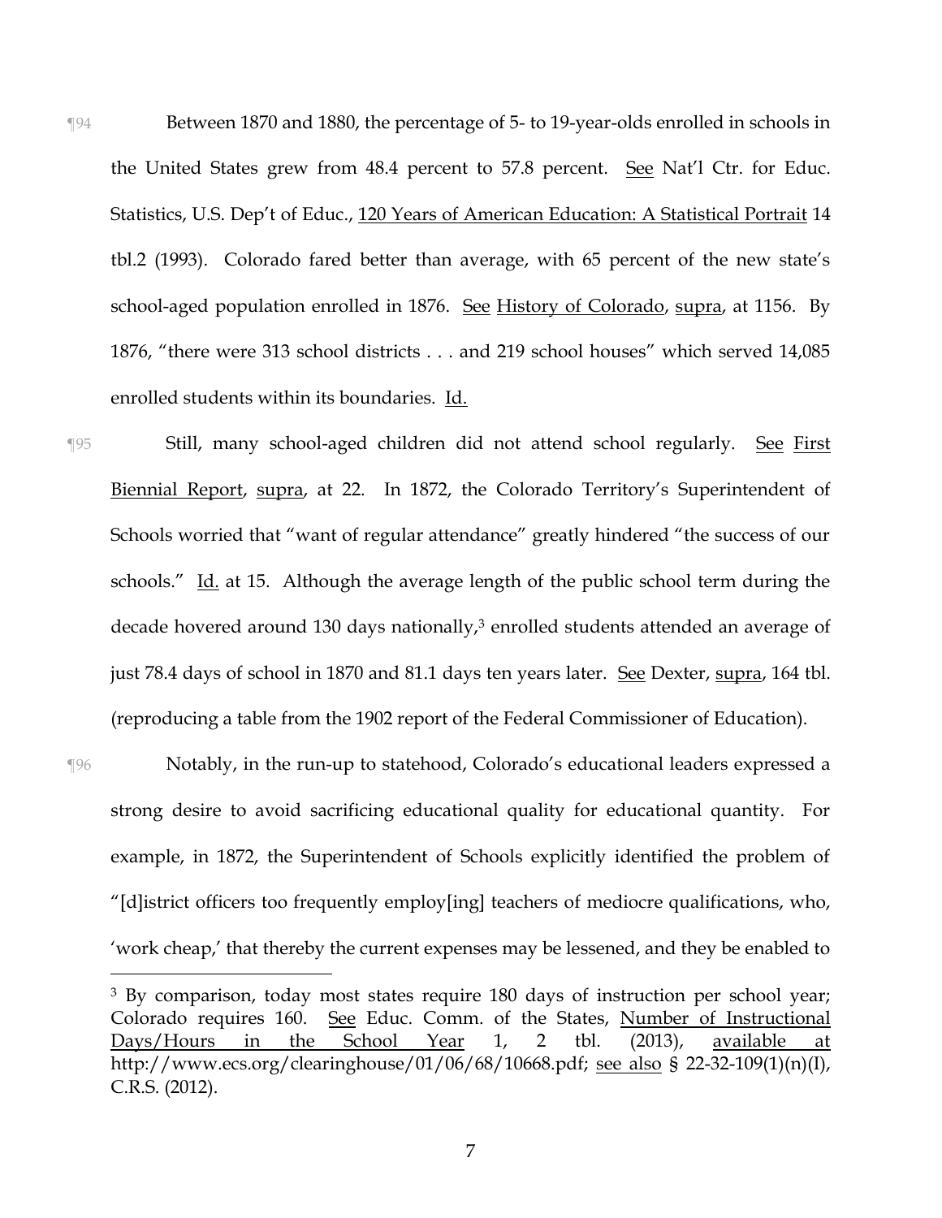¶94 Between 1870 and 1880, the percentage of 5- to 19-year-olds enrolled in schools in the United States grew from 48.4 percent to 57.8 percent. See Nat'l Ctr. for Educ. Statistics, U.S. Dep't of Educ., 120 Years of American Education: A Statistical Portrait 14 tbl.2 (1993). Colorado fared better than average, with 65 percent of the new state's school-aged population enrolled in 1876. See History of Colorado, supra, at 1156. By 1876, "there were 313 school districts . . . and 219 school houses" which served 14,085 enrolled students within its boundaries. Id.

¶95 Still, many school-aged children did not attend school regularly. See First Biennial Report, supra, at 22. In 1872, the Colorado Territory's Superintendent of Schools worried that "want of regular attendance" greatly hindered "the success of our schools." Id. at 15. Although the average length of the public school term during the decade hovered around 130 days nationally,[3] enrolled students attended an average of just 78.4 days of school in 1870 and 81.1 days ten years later. See Dexter, supra, 164 tbl. (reproducing a table from the 1902 report of the Federal Commissioner of Education).

¶96 Notably, in the run-up to statehood, Colorado's educational leaders expressed a strong desire to avoid sacrificing educational quality for educational quantity. For example, in 1872, the Superintendent of Schools explicitly identified the problem of "[d]istrict officers too frequently employ[ing] teachers of mediocre qualifications, who, 'work cheap,' that thereby the current expenses may be lessened, and they be enabled to

---

[3] By comparison, today most states require 180 days of instruction per school year; Colorado requires 160. See Educ. Comm. of the States, Number of Instructional Days/Hours in the School Year 1, 2 tbl. (2013), available at http://www.ecs.org/clearinghouse/01/06/68/10668.pdf; see also § 22-32-109(1)(n)(I), C.R.S. (2012).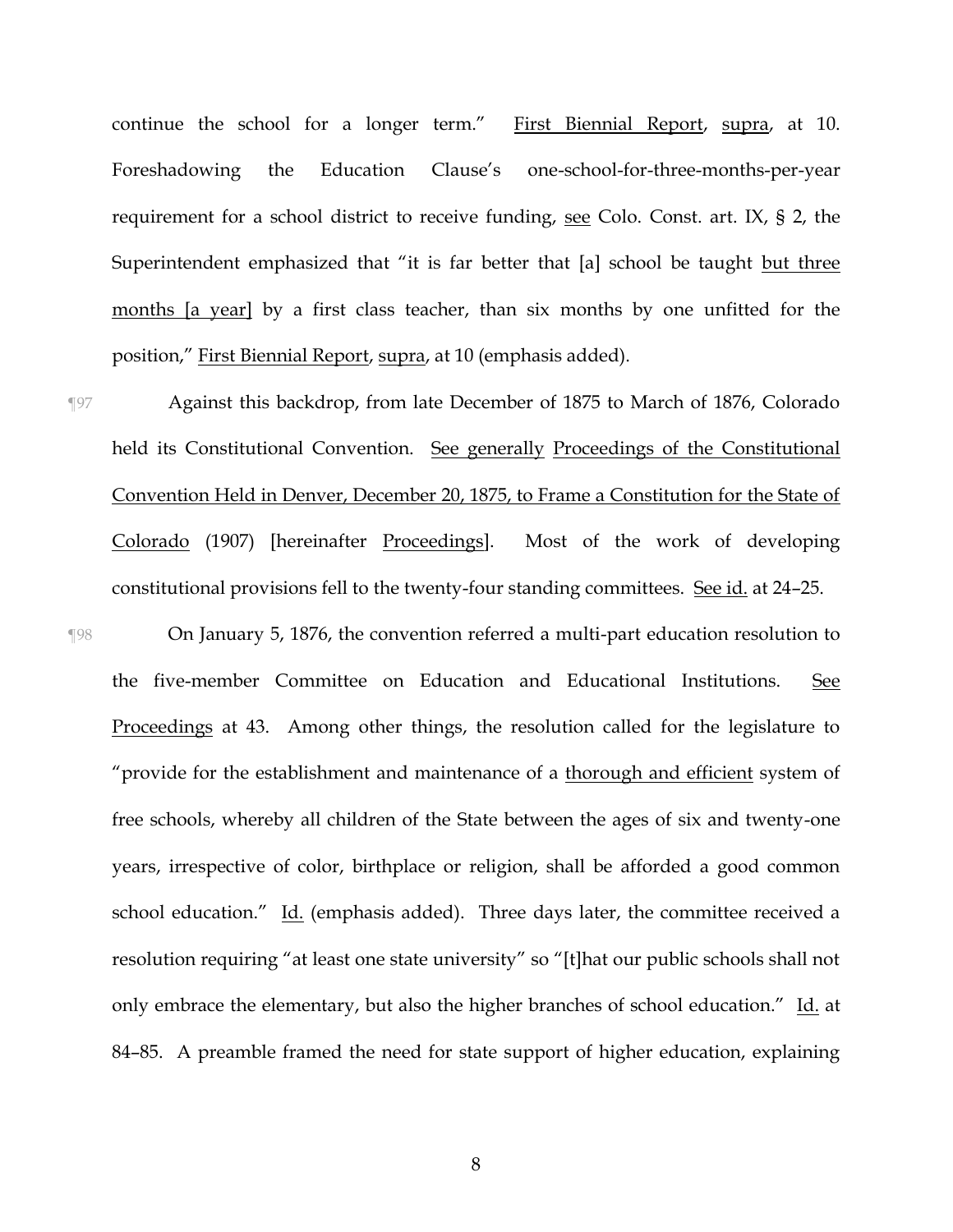continue the school for a longer term." First Biennial Report, supra, at 10. Foreshadowing the Education Clause's one-school-for-three-months-per-year requirement for a school district to receive funding, see Colo. Const. art. IX, § 2, the Superintendent emphasized that "it is far better that [a] school be taught but three months [a year] by a first class teacher, than six months by one unfitted for the position," First Biennial Report, supra, at 10 (emphasis added).

¶97 Against this backdrop, from late December of 1875 to March of 1876, Colorado held its Constitutional Convention. See generally Proceedings of the Constitutional Convention Held in Denver, December 20, 1875, to Frame a Constitution for the State of Colorado (1907) [hereinafter Proceedings]. Most of the work of developing constitutional provisions fell to the twenty-four standing committees. See id. at 24–25.

¶98 On January 5, 1876, the convention referred a multi-part education resolution to the five-member Committee on Education and Educational Institutions. See Proceedings at 43. Among other things, the resolution called for the legislature to "provide for the establishment and maintenance of a thorough and efficient system of free schools, whereby all children of the State between the ages of six and twenty-one years, irrespective of color, birthplace or religion, shall be afforded a good common school education." Id. (emphasis added). Three days later, the committee received a resolution requiring "at least one state university" so "[t]hat our public schools shall not only embrace the elementary, but also the higher branches of school education." Id. at 84–85. A preamble framed the need for state support of higher education, explaining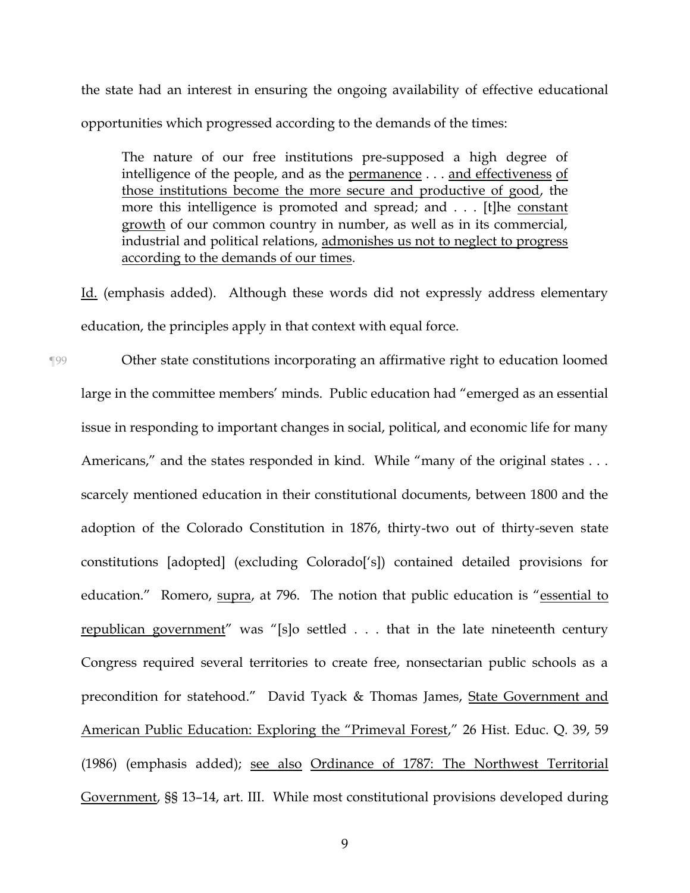the state had an interest in ensuring the ongoing availability of effective educational opportunities which progressed according to the demands of the times:

> The nature of our free institutions pre-supposed a high degree of intelligence of the people, and as the permanence . . . and effectiveness of those institutions become the more secure and productive of good, the more this intelligence is promoted and spread; and . . . [t]he constant growth of our common country in number, as well as in its commercial, industrial and political relations, admonishes us not to neglect to progress according to the demands of our times.

Id. (emphasis added). Although these words did not expressly address elementary education, the principles apply in that context with equal force.

¶99 Other state constitutions incorporating an affirmative right to education loomed large in the committee members' minds. Public education had "emerged as an essential issue in responding to important changes in social, political, and economic life for many Americans," and the states responded in kind. While "many of the original states . . . scarcely mentioned education in their constitutional documents, between 1800 and the adoption of the Colorado Constitution in 1876, thirty-two out of thirty-seven state constitutions [adopted] (excluding Colorado['s]) contained detailed provisions for education." Romero, supra, at 796. The notion that public education is "essential to republican government" was "[s]o settled . . . that in the late nineteenth century Congress required several territories to create free, nonsectarian public schools as a precondition for statehood." David Tyack & Thomas James, State Government and American Public Education: Exploring the "Primeval Forest," 26 Hist. Educ. Q. 39, 59 (1986) (emphasis added); see also Ordinance of 1787: The Northwest Territorial Government, §§ 13–14, art. III. While most constitutional provisions developed during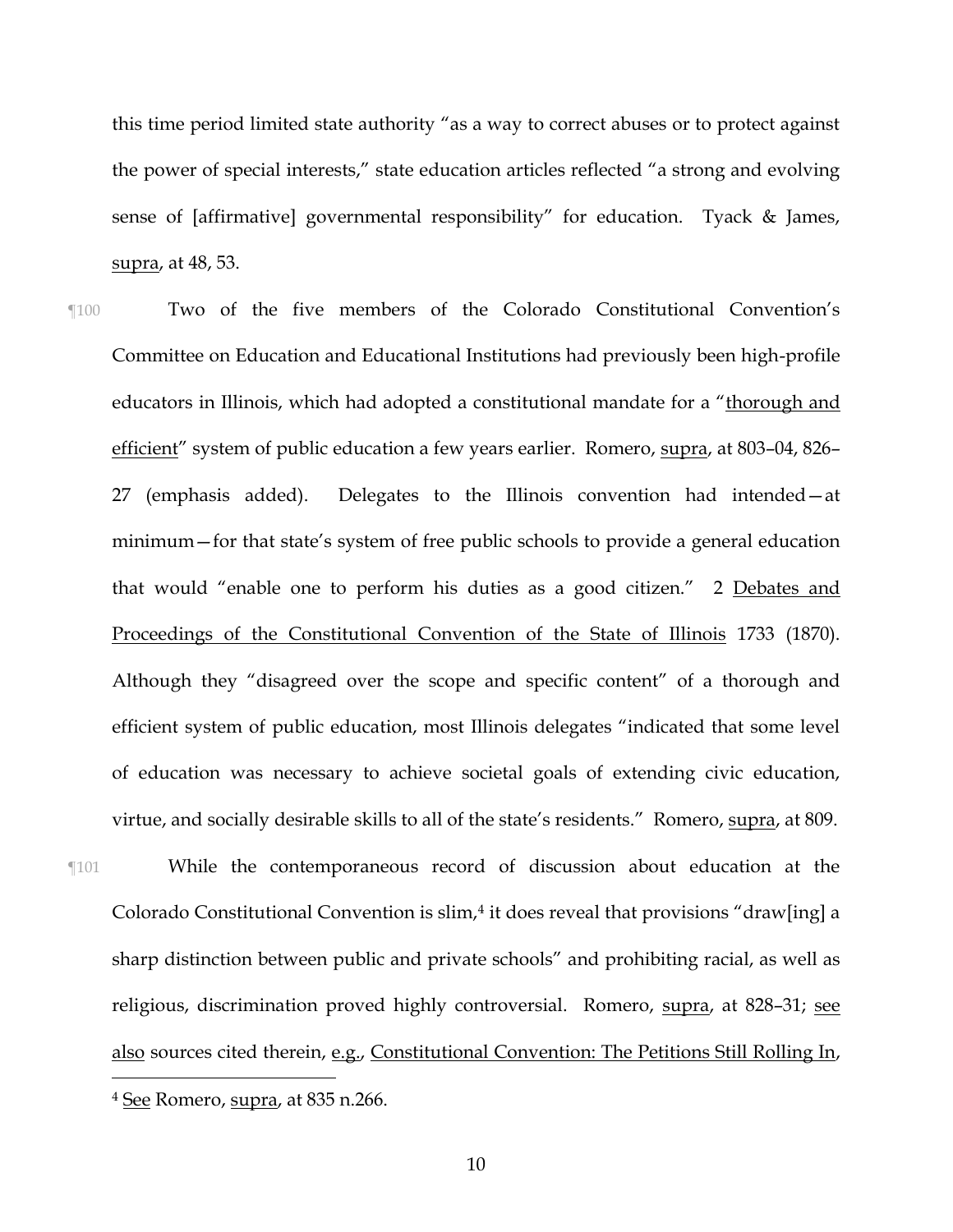this time period limited state authority "as a way to correct abuses or to protect against the power of special interests," state education articles reflected "a strong and evolving sense of [affirmative] governmental responsibility" for education. Tyack & James, supra, at 48, 53.

¶100 Two of the five members of the Colorado Constitutional Convention's Committee on Education and Educational Institutions had previously been high-profile educators in Illinois, which had adopted a constitutional mandate for a "thorough and efficient" system of public education a few years earlier. Romero, supra, at 803–04, 826–27 (emphasis added). Delegates to the Illinois convention had intended—at minimum—for that state's system of free public schools to provide a general education that would "enable one to perform his duties as a good citizen." 2 Debates and Proceedings of the Constitutional Convention of the State of Illinois 1733 (1870). Although they "disagreed over the scope and specific content" of a thorough and efficient system of public education, most Illinois delegates "indicated that some level of education was necessary to achieve societal goals of extending civic education, virtue, and socially desirable skills to all of the state's residents." Romero, supra, at 809.

¶101 While the contemporaneous record of discussion about education at the Colorado Constitutional Convention is slim,[4] it does reveal that provisions "draw[ing] a sharp distinction between public and private schools" and prohibiting racial, as well as religious, discrimination proved highly controversial. Romero, supra, at 828–31; see also sources cited therein, e.g., Constitutional Convention: The Petitions Still Rolling In,

[4] See Romero, supra, at 835 n.266.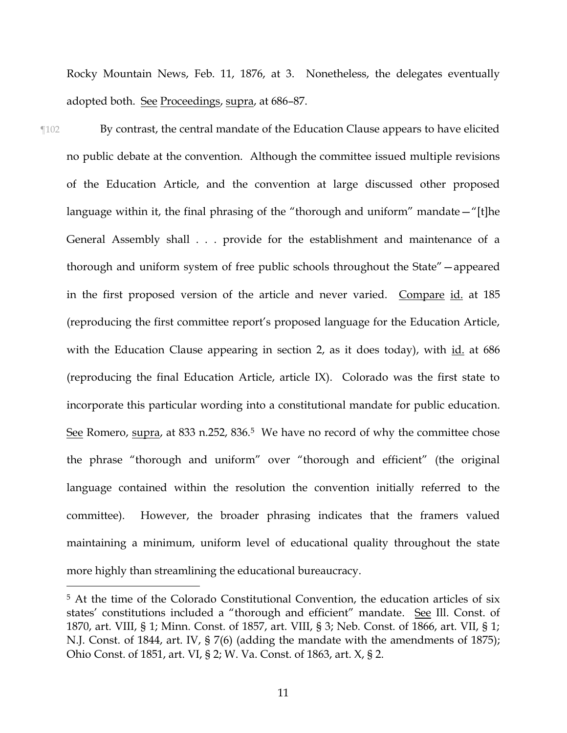Rocky Mountain News, Feb. 11, 1876, at 3. Nonetheless, the delegates eventually adopted both. See Proceedings, supra, at 686–87.

¶102 By contrast, the central mandate of the Education Clause appears to have elicited no public debate at the convention. Although the committee issued multiple revisions of the Education Article, and the convention at large discussed other proposed language within it, the final phrasing of the "thorough and uniform" mandate—"[t]he General Assembly shall . . . provide for the establishment and maintenance of a thorough and uniform system of free public schools throughout the State"—appeared in the first proposed version of the article and never varied. Compare id. at 185 (reproducing the first committee report's proposed language for the Education Article, with the Education Clause appearing in section 2, as it does today), with id. at 686 (reproducing the final Education Article, article IX). Colorado was the first state to incorporate this particular wording into a constitutional mandate for public education. See Romero, supra, at 833 n.252, 836.[5] We have no record of why the committee chose the phrase "thorough and uniform" over "thorough and efficient" (the original language contained within the resolution the convention initially referred to the committee). However, the broader phrasing indicates that the framers valued maintaining a minimum, uniform level of educational quality throughout the state more highly than streamlining the educational bureaucracy.

---

[5] At the time of the Colorado Constitutional Convention, the education articles of six states' constitutions included a "thorough and efficient" mandate. See Ill. Const. of 1870, art. VIII, § 1; Minn. Const. of 1857, art. VIII, § 3; Neb. Const. of 1866, art. VII, § 1; N.J. Const. of 1844, art. IV, § 7(6) (adding the mandate with the amendments of 1875); Ohio Const. of 1851, art. VI, § 2; W. Va. Const. of 1863, art. X, § 2.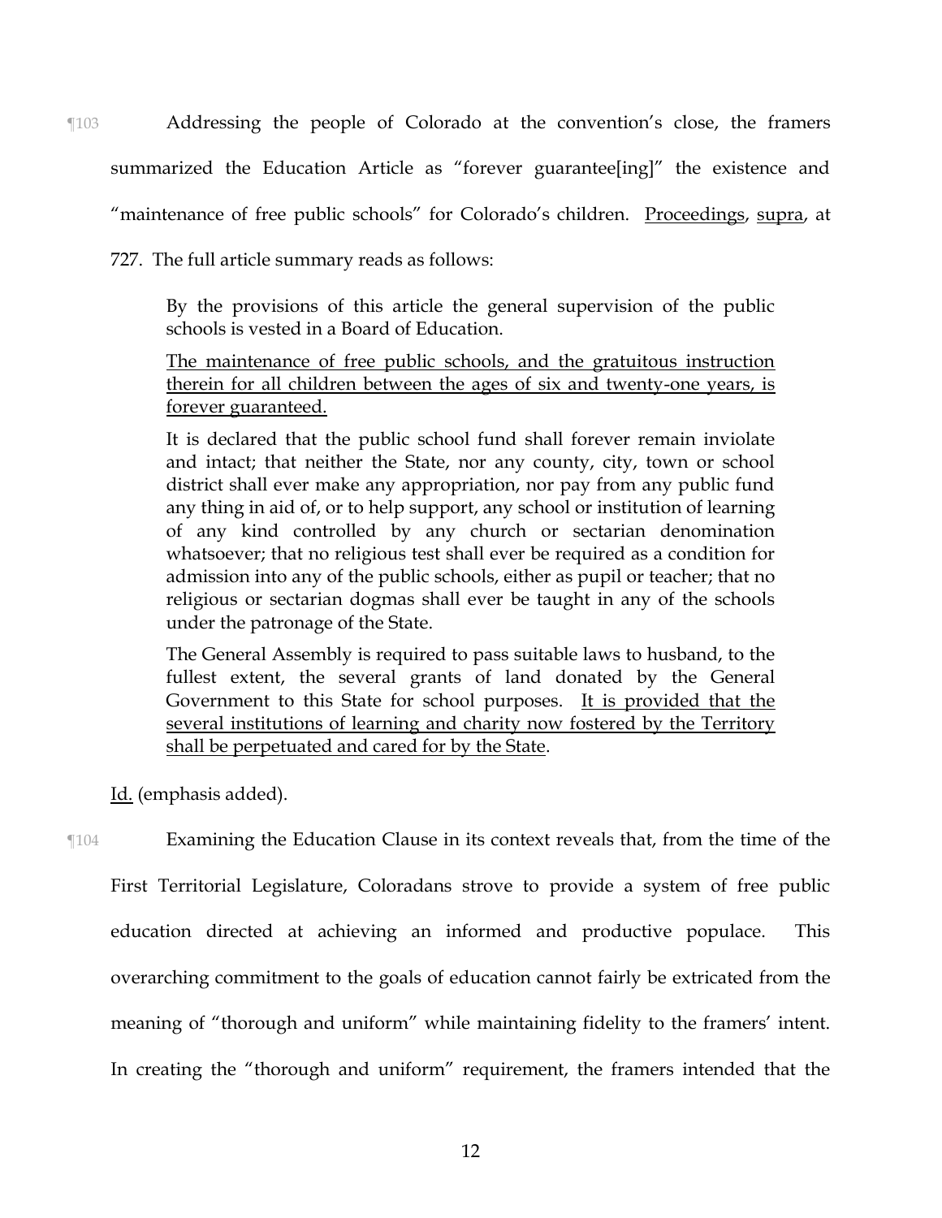¶103 Addressing the people of Colorado at the convention's close, the framers summarized the Education Article as "forever guarantee[ing]" the existence and "maintenance of free public schools" for Colorado's children. Proceedings, supra, at 727. The full article summary reads as follows:

> By the provisions of this article the general supervision of the public schools is vested in a Board of Education.
>
> <u>The maintenance of free public schools, and the gratuitous instruction therein for all children between the ages of six and twenty-one years, is forever guaranteed.</u>
>
> It is declared that the public school fund shall forever remain inviolate and intact; that neither the State, nor any county, city, town or school district shall ever make any appropriation, nor pay from any public fund any thing in aid of, or to help support, any school or institution of learning of any kind controlled by any church or sectarian denomination whatsoever; that no religious test shall ever be required as a condition for admission into any of the public schools, either as pupil or teacher; that no religious or sectarian dogmas shall ever be taught in any of the schools under the patronage of the State.
>
> The General Assembly is required to pass suitable laws to husband, to the fullest extent, the several grants of land donated by the General Government to this State for school purposes. <u>It is provided that the several institutions of learning and charity now fostered by the Territory shall be perpetuated and cared for by the State</u>.

Id. (emphasis added).

¶104 Examining the Education Clause in its context reveals that, from the time of the First Territorial Legislature, Coloradans strove to provide a system of free public education directed at achieving an informed and productive populace. This overarching commitment to the goals of education cannot fairly be extricated from the meaning of "thorough and uniform" while maintaining fidelity to the framers' intent. In creating the "thorough and uniform" requirement, the framers intended that the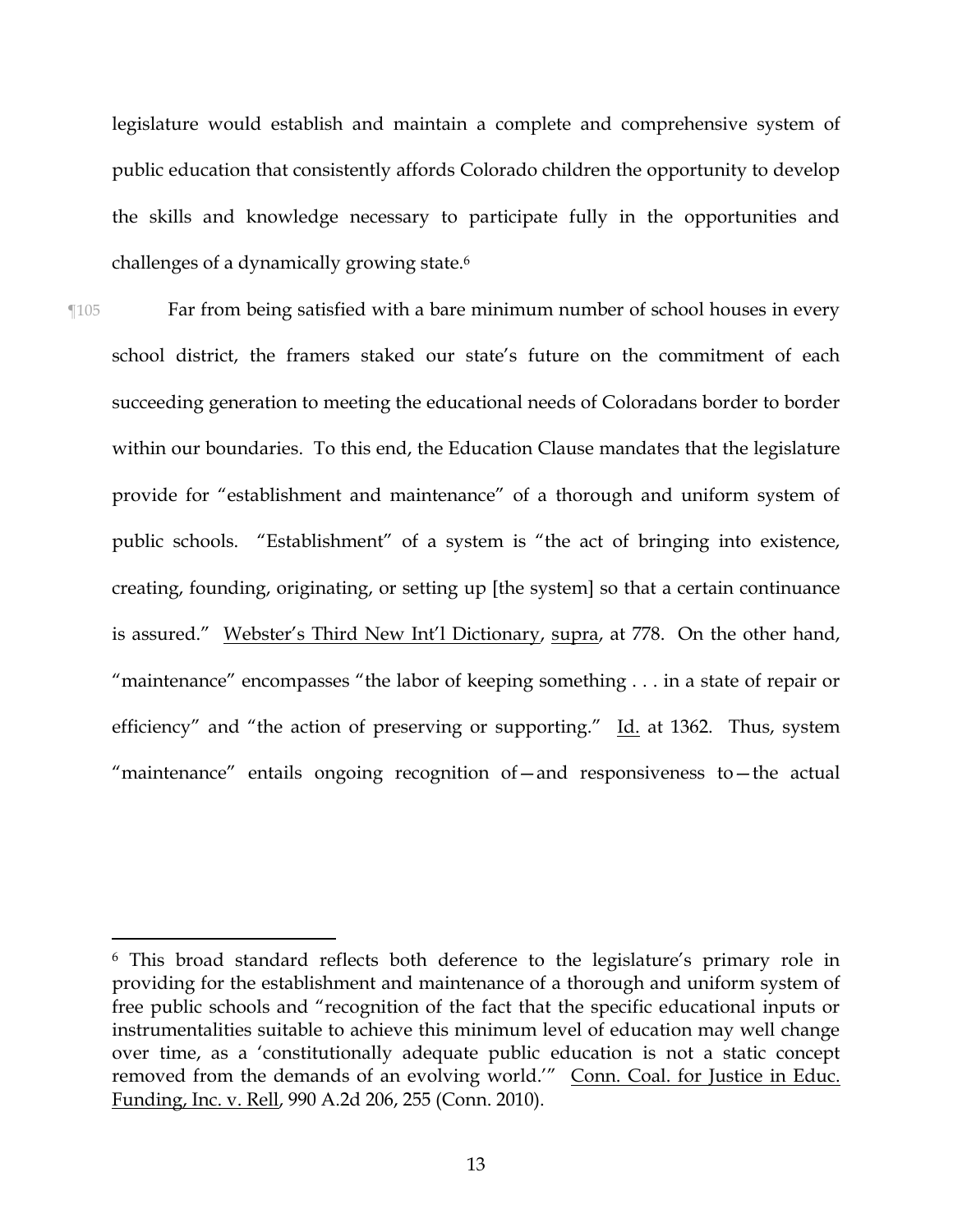legislature would establish and maintain a complete and comprehensive system of public education that consistently affords Colorado children the opportunity to develop the skills and knowledge necessary to participate fully in the opportunities and challenges of a dynamically growing state.[6]

¶105 Far from being satisfied with a bare minimum number of school houses in every school district, the framers staked our state's future on the commitment of each succeeding generation to meeting the educational needs of Coloradans border to border within our boundaries. To this end, the Education Clause mandates that the legislature provide for "establishment and maintenance" of a thorough and uniform system of public schools. "Establishment" of a system is "the act of bringing into existence, creating, founding, originating, or setting up [the system] so that a certain continuance is assured." Webster's Third New Int'l Dictionary, supra, at 778. On the other hand, "maintenance" encompasses "the labor of keeping something . . . in a state of repair or efficiency" and "the action of preserving or supporting." Id. at 1362. Thus, system "maintenance" entails ongoing recognition of—and responsiveness to—the actual

---

[6] This broad standard reflects both deference to the legislature's primary role in providing for the establishment and maintenance of a thorough and uniform system of free public schools and "recognition of the fact that the specific educational inputs or instrumentalities suitable to achieve this minimum level of education may well change over time, as a 'constitutionally adequate public education is not a static concept removed from the demands of an evolving world.'" Conn. Coal. for Justice in Educ. Funding, Inc. v. Rell, 990 A.2d 206, 255 (Conn. 2010).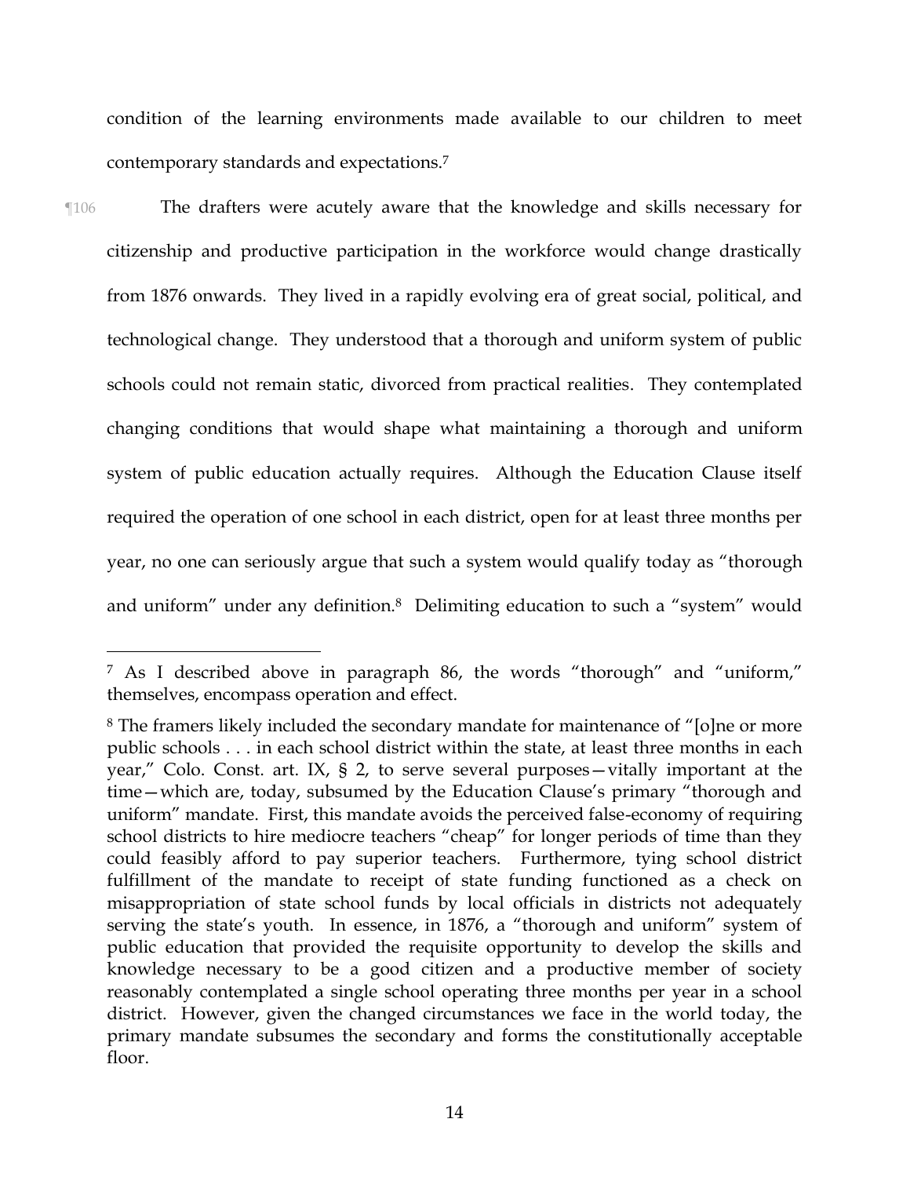condition of the learning environments made available to our children to meet contemporary standards and expectations.[7]

¶106 The drafters were acutely aware that the knowledge and skills necessary for citizenship and productive participation in the workforce would change drastically from 1876 onwards. They lived in a rapidly evolving era of great social, political, and technological change. They understood that a thorough and uniform system of public schools could not remain static, divorced from practical realities. They contemplated changing conditions that would shape what maintaining a thorough and uniform system of public education actually requires. Although the Education Clause itself required the operation of one school in each district, open for at least three months per year, no one can seriously argue that such a system would qualify today as "thorough and uniform" under any definition.[8] Delimiting education to such a "system" would

---

[7] As I described above in paragraph 86, the words "thorough" and "uniform," themselves, encompass operation and effect.

[8] The framers likely included the secondary mandate for maintenance of "[o]ne or more public schools . . . in each school district within the state, at least three months in each year," Colo. Const. art. IX, § 2, to serve several purposes—vitally important at the time—which are, today, subsumed by the Education Clause's primary "thorough and uniform" mandate. First, this mandate avoids the perceived false-economy of requiring school districts to hire mediocre teachers "cheap" for longer periods of time than they could feasibly afford to pay superior teachers. Furthermore, tying school district fulfillment of the mandate to receipt of state funding functioned as a check on misappropriation of state school funds by local officials in districts not adequately serving the state's youth. In essence, in 1876, a "thorough and uniform" system of public education that provided the requisite opportunity to develop the skills and knowledge necessary to be a good citizen and a productive member of society reasonably contemplated a single school operating three months per year in a school district. However, given the changed circumstances we face in the world today, the primary mandate subsumes the secondary and forms the constitutionally acceptable floor.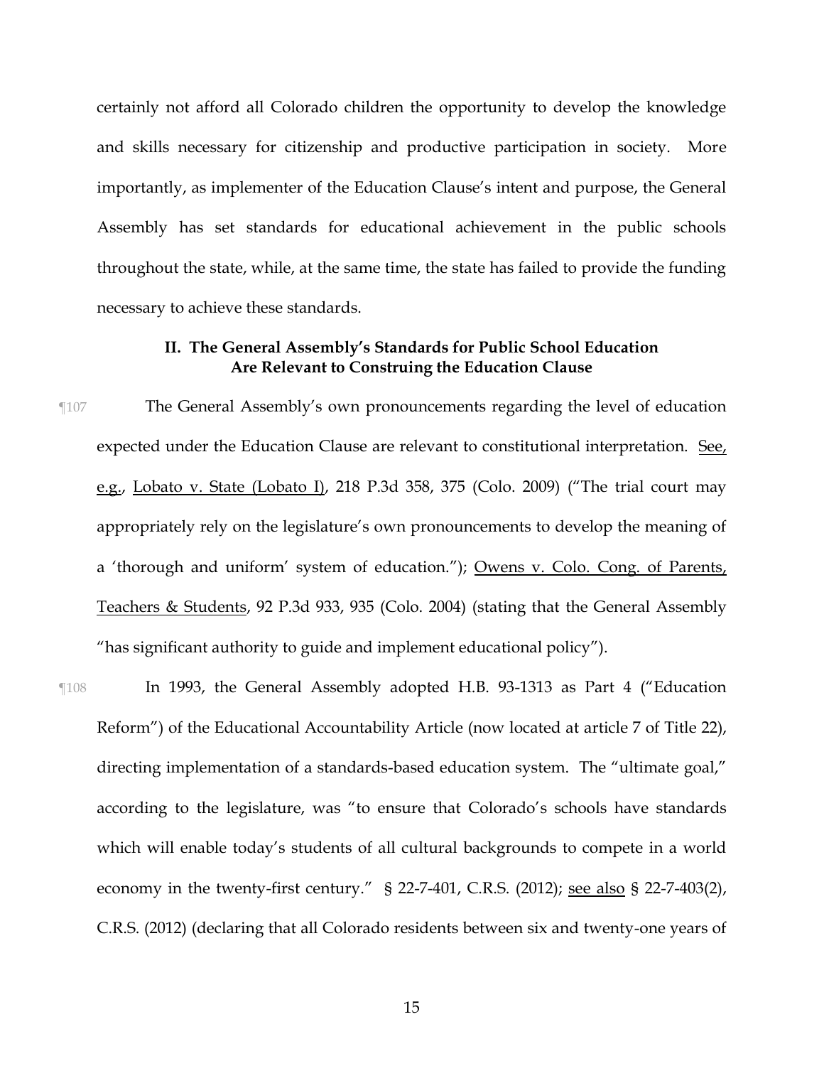certainly not afford all Colorado children the opportunity to develop the knowledge and skills necessary for citizenship and productive participation in society. More importantly, as implementer of the Education Clause's intent and purpose, the General Assembly has set standards for educational achievement in the public schools throughout the state, while, at the same time, the state has failed to provide the funding necessary to achieve these standards.

## II. The General Assembly's Standards for Public School Education Are Relevant to Construing the Education Clause

¶107 The General Assembly's own pronouncements regarding the level of education expected under the Education Clause are relevant to constitutional interpretation. See, e.g., Lobato v. State (Lobato I), 218 P.3d 358, 375 (Colo. 2009) ("The trial court may appropriately rely on the legislature's own pronouncements to develop the meaning of a 'thorough and uniform' system of education."); Owens v. Colo. Cong. of Parents, Teachers & Students, 92 P.3d 933, 935 (Colo. 2004) (stating that the General Assembly "has significant authority to guide and implement educational policy").

¶108 In 1993, the General Assembly adopted H.B. 93-1313 as Part 4 ("Education Reform") of the Educational Accountability Article (now located at article 7 of Title 22), directing implementation of a standards-based education system. The "ultimate goal," according to the legislature, was "to ensure that Colorado's schools have standards which will enable today's students of all cultural backgrounds to compete in a world economy in the twenty-first century." § 22-7-401, C.R.S. (2012); see also § 22-7-403(2), C.R.S. (2012) (declaring that all Colorado residents between six and twenty-one years of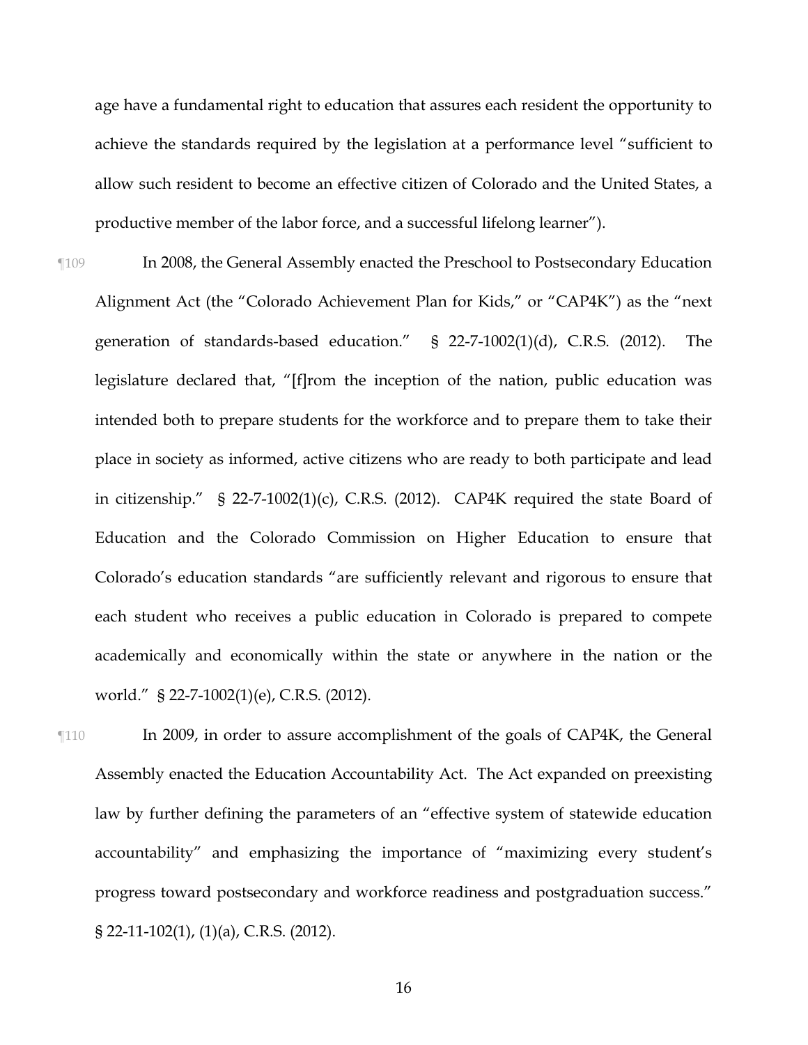age have a fundamental right to education that assures each resident the opportunity to achieve the standards required by the legislation at a performance level "sufficient to allow such resident to become an effective citizen of Colorado and the United States, a productive member of the labor force, and a successful lifelong learner").

¶109 In 2008, the General Assembly enacted the Preschool to Postsecondary Education Alignment Act (the "Colorado Achievement Plan for Kids," or "CAP4K") as the "next generation of standards-based education." § 22-7-1002(1)(d), C.R.S. (2012). The legislature declared that, "[f]rom the inception of the nation, public education was intended both to prepare students for the workforce and to prepare them to take their place in society as informed, active citizens who are ready to both participate and lead in citizenship." § 22-7-1002(1)(c), C.R.S. (2012). CAP4K required the state Board of Education and the Colorado Commission on Higher Education to ensure that Colorado's education standards "are sufficiently relevant and rigorous to ensure that each student who receives a public education in Colorado is prepared to compete academically and economically within the state or anywhere in the nation or the world." § 22-7-1002(1)(e), C.R.S. (2012).

¶110 In 2009, in order to assure accomplishment of the goals of CAP4K, the General Assembly enacted the Education Accountability Act. The Act expanded on preexisting law by further defining the parameters of an "effective system of statewide education accountability" and emphasizing the importance of "maximizing every student's progress toward postsecondary and workforce readiness and postgraduation success." § 22-11-102(1), (1)(a), C.R.S. (2012).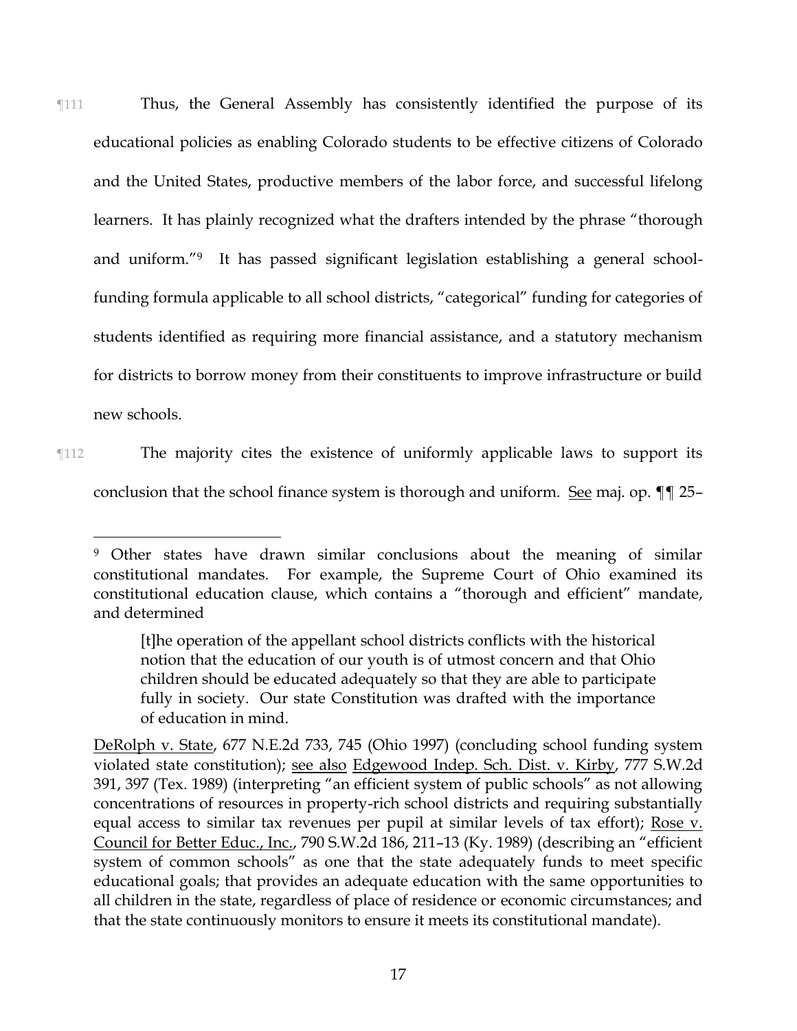¶111 Thus, the General Assembly has consistently identified the purpose of its educational policies as enabling Colorado students to be effective citizens of Colorado and the United States, productive members of the labor force, and successful lifelong learners. It has plainly recognized what the drafters intended by the phrase "thorough and uniform."[9] It has passed significant legislation establishing a general school-funding formula applicable to all school districts, "categorical" funding for categories of students identified as requiring more financial assistance, and a statutory mechanism for districts to borrow money from their constituents to improve infrastructure or build new schools.

¶112 The majority cites the existence of uniformly applicable laws to support its conclusion that the school finance system is thorough and uniform. See maj. op. ¶¶ 25–

---

[9] Other states have drawn similar conclusions about the meaning of similar constitutional mandates. For example, the Supreme Court of Ohio examined its constitutional education clause, which contains a "thorough and efficient" mandate, and determined

> [t]he operation of the appellant school districts conflicts with the historical notion that the education of our youth is of utmost concern and that Ohio children should be educated adequately so that they are able to participate fully in society. Our state Constitution was drafted with the importance of education in mind.

DeRolph v. State, 677 N.E.2d 733, 745 (Ohio 1997) (concluding school funding system violated state constitution); see also Edgewood Indep. Sch. Dist. v. Kirby, 777 S.W.2d 391, 397 (Tex. 1989) (interpreting "an efficient system of public schools" as not allowing concentrations of resources in property-rich school districts and requiring substantially equal access to similar tax revenues per pupil at similar levels of tax effort); Rose v. Council for Better Educ., Inc., 790 S.W.2d 186, 211–13 (Ky. 1989) (describing an "efficient system of common schools" as one that the state adequately funds to meet specific educational goals; that provides an adequate education with the same opportunities to all children in the state, regardless of place of residence or economic circumstances; and that the state continuously monitors to ensure it meets its constitutional mandate).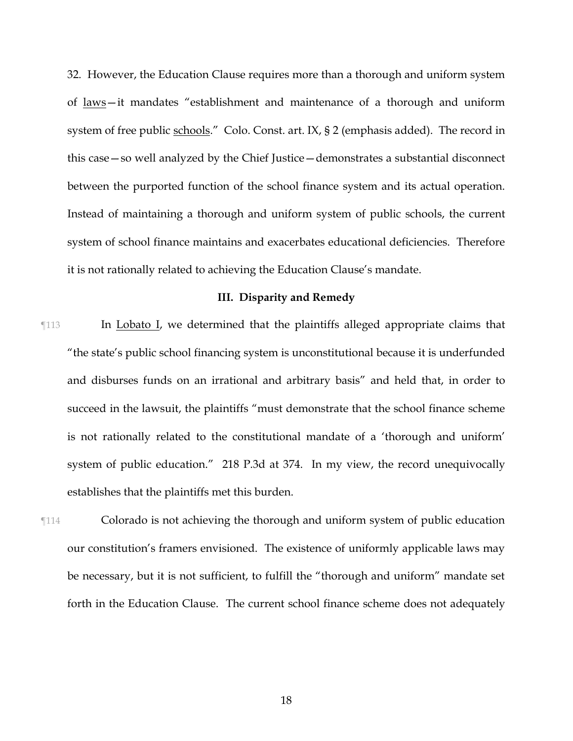32. However, the Education Clause requires more than a thorough and uniform system of laws—it mandates "establishment and maintenance of a thorough and uniform system of free public schools." Colo. Const. art. IX, § 2 (emphasis added). The record in this case—so well analyzed by the Chief Justice—demonstrates a substantial disconnect between the purported function of the school finance system and its actual operation. Instead of maintaining a thorough and uniform system of public schools, the current system of school finance maintains and exacerbates educational deficiencies. Therefore it is not rationally related to achieving the Education Clause's mandate.

### III. Disparity and Remedy

¶113 In Lobato I, we determined that the plaintiffs alleged appropriate claims that "the state's public school financing system is unconstitutional because it is underfunded and disburses funds on an irrational and arbitrary basis" and held that, in order to succeed in the lawsuit, the plaintiffs "must demonstrate that the school finance scheme is not rationally related to the constitutional mandate of a 'thorough and uniform' system of public education." 218 P.3d at 374. In my view, the record unequivocally establishes that the plaintiffs met this burden.

¶114 Colorado is not achieving the thorough and uniform system of public education our constitution's framers envisioned. The existence of uniformly applicable laws may be necessary, but it is not sufficient, to fulfill the "thorough and uniform" mandate set forth in the Education Clause. The current school finance scheme does not adequately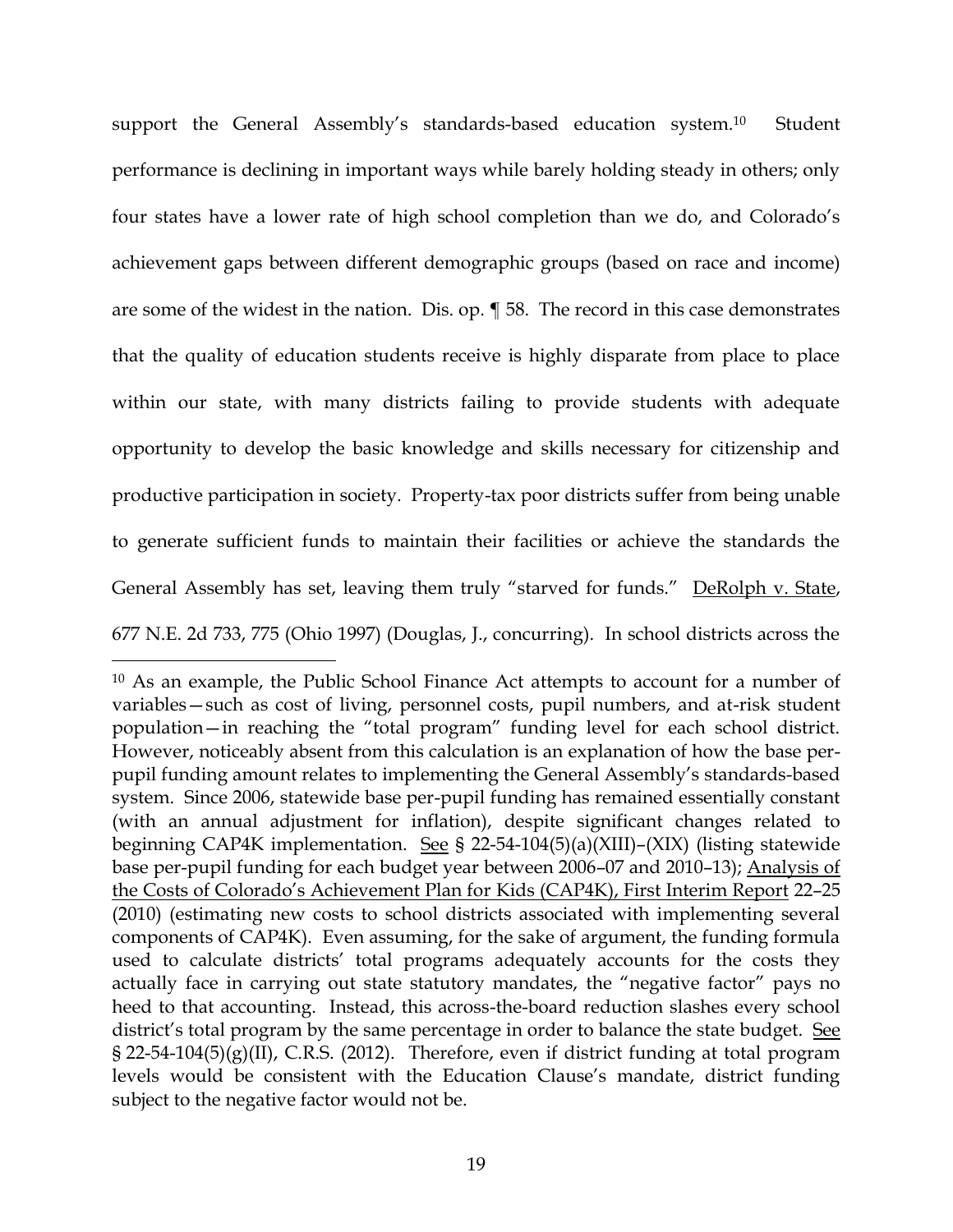support the General Assembly's standards-based education system.[10] Student performance is declining in important ways while barely holding steady in others; only four states have a lower rate of high school completion than we do, and Colorado's achievement gaps between different demographic groups (based on race and income) are some of the widest in the nation. Dis. op. ¶ 58. The record in this case demonstrates that the quality of education students receive is highly disparate from place to place within our state, with many districts failing to provide students with adequate opportunity to develop the basic knowledge and skills necessary for citizenship and productive participation in society. Property-tax poor districts suffer from being unable to generate sufficient funds to maintain their facilities or achieve the standards the General Assembly has set, leaving them truly "starved for funds." DeRolph v. State, 677 N.E. 2d 733, 775 (Ohio 1997) (Douglas, J., concurring). In school districts across the

---

[10] As an example, the Public School Finance Act attempts to account for a number of variables—such as cost of living, personnel costs, pupil numbers, and at-risk student population—in reaching the "total program" funding level for each school district. However, noticeably absent from this calculation is an explanation of how the base per-pupil funding amount relates to implementing the General Assembly's standards-based system. Since 2006, statewide base per-pupil funding has remained essentially constant (with an annual adjustment for inflation), despite significant changes related to beginning CAP4K implementation. See § 22-54-104(5)(a)(XIII)–(XIX) (listing statewide base per-pupil funding for each budget year between 2006–07 and 2010–13); Analysis of the Costs of Colorado's Achievement Plan for Kids (CAP4K), First Interim Report 22–25 (2010) (estimating new costs to school districts associated with implementing several components of CAP4K). Even assuming, for the sake of argument, the funding formula used to calculate districts' total programs adequately accounts for the costs they actually face in carrying out state statutory mandates, the "negative factor" pays no heed to that accounting. Instead, this across-the-board reduction slashes every school district's total program by the same percentage in order to balance the state budget. See § 22-54-104(5)(g)(II), C.R.S. (2012). Therefore, even if district funding at total program levels would be consistent with the Education Clause's mandate, district funding subject to the negative factor would not be.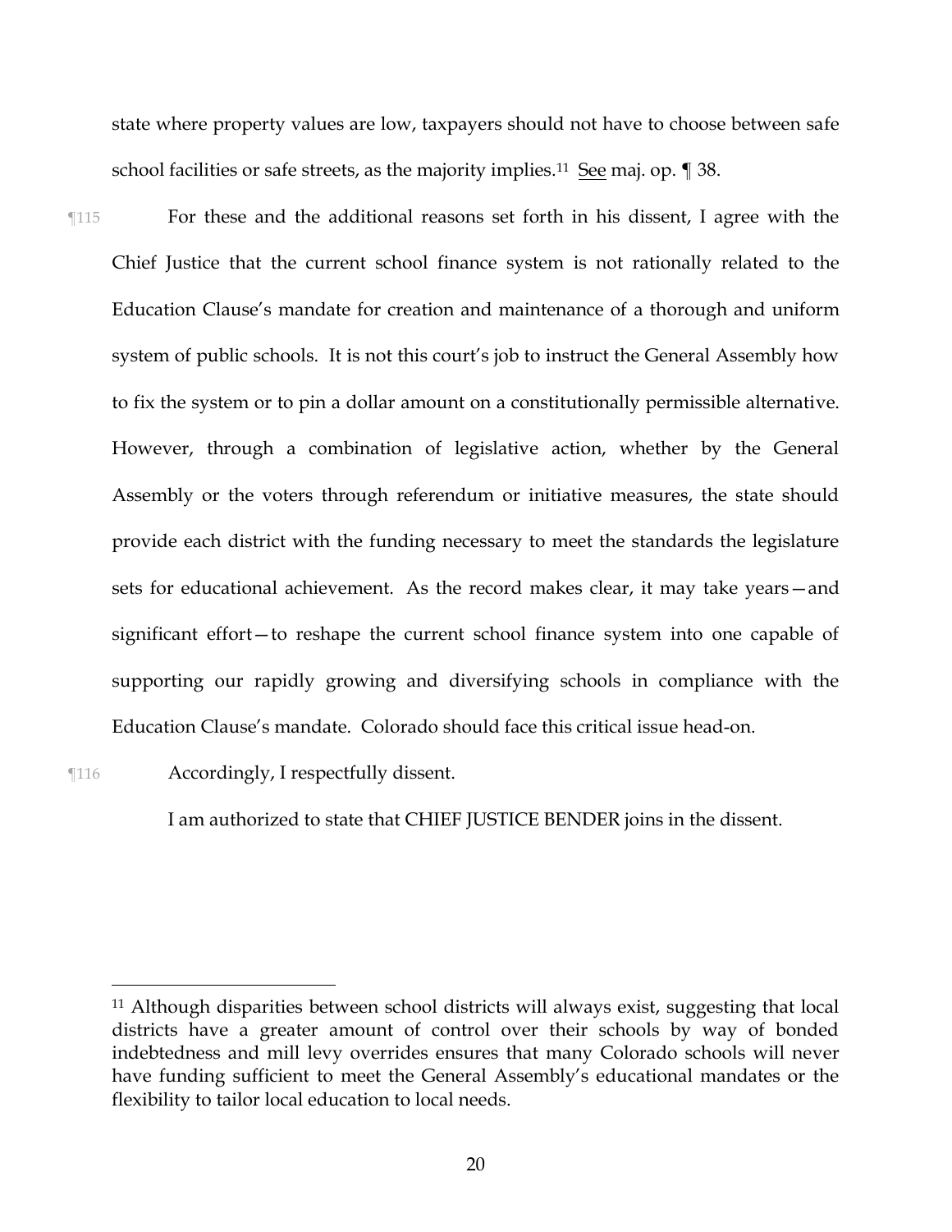state where property values are low, taxpayers should not have to choose between safe school facilities or safe streets, as the majority implies.[11] See maj. op. ¶ 38.

¶115 For these and the additional reasons set forth in his dissent, I agree with the Chief Justice that the current school finance system is not rationally related to the Education Clause's mandate for creation and maintenance of a thorough and uniform system of public schools. It is not this court's job to instruct the General Assembly how to fix the system or to pin a dollar amount on a constitutionally permissible alternative. However, through a combination of legislative action, whether by the General Assembly or the voters through referendum or initiative measures, the state should provide each district with the funding necessary to meet the standards the legislature sets for educational achievement. As the record makes clear, it may take years—and significant effort—to reshape the current school finance system into one capable of supporting our rapidly growing and diversifying schools in compliance with the Education Clause's mandate. Colorado should face this critical issue head-on.

¶116 Accordingly, I respectfully dissent.

I am authorized to state that CHIEF JUSTICE BENDER joins in the dissent.

---

[11] Although disparities between school districts will always exist, suggesting that local districts have a greater amount of control over their schools by way of bonded indebtedness and mill levy overrides ensures that many Colorado schools will never have funding sufficient to meet the General Assembly's educational mandates or the flexibility to tailor local education to local needs.